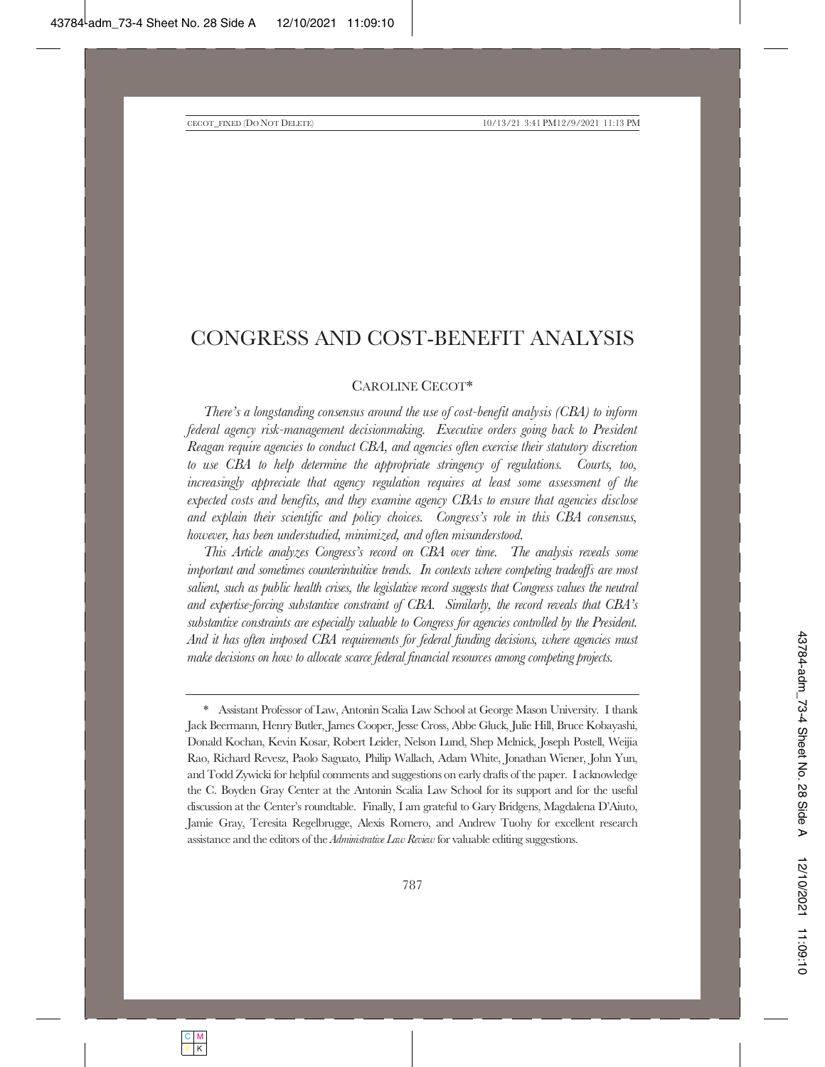# CONGRESS AND COST-BENEFIT ANALYSIS

CAROLINE CECOT*

*There's a longstanding consensus around the use of cost-benefit analysis (CBA) to inform federal agency risk-management decisionmaking. Executive orders going back to President Reagan require agencies to conduct CBA, and agencies often exercise their statutory discretion to use CBA to help determine the appropriate stringency of regulations. Courts, too, increasingly appreciate that agency regulation requires at least some assessment of the expected costs and benefits, and they examine agency CBAs to ensure that agencies disclose and explain their scientific and policy choices. Congress's role in this CBA consensus, however, has been understudied, minimized, and often misunderstood.*

*This Article analyzes Congress's record on CBA over time. The analysis reveals some important and sometimes counterintuitive trends. In contexts where competing tradeoffs are most salient, such as public health crises, the legislative record suggests that Congress values the neutral and expertise-forcing substantive constraint of CBA. Similarly, the record reveals that CBA's substantive constraints are especially valuable to Congress for agencies controlled by the President. And it has often imposed CBA requirements for federal funding decisions, where agencies must make decisions on how to allocate scarce federal financial resources among competing projects.*

---

\* Assistant Professor of Law, Antonin Scalia Law School at George Mason University. I thank Jack Beermann, Henry Butler, James Cooper, Jesse Cross, Abbe Gluck, Julie Hill, Bruce Kobayashi, Donald Kochan, Kevin Kosar, Robert Leider, Nelson Lund, Shep Melnick, Joseph Postell, Weijia Rao, Richard Revesz, Paolo Saguato, Philip Wallach, Adam White, Jonathan Wiener, John Yun, and Todd Zywicki for helpful comments and suggestions on early drafts of the paper. I acknowledge the C. Boyden Gray Center at the Antonin Scalia Law School for its support and for the useful discussion at the Center's roundtable. Finally, I am grateful to Gary Bridgens, Magdalena D'Aiuto, Jamie Gray, Teresita Regelbrugge, Alexis Romero, and Andrew Tuohy for excellent research assistance and the editors of the *Administrative Law Review* for valuable editing suggestions.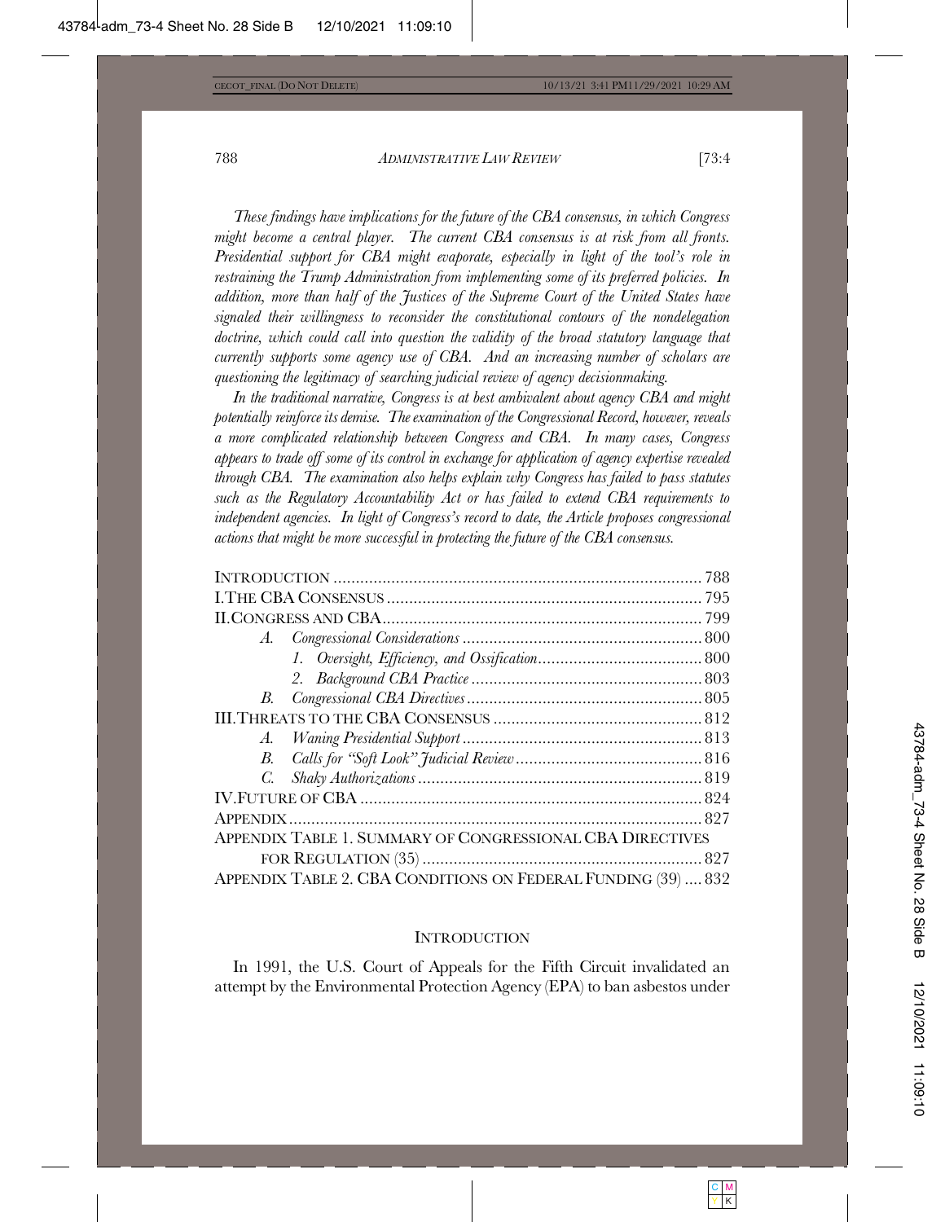*These findings have implications for the future of the CBA consensus, in which Congress might become a central player. The current CBA consensus is at risk from all fronts. Presidential support for CBA might evaporate, especially in light of the tool's role in restraining the Trump Administration from implementing some of its preferred policies. In addition, more than half of the Justices of the Supreme Court of the United States have signaled their willingness to reconsider the constitutional contours of the nondelegation doctrine, which could call into question the validity of the broad statutory language that currently supports some agency use of CBA. And an increasing number of scholars are questioning the legitimacy of searching judicial review of agency decisionmaking.*

*In the traditional narrative, Congress is at best ambivalent about agency CBA and might potentially reinforce its demise. The examination of the Congressional Record, however, reveals a more complicated relationship between Congress and CBA. In many cases, Congress appears to trade off some of its control in exchange for application of agency expertise revealed through CBA. The examination also helps explain why Congress has failed to pass statutes such as the Regulatory Accountability Act or has failed to extend CBA requirements to independent agencies. In light of Congress's record to date, the Article proposes congressional actions that might be more successful in protecting the future of the CBA consensus.*

| | |
|---|---|
| INTRODUCTION | 788 |
| I. THE CBA CONSENSUS | 795 |
| II. CONGRESS AND CBA | 799 |
| *A. Congressional Considerations* | 800 |
| *1. Oversight, Efficiency, and Ossification* | 800 |
| *2. Background CBA Practice* | 803 |
| *B. Congressional CBA Directives* | 805 |
| III. THREATS TO THE CBA CONSENSUS | 812 |
| *A. Waning Presidential Support* | 813 |
| *B. Calls for "Soft Look" Judicial Review* | 816 |
| *C. Shaky Authorizations* | 819 |
| IV. FUTURE OF CBA | 824 |
| APPENDIX | 827 |
| APPENDIX TABLE 1. SUMMARY OF CONGRESSIONAL CBA DIRECTIVES FOR REGULATION (35) | 827 |
| APPENDIX TABLE 2. CBA CONDITIONS ON FEDERAL FUNDING (39) | 832 |

## INTRODUCTION

In 1991, the U.S. Court of Appeals for the Fifth Circuit invalidated an attempt by the Environmental Protection Agency (EPA) to ban asbestos under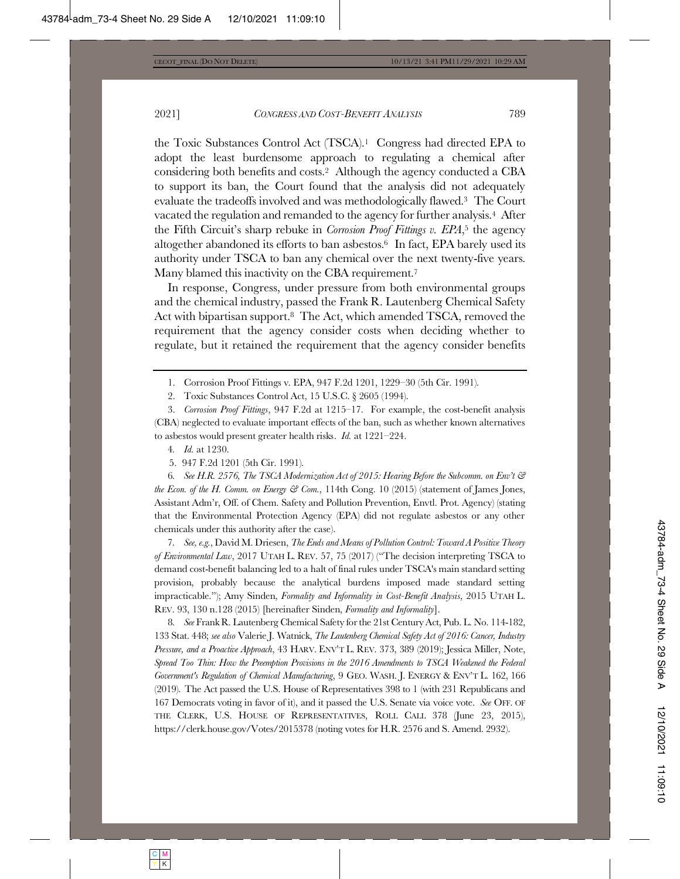the Toxic Substances Control Act (TSCA).[1] Congress had directed EPA to adopt the least burdensome approach to regulating a chemical after considering both benefits and costs.[2] Although the agency conducted a CBA to support its ban, the Court found that the analysis did not adequately evaluate the tradeoffs involved and was methodologically flawed.[3] The Court vacated the regulation and remanded to the agency for further analysis.[4] After the Fifth Circuit's sharp rebuke in *Corrosion Proof Fittings v. EPA*,[5] the agency altogether abandoned its efforts to ban asbestos.[6] In fact, EPA barely used its authority under TSCA to ban any chemical over the next twenty-five years. Many blamed this inactivity on the CBA requirement.[7]

In response, Congress, under pressure from both environmental groups and the chemical industry, passed the Frank R. Lautenberg Chemical Safety Act with bipartisan support.[8] The Act, which amended TSCA, removed the requirement that the agency consider costs when deciding whether to regulate, but it retained the requirement that the agency consider benefits

---

1. Corrosion Proof Fittings v. EPA, 947 F.2d 1201, 1229–30 (5th Cir. 1991).

2. Toxic Substances Control Act, 15 U.S.C. § 2605 (1994).

3. *Corrosion Proof Fittings*, 947 F.2d at 1215–17. For example, the cost-benefit analysis (CBA) neglected to evaluate important effects of the ban, such as whether known alternatives to asbestos would present greater health risks. *Id.* at 1221–224.

4. *Id.* at 1230.

5. 947 F.2d 1201 (5th Cir. 1991).

6. *See H.R. 2576, The TSCA Modernization Act of 2015: Hearing Before the Subcomm. on Env't & the Econ. of the H. Comm. on Energy & Com.*, 114th Cong. 10 (2015) (statement of James Jones, Assistant Adm'r, Off. of Chem. Safety and Pollution Prevention, Envtl. Prot. Agency) (stating that the Environmental Protection Agency (EPA) did not regulate asbestos or any other chemicals under this authority after the case).

7. *See, e.g.*, David M. Driesen, *The Ends and Means of Pollution Control: Toward A Positive Theory of Environmental Law*, 2017 UTAH L. REV. 57, 75 (2017) ("The decision interpreting TSCA to demand cost-benefit balancing led to a halt of final rules under TSCA's main standard setting provision, probably because the analytical burdens imposed made standard setting impracticable."); Amy Sinden, *Formality and Informality in Cost-Benefit Analysis*, 2015 UTAH L. REV. 93, 130 n.128 (2015) [hereinafter Sinden, *Formality and Informality*].

8. *See* Frank R. Lautenberg Chemical Safety for the 21st Century Act, Pub. L. No. 114-182, 133 Stat. 448; *see also* Valerie J. Watnick, *The Lautenberg Chemical Safety Act of 2016: Cancer, Industry Pressure, and a Proactive Approach*, 43 HARV. ENV'T L. REV. 373, 389 (2019); Jessica Miller, Note, *Spread Too Thin: How the Preemption Provisions in the 2016 Amendments to TSCA Weakened the Federal Government's Regulation of Chemical Manufacturing*, 9 GEO. WASH. J. ENERGY & ENV'T L. 162, 166 (2019). The Act passed the U.S. House of Representatives 398 to 1 (with 231 Republicans and 167 Democrats voting in favor of it), and it passed the U.S. Senate via voice vote. *See* OFF. OF THE CLERK, U.S. HOUSE OF REPRESENTATIVES, ROLL CALL 378 (June 23, 2015), https://clerk.house.gov/Votes/2015378 (noting votes for H.R. 2576 and S. Amend. 2932).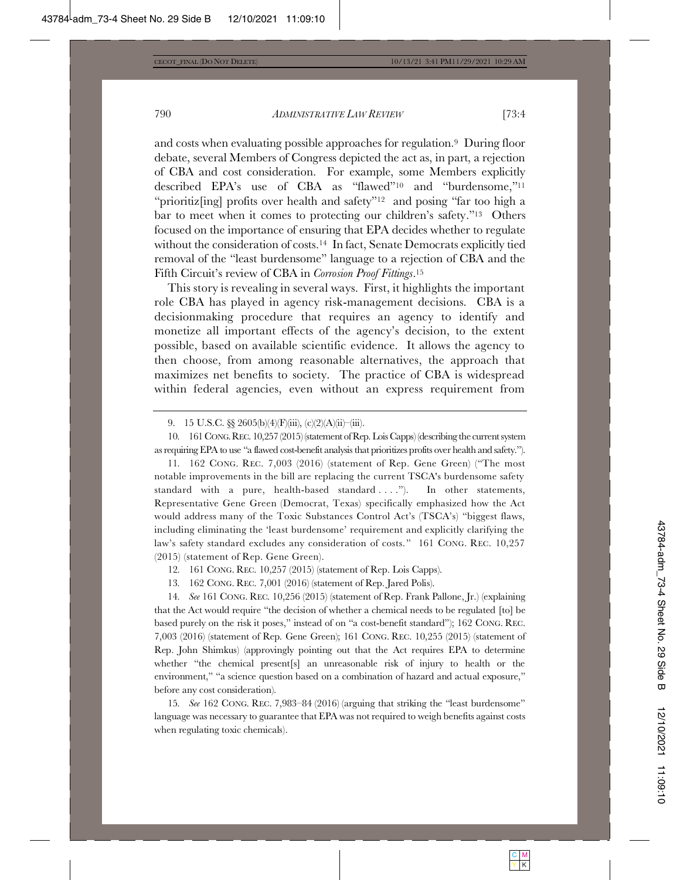and costs when evaluating possible approaches for regulation.[9] During floor debate, several Members of Congress depicted the act as, in part, a rejection of CBA and cost consideration. For example, some Members explicitly described EPA's use of CBA as "flawed"[10] and "burdensome,"[11] "prioritiz[ing] profits over health and safety"[12] and posing "far too high a bar to meet when it comes to protecting our children's safety."[13] Others focused on the importance of ensuring that EPA decides whether to regulate without the consideration of costs.[14] In fact, Senate Democrats explicitly tied removal of the "least burdensome" language to a rejection of CBA and the Fifth Circuit's review of CBA in *Corrosion Proof Fittings*.[15]

This story is revealing in several ways. First, it highlights the important role CBA has played in agency risk-management decisions. CBA is a decisionmaking procedure that requires an agency to identify and monetize all important effects of the agency's decision, to the extent possible, based on available scientific evidence. It allows the agency to then choose, from among reasonable alternatives, the approach that maximizes net benefits to society. The practice of CBA is widespread within federal agencies, even without an express requirement from

---

9. 15 U.S.C. §§ 2605(b)(4)(F)(iii), (c)(2)(A)(ii)–(iii).

10. 161 CONG. REC. 10,257 (2015) (statement of Rep. Lois Capps) (describing the current system as requiring EPA to use "a flawed cost-benefit analysis that prioritizes profits over health and safety.").

11. 162 CONG. REC. 7,003 (2016) (statement of Rep. Gene Green) ("The most notable improvements in the bill are replacing the current TSCA's burdensome safety standard with a pure, health-based standard . . . ."). In other statements, Representative Gene Green (Democrat, Texas) specifically emphasized how the Act would address many of the Toxic Substances Control Act's (TSCA's) "biggest flaws, including eliminating the 'least burdensome' requirement and explicitly clarifying the law's safety standard excludes any consideration of costs." 161 CONG. REC. 10,257 (2015) (statement of Rep. Gene Green).

12. 161 CONG. REC. 10,257 (2015) (statement of Rep. Lois Capps).

13. 162 CONG. REC. 7,001 (2016) (statement of Rep. Jared Polis).

14. *See* 161 CONG. REC. 10,256 (2015) (statement of Rep. Frank Pallone, Jr.) (explaining that the Act would require "the decision of whether a chemical needs to be regulated [to] be based purely on the risk it poses," instead of on "a cost-benefit standard"); 162 CONG. REC. 7,003 (2016) (statement of Rep. Gene Green); 161 CONG. REC. 10,255 (2015) (statement of Rep. John Shimkus) (approvingly pointing out that the Act requires EPA to determine whether "the chemical present[s] an unreasonable risk of injury to health or the environment," "a science question based on a combination of hazard and actual exposure," before any cost consideration).

15. *See* 162 CONG. REC. 7,983–84 (2016) (arguing that striking the "least burdensome" language was necessary to guarantee that EPA was not required to weigh benefits against costs when regulating toxic chemicals).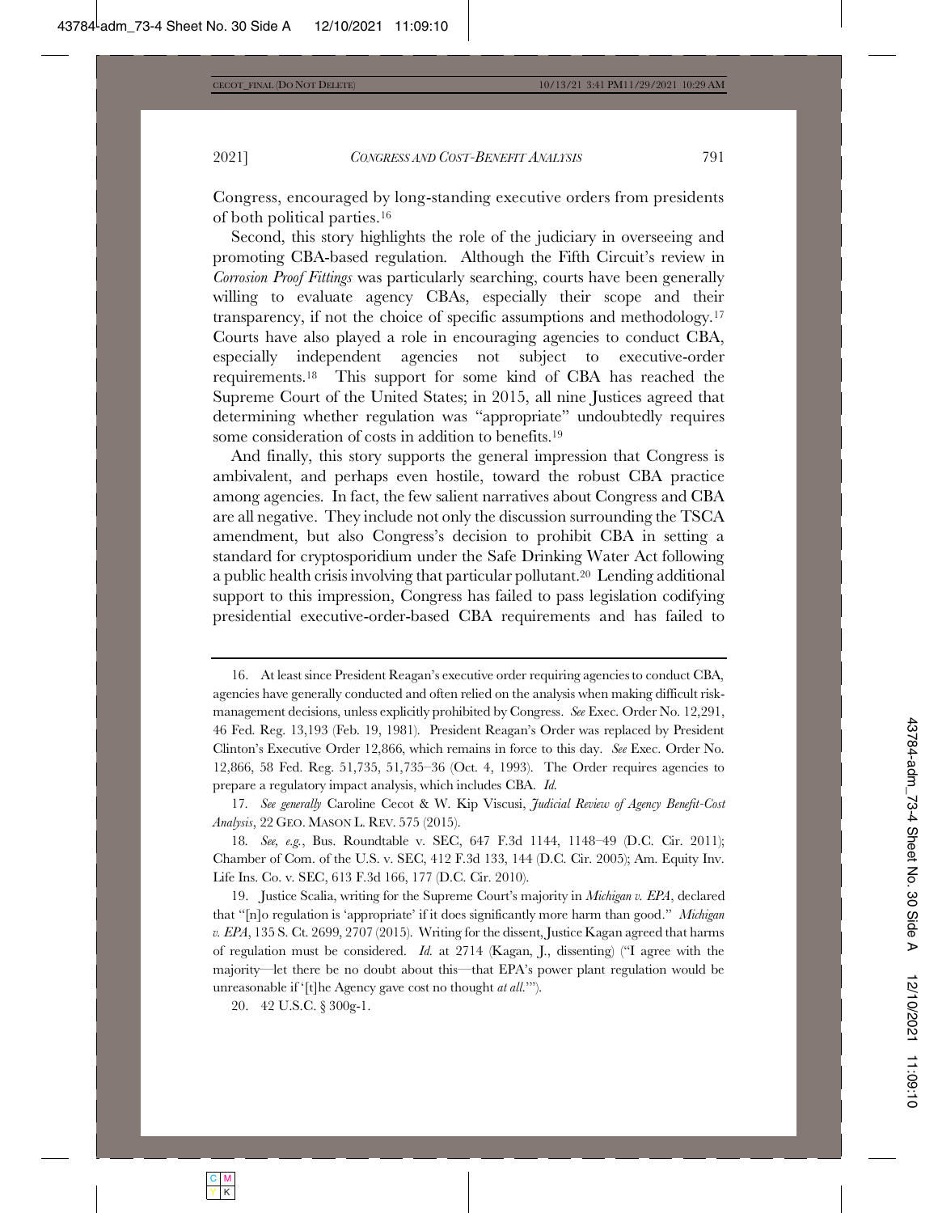Congress, encouraged by long-standing executive orders from presidents of both political parties.[16]

Second, this story highlights the role of the judiciary in overseeing and promoting CBA-based regulation. Although the Fifth Circuit's review in *Corrosion Proof Fittings* was particularly searching, courts have been generally willing to evaluate agency CBAs, especially their scope and their transparency, if not the choice of specific assumptions and methodology.[17] Courts have also played a role in encouraging agencies to conduct CBA, especially independent agencies not subject to executive-order requirements.[18] This support for some kind of CBA has reached the Supreme Court of the United States; in 2015, all nine Justices agreed that determining whether regulation was "appropriate" undoubtedly requires some consideration of costs in addition to benefits.[19]

And finally, this story supports the general impression that Congress is ambivalent, and perhaps even hostile, toward the robust CBA practice among agencies. In fact, the few salient narratives about Congress and CBA are all negative. They include not only the discussion surrounding the TSCA amendment, but also Congress's decision to prohibit CBA in setting a standard for cryptosporidium under the Safe Drinking Water Act following a public health crisis involving that particular pollutant.[20] Lending additional support to this impression, Congress has failed to pass legislation codifying presidential executive-order-based CBA requirements and has failed to

---

16. At least since President Reagan's executive order requiring agencies to conduct CBA, agencies have generally conducted and often relied on the analysis when making difficult risk-management decisions, unless explicitly prohibited by Congress. *See* Exec. Order No. 12,291, 46 Fed. Reg. 13,193 (Feb. 19, 1981). President Reagan's Order was replaced by President Clinton's Executive Order 12,866, which remains in force to this day. *See* Exec. Order No. 12,866, 58 Fed. Reg. 51,735, 51,735–36 (Oct. 4, 1993). The Order requires agencies to prepare a regulatory impact analysis, which includes CBA. *Id.*

17. *See generally* Caroline Cecot & W. Kip Viscusi, *Judicial Review of Agency Benefit-Cost Analysis*, 22 GEO. MASON L. REV. 575 (2015).

18. *See, e.g.*, Bus. Roundtable v. SEC, 647 F.3d 1144, 1148–49 (D.C. Cir. 2011); Chamber of Com. of the U.S. v. SEC, 412 F.3d 133, 144 (D.C. Cir. 2005); Am. Equity Inv. Life Ins. Co. v. SEC, 613 F.3d 166, 177 (D.C. Cir. 2010).

19. Justice Scalia, writing for the Supreme Court's majority in *Michigan v. EPA*, declared that "[n]o regulation is 'appropriate' if it does significantly more harm than good." *Michigan v. EPA*, 135 S. Ct. 2699, 2707 (2015). Writing for the dissent, Justice Kagan agreed that harms of regulation must be considered. *Id.* at 2714 (Kagan, J., dissenting) ("I agree with the majority—let there be no doubt about this—that EPA's power plant regulation would be unreasonable if '[t]he Agency gave cost no thought *at all*.'").

20. 42 U.S.C. § 300g-1.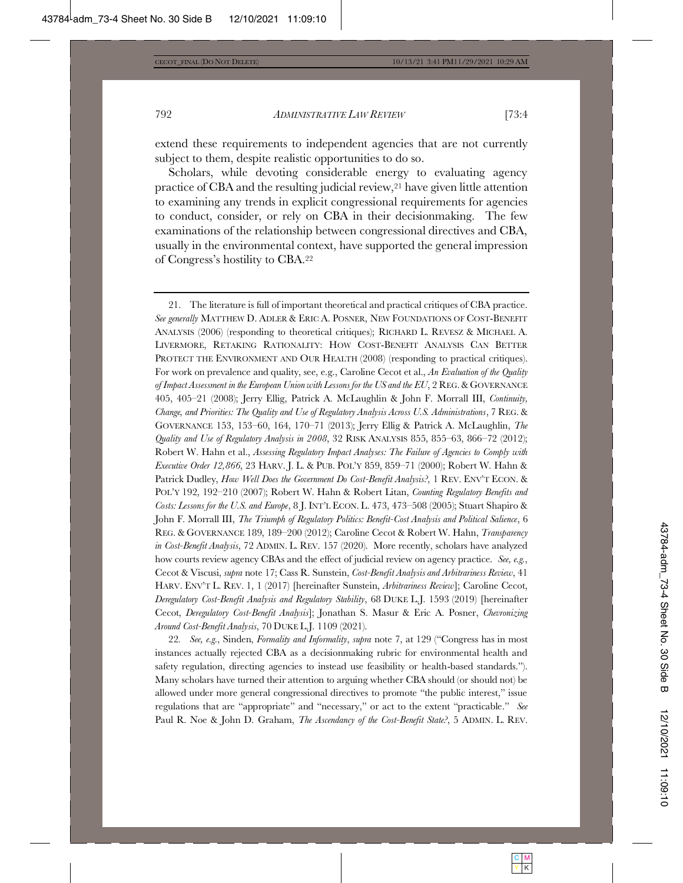extend these requirements to independent agencies that are not currently subject to them, despite realistic opportunities to do so.

Scholars, while devoting considerable energy to evaluating agency practice of CBA and the resulting judicial review,[21] have given little attention to examining any trends in explicit congressional requirements for agencies to conduct, consider, or rely on CBA in their decisionmaking. The few examinations of the relationship between congressional directives and CBA, usually in the environmental context, have supported the general impression of Congress's hostility to CBA.[22]

---

21. The literature is full of important theoretical and practical critiques of CBA practice. *See generally* MATTHEW D. ADLER & ERIC A. POSNER, NEW FOUNDATIONS OF COST-BENEFIT ANALYSIS (2006) (responding to theoretical critiques); RICHARD L. REVESZ & MICHAEL A. LIVERMORE, RETAKING RATIONALITY: HOW COST-BENEFIT ANALYSIS CAN BETTER PROTECT THE ENVIRONMENT AND OUR HEALTH (2008) (responding to practical critiques). For work on prevalence and quality, see, e.g., Caroline Cecot et al., *An Evaluation of the Quality of Impact Assessment in the European Union with Lessons for the US and the EU*, 2 REG. & GOVERNANCE 405, 405–21 (2008); Jerry Ellig, Patrick A. McLaughlin & John F. Morrall III, *Continuity, Change, and Priorities: The Quality and Use of Regulatory Analysis Across U.S. Administrations*, 7 REG. & GOVERNANCE 153, 153–60, 164, 170–71 (2013); Jerry Ellig & Patrick A. McLaughlin, *The Quality and Use of Regulatory Analysis in 2008*, 32 RISK ANALYSIS 855, 855–63, 866–72 (2012); Robert W. Hahn et al., *Assessing Regulatory Impact Analyses: The Failure of Agencies to Comply with Executive Order 12,866*, 23 HARV. J. L. & PUB. POL'Y 859, 859–71 (2000); Robert W. Hahn & Patrick Dudley, *How Well Does the Government Do Cost-Benefit Analysis?*, 1 REV. ENV'T ECON. & POL'Y 192, 192–210 (2007); Robert W. Hahn & Robert Litan, *Counting Regulatory Benefits and Costs: Lessons for the U.S. and Europe*, 8 J. INT'L ECON. L. 473, 473–508 (2005); Stuart Shapiro & John F. Morrall III, *The Triumph of Regulatory Politics: Benefit-Cost Analysis and Political Salience*, 6 REG. & GOVERNANCE 189, 189–200 (2012); Caroline Cecot & Robert W. Hahn, *Transparency in Cost-Benefit Analysis*, 72 ADMIN. L. REV. 157 (2020). More recently, scholars have analyzed how courts review agency CBAs and the effect of judicial review on agency practice. *See, e.g.*, Cecot & Viscusi, *supra* note 17; Cass R. Sunstein, *Cost-Benefit Analysis and Arbitrariness Review*, 41 HARV. ENV'T L. REV. 1, 1 (2017) [hereinafter Sunstein, *Arbitrariness Review*]; Caroline Cecot, *Deregulatory Cost-Benefit Analysis and Regulatory Stability*, 68 DUKE L.J. 1593 (2019) [hereinafter Cecot, *Deregulatory Cost-Benefit Analysis*]; Jonathan S. Masur & Eric A. Posner, *Chevronizing Around Cost-Benefit Analysis*, 70 DUKE L.J. 1109 (2021).

22. *See, e.g.*, Sinden, *Formality and Informality*, *supra* note 7, at 129 ("Congress has in most instances actually rejected CBA as a decisionmaking rubric for environmental health and safety regulation, directing agencies to instead use feasibility or health-based standards."). Many scholars have turned their attention to arguing whether CBA should (or should not) be allowed under more general congressional directives to promote "the public interest," issue regulations that are "appropriate" and "necessary," or act to the extent "practicable." *See* Paul R. Noe & John D. Graham, *The Ascendancy of the Cost-Benefit State?*, 5 ADMIN. L. REV.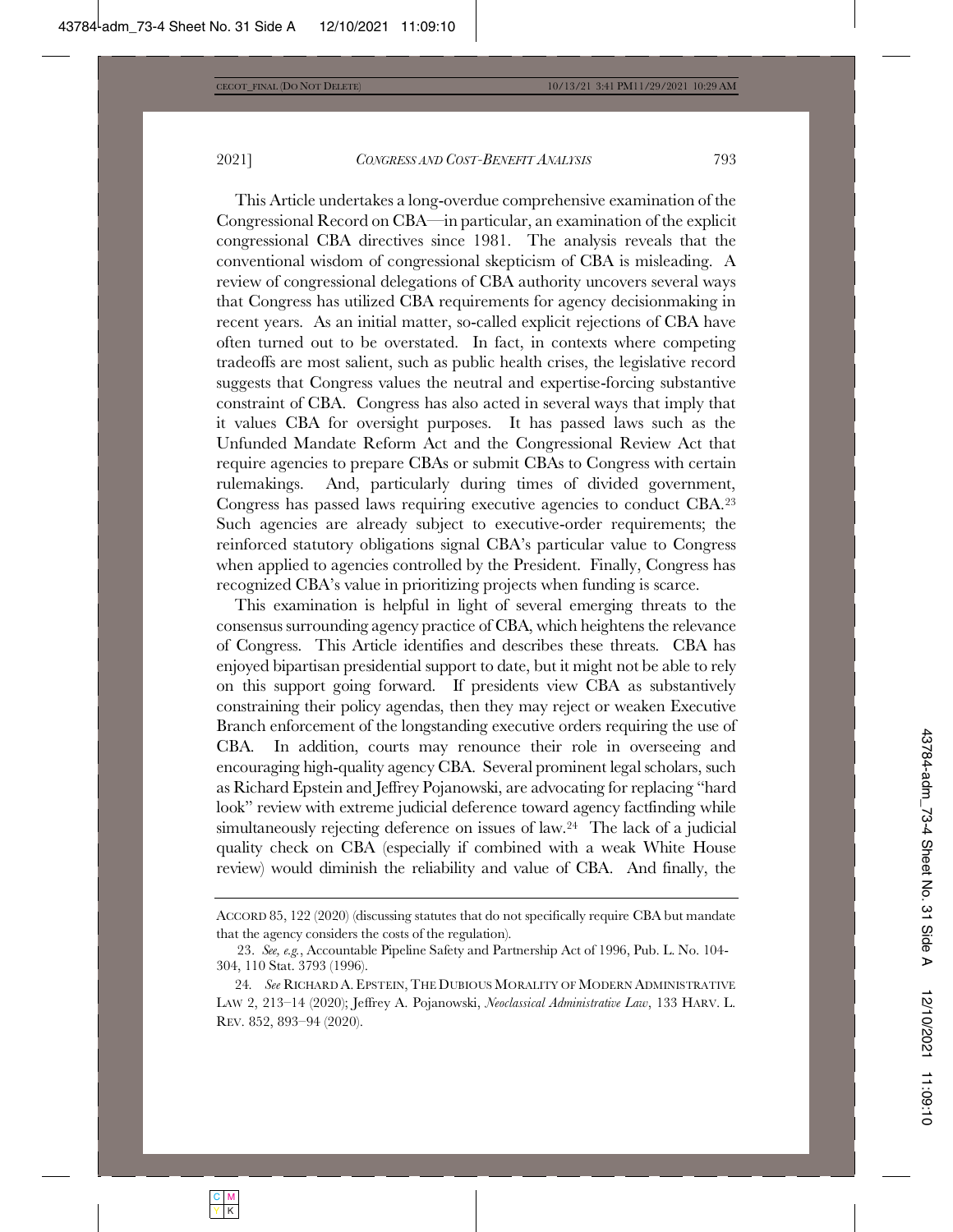This Article undertakes a long-overdue comprehensive examination of the Congressional Record on CBA—in particular, an examination of the explicit congressional CBA directives since 1981. The analysis reveals that the conventional wisdom of congressional skepticism of CBA is misleading. A review of congressional delegations of CBA authority uncovers several ways that Congress has utilized CBA requirements for agency decisionmaking in recent years. As an initial matter, so-called explicit rejections of CBA have often turned out to be overstated. In fact, in contexts where competing tradeoffs are most salient, such as public health crises, the legislative record suggests that Congress values the neutral and expertise-forcing substantive constraint of CBA. Congress has also acted in several ways that imply that it values CBA for oversight purposes. It has passed laws such as the Unfunded Mandate Reform Act and the Congressional Review Act that require agencies to prepare CBAs or submit CBAs to Congress with certain rulemakings. And, particularly during times of divided government, Congress has passed laws requiring executive agencies to conduct CBA.[23] Such agencies are already subject to executive-order requirements; the reinforced statutory obligations signal CBA's particular value to Congress when applied to agencies controlled by the President. Finally, Congress has recognized CBA's value in prioritizing projects when funding is scarce.

This examination is helpful in light of several emerging threats to the consensus surrounding agency practice of CBA, which heightens the relevance of Congress. This Article identifies and describes these threats. CBA has enjoyed bipartisan presidential support to date, but it might not be able to rely on this support going forward. If presidents view CBA as substantively constraining their policy agendas, then they may reject or weaken Executive Branch enforcement of the longstanding executive orders requiring the use of CBA. In addition, courts may renounce their role in overseeing and encouraging high-quality agency CBA. Several prominent legal scholars, such as Richard Epstein and Jeffrey Pojanowski, are advocating for replacing "hard look" review with extreme judicial deference toward agency factfinding while simultaneously rejecting deference on issues of law.[24] The lack of a judicial quality check on CBA (especially if combined with a weak White House review) would diminish the reliability and value of CBA. And finally, the

---

ACCORD 85, 122 (2020) (discussing statutes that do not specifically require CBA but mandate that the agency considers the costs of the regulation).

23. *See, e.g.*, Accountable Pipeline Safety and Partnership Act of 1996, Pub. L. No. 104-304, 110 Stat. 3793 (1996).

24. *See* RICHARD A. EPSTEIN, THE DUBIOUS MORALITY OF MODERN ADMINISTRATIVE LAW 2, 213–14 (2020); Jeffrey A. Pojanowski, *Neoclassical Administrative Law*, 133 HARV. L. REV. 852, 893–94 (2020).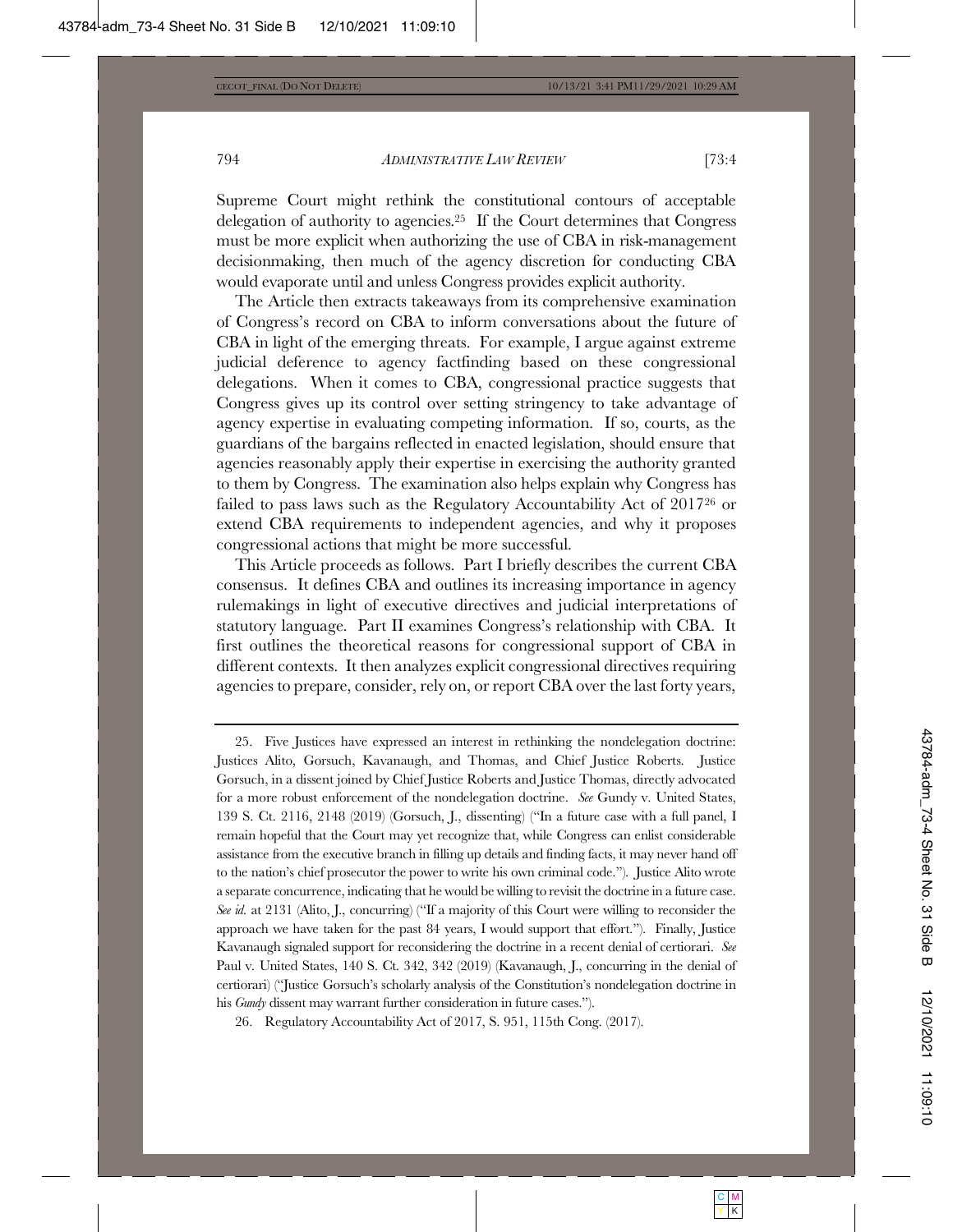Supreme Court might rethink the constitutional contours of acceptable delegation of authority to agencies.[25] If the Court determines that Congress must be more explicit when authorizing the use of CBA in risk-management decisionmaking, then much of the agency discretion for conducting CBA would evaporate until and unless Congress provides explicit authority.

The Article then extracts takeaways from its comprehensive examination of Congress's record on CBA to inform conversations about the future of CBA in light of the emerging threats. For example, I argue against extreme judicial deference to agency factfinding based on these congressional delegations. When it comes to CBA, congressional practice suggests that Congress gives up its control over setting stringency to take advantage of agency expertise in evaluating competing information. If so, courts, as the guardians of the bargains reflected in enacted legislation, should ensure that agencies reasonably apply their expertise in exercising the authority granted to them by Congress. The examination also helps explain why Congress has failed to pass laws such as the Regulatory Accountability Act of 2017[26] or extend CBA requirements to independent agencies, and why it proposes congressional actions that might be more successful.

This Article proceeds as follows. Part I briefly describes the current CBA consensus. It defines CBA and outlines its increasing importance in agency rulemakings in light of executive directives and judicial interpretations of statutory language. Part II examines Congress's relationship with CBA. It first outlines the theoretical reasons for congressional support of CBA in different contexts. It then analyzes explicit congressional directives requiring agencies to prepare, consider, rely on, or report CBA over the last forty years,

---

25. Five Justices have expressed an interest in rethinking the nondelegation doctrine: Justices Alito, Gorsuch, Kavanaugh, and Thomas, and Chief Justice Roberts. Justice Gorsuch, in a dissent joined by Chief Justice Roberts and Justice Thomas, directly advocated for a more robust enforcement of the nondelegation doctrine. *See* Gundy v. United States, 139 S. Ct. 2116, 2148 (2019) (Gorsuch, J., dissenting) ("In a future case with a full panel, I remain hopeful that the Court may yet recognize that, while Congress can enlist considerable assistance from the executive branch in filling up details and finding facts, it may never hand off to the nation's chief prosecutor the power to write his own criminal code."). Justice Alito wrote a separate concurrence, indicating that he would be willing to revisit the doctrine in a future case. *See id.* at 2131 (Alito, J., concurring) ("If a majority of this Court were willing to reconsider the approach we have taken for the past 84 years, I would support that effort."). Finally, Justice Kavanaugh signaled support for reconsidering the doctrine in a recent denial of certiorari. *See* Paul v. United States, 140 S. Ct. 342, 342 (2019) (Kavanaugh, J., concurring in the denial of certiorari) ("Justice Gorsuch's scholarly analysis of the Constitution's nondelegation doctrine in his *Gundy* dissent may warrant further consideration in future cases.").

26. Regulatory Accountability Act of 2017, S. 951, 115th Cong. (2017).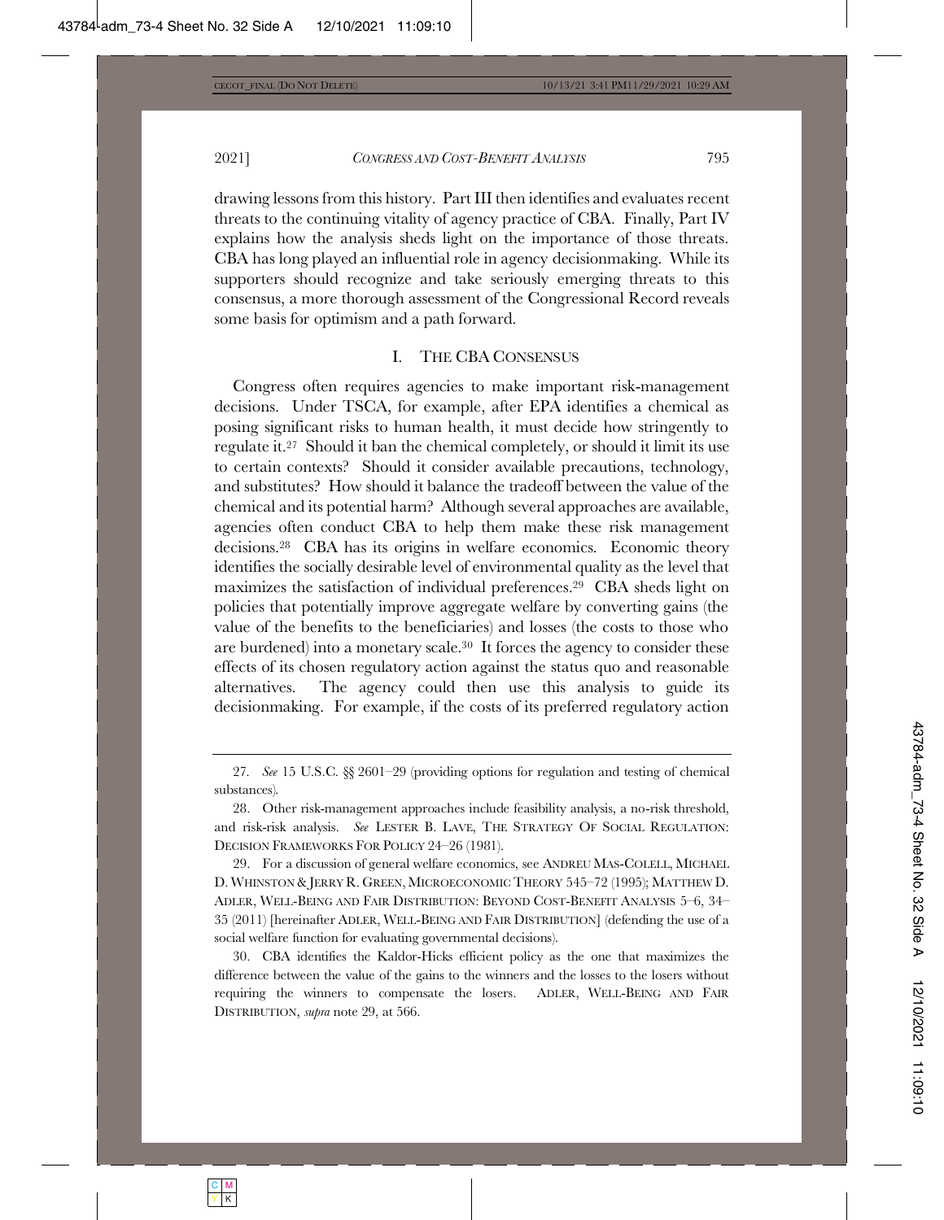drawing lessons from this history. Part III then identifies and evaluates recent threats to the continuing vitality of agency practice of CBA. Finally, Part IV explains how the analysis sheds light on the importance of those threats. CBA has long played an influential role in agency decisionmaking. While its supporters should recognize and take seriously emerging threats to this consensus, a more thorough assessment of the Congressional Record reveals some basis for optimism and a path forward.

## I. THE CBA CONSENSUS

Congress often requires agencies to make important risk-management decisions. Under TSCA, for example, after EPA identifies a chemical as posing significant risks to human health, it must decide how stringently to regulate it.[27] Should it ban the chemical completely, or should it limit its use to certain contexts? Should it consider available precautions, technology, and substitutes? How should it balance the tradeoff between the value of the chemical and its potential harm? Although several approaches are available, agencies often conduct CBA to help them make these risk management decisions.[28] CBA has its origins in welfare economics. Economic theory identifies the socially desirable level of environmental quality as the level that maximizes the satisfaction of individual preferences.[29] CBA sheds light on policies that potentially improve aggregate welfare by converting gains (the value of the benefits to the beneficiaries) and losses (the costs to those who are burdened) into a monetary scale.[30] It forces the agency to consider these effects of its chosen regulatory action against the status quo and reasonable alternatives. The agency could then use this analysis to guide its decisionmaking. For example, if the costs of its preferred regulatory action

---

27. *See* 15 U.S.C. §§ 2601–29 (providing options for regulation and testing of chemical substances).

28. Other risk-management approaches include feasibility analysis, a no-risk threshold, and risk-risk analysis. *See* LESTER B. LAVE, THE STRATEGY OF SOCIAL REGULATION: DECISION FRAMEWORKS FOR POLICY 24–26 (1981).

29. For a discussion of general welfare economics, see ANDREU MAS-COLELL, MICHAEL D. WHINSTON & JERRY R. GREEN, MICROECONOMIC THEORY 545–72 (1995); MATTHEW D. ADLER, WELL-BEING AND FAIR DISTRIBUTION: BEYOND COST-BENEFIT ANALYSIS 5–6, 34–35 (2011) [hereinafter ADLER, WELL-BEING AND FAIR DISTRIBUTION] (defending the use of a social welfare function for evaluating governmental decisions).

30. CBA identifies the Kaldor-Hicks efficient policy as the one that maximizes the difference between the value of the gains to the winners and the losses to the losers without requiring the winners to compensate the losers. ADLER, WELL-BEING AND FAIR DISTRIBUTION, *supra* note 29, at 566.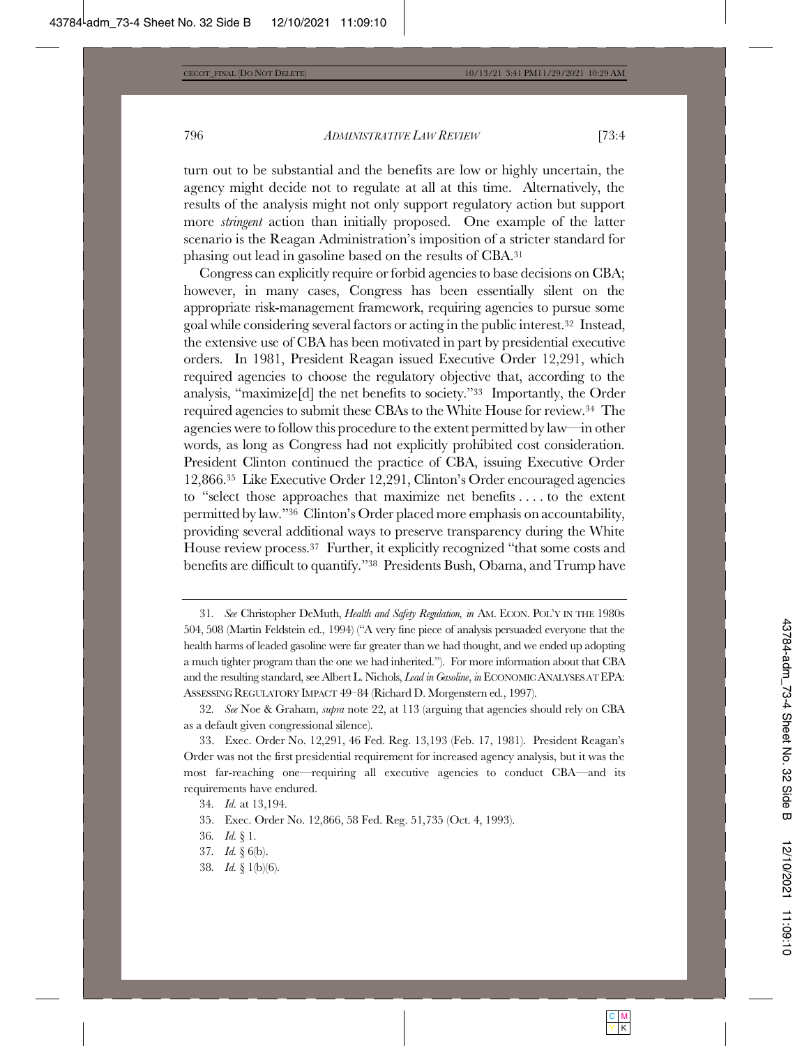turn out to be substantial and the benefits are low or highly uncertain, the agency might decide not to regulate at all at this time. Alternatively, the results of the analysis might not only support regulatory action but support more *stringent* action than initially proposed. One example of the latter scenario is the Reagan Administration's imposition of a stricter standard for phasing out lead in gasoline based on the results of CBA.[31]

Congress can explicitly require or forbid agencies to base decisions on CBA; however, in many cases, Congress has been essentially silent on the appropriate risk-management framework, requiring agencies to pursue some goal while considering several factors or acting in the public interest.[32] Instead, the extensive use of CBA has been motivated in part by presidential executive orders. In 1981, President Reagan issued Executive Order 12,291, which required agencies to choose the regulatory objective that, according to the analysis, "maximize[d] the net benefits to society."[33] Importantly, the Order required agencies to submit these CBAs to the White House for review.[34] The agencies were to follow this procedure to the extent permitted by law—in other words, as long as Congress had not explicitly prohibited cost consideration. President Clinton continued the practice of CBA, issuing Executive Order 12,866.[35] Like Executive Order 12,291, Clinton's Order encouraged agencies to "select those approaches that maximize net benefits . . . . to the extent permitted by law."[36] Clinton's Order placed more emphasis on accountability, providing several additional ways to preserve transparency during the White House review process.[37] Further, it explicitly recognized "that some costs and benefits are difficult to quantify."[38] Presidents Bush, Obama, and Trump have

---

31. *See* Christopher DeMuth, *Health and Safety Regulation, in* AM. ECON. POL'Y IN THE 1980S 504, 508 (Martin Feldstein ed., 1994) ("A very fine piece of analysis persuaded everyone that the health harms of leaded gasoline were far greater than we had thought, and we ended up adopting a much tighter program than the one we had inherited."). For more information about that CBA and the resulting standard, see Albert L. Nichols, *Lead in Gasoline*, *in* ECONOMIC ANALYSES AT EPA: ASSESSING REGULATORY IMPACT 49–84 (Richard D. Morgenstern ed., 1997).

32. *See* Noe & Graham, *supra* note 22, at 113 (arguing that agencies should rely on CBA as a default given congressional silence).

33. Exec. Order No. 12,291, 46 Fed. Reg. 13,193 (Feb. 17, 1981). President Reagan's Order was not the first presidential requirement for increased agency analysis, but it was the most far-reaching one—requiring all executive agencies to conduct CBA—and its requirements have endured.

34. *Id.* at 13,194.

35. Exec. Order No. 12,866, 58 Fed. Reg. 51,735 (Oct. 4, 1993).

36. *Id.* § 1.

37. *Id.* § 6(b).

38. *Id.* § 1(b)(6).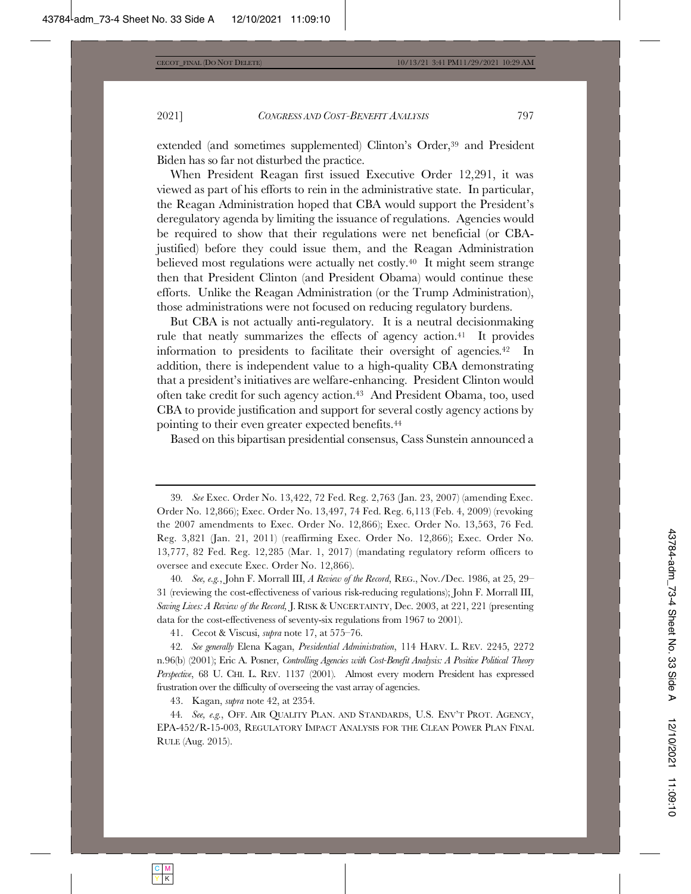extended (and sometimes supplemented) Clinton's Order,[39] and President Biden has so far not disturbed the practice.

When President Reagan first issued Executive Order 12,291, it was viewed as part of his efforts to rein in the administrative state. In particular, the Reagan Administration hoped that CBA would support the President's deregulatory agenda by limiting the issuance of regulations. Agencies would be required to show that their regulations were net beneficial (or CBA-justified) before they could issue them, and the Reagan Administration believed most regulations were actually net costly.[40] It might seem strange then that President Clinton (and President Obama) would continue these efforts. Unlike the Reagan Administration (or the Trump Administration), those administrations were not focused on reducing regulatory burdens.

But CBA is not actually anti-regulatory. It is a neutral decisionmaking rule that neatly summarizes the effects of agency action.[41] It provides information to presidents to facilitate their oversight of agencies.[42] In addition, there is independent value to a high-quality CBA demonstrating that a president's initiatives are welfare-enhancing. President Clinton would often take credit for such agency action.[43] And President Obama, too, used CBA to provide justification and support for several costly agency actions by pointing to their even greater expected benefits.[44]

Based on this bipartisan presidential consensus, Cass Sunstein announced a

---

39. *See* Exec. Order No. 13,422, 72 Fed. Reg. 2,763 (Jan. 23, 2007) (amending Exec. Order No. 12,866); Exec. Order No. 13,497, 74 Fed. Reg. 6,113 (Feb. 4, 2009) (revoking the 2007 amendments to Exec. Order No. 12,866); Exec. Order No. 13,563, 76 Fed. Reg. 3,821 (Jan. 21, 2011) (reaffirming Exec. Order No. 12,866); Exec. Order No. 13,777, 82 Fed. Reg. 12,285 (Mar. 1, 2017) (mandating regulatory reform officers to oversee and execute Exec. Order No. 12,866).

40. *See, e.g.*, John F. Morrall III, *A Review of the Record*, REG., Nov./Dec. 1986, at 25, 29–31 (reviewing the cost-effectiveness of various risk-reducing regulations); John F. Morrall III, *Saving Lives: A Review of the Record*, J. RISK & UNCERTAINTY, Dec. 2003, at 221, 221 (presenting data for the cost-effectiveness of seventy-six regulations from 1967 to 2001).

41. Cecot & Viscusi, *supra* note 17, at 575–76.

42. *See generally* Elena Kagan, *Presidential Administration*, 114 HARV. L. REV. 2245, 2272 n.96(b) (2001); Eric A. Posner, *Controlling Agencies with Cost-Benefit Analysis: A Positive Political Theory Perspective*, 68 U. CHI. L. REV. 1137 (2001). Almost every modern President has expressed frustration over the difficulty of overseeing the vast array of agencies.

43. Kagan, *supra* note 42, at 2354.

44. *See, e.g.*, OFF. AIR QUALITY PLAN. AND STANDARDS, U.S. ENV'T PROT. AGENCY, EPA-452/R-15-003, REGULATORY IMPACT ANALYSIS FOR THE CLEAN POWER PLAN FINAL RULE (Aug. 2015).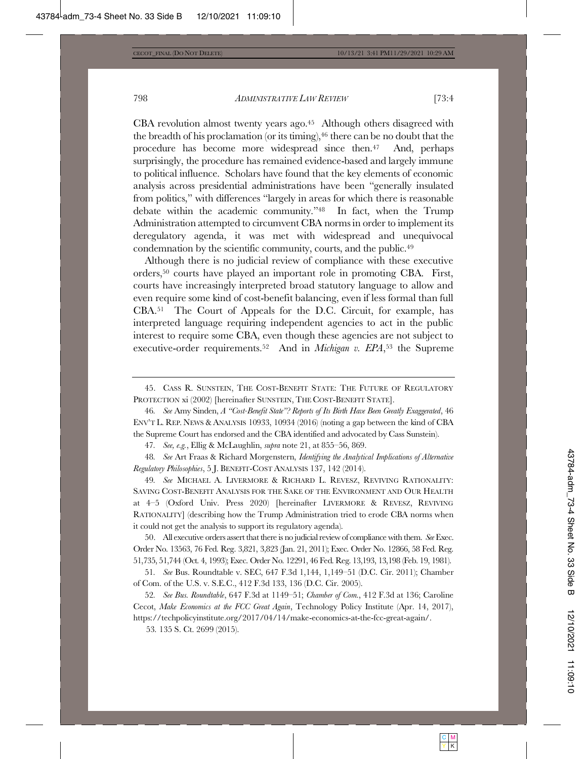CBA revolution almost twenty years ago.[45] Although others disagreed with the breadth of his proclamation (or its timing),[46] there can be no doubt that the procedure has become more widespread since then.[47] And, perhaps surprisingly, the procedure has remained evidence-based and largely immune to political influence. Scholars have found that the key elements of economic analysis across presidential administrations have been "generally insulated from politics," with differences "largely in areas for which there is reasonable debate within the academic community."[48] In fact, when the Trump Administration attempted to circumvent CBA norms in order to implement its deregulatory agenda, it was met with widespread and unequivocal condemnation by the scientific community, courts, and the public.[49]

Although there is no judicial review of compliance with these executive orders,[50] courts have played an important role in promoting CBA. First, courts have increasingly interpreted broad statutory language to allow and even require some kind of cost-benefit balancing, even if less formal than full CBA.[51] The Court of Appeals for the D.C. Circuit, for example, has interpreted language requiring independent agencies to act in the public interest to require some CBA, even though these agencies are not subject to executive-order requirements.[52] And in *Michigan v. EPA*,[53] the Supreme

---

45. CASS R. SUNSTEIN, THE COST-BENEFIT STATE: THE FUTURE OF REGULATORY PROTECTION xi (2002) [hereinafter SUNSTEIN, THE COST-BENEFIT STATE].

46. *See* Amy Sinden, *A "Cost-Benefit State"? Reports of Its Birth Have Been Greatly Exaggerated*, 46 ENV'T L. REP. NEWS & ANALYSIS 10933, 10934 (2016) (noting a gap between the kind of CBA the Supreme Court has endorsed and the CBA identified and advocated by Cass Sunstein).

47. *See, e.g.*, Ellig & McLaughlin, *supra* note 21, at 855–56, 869.

48. *See* Art Fraas & Richard Morgenstern, *Identifying the Analytical Implications of Alternative Regulatory Philosophies*, 5 J. BENEFIT-COST ANALYSIS 137, 142 (2014).

49. *See* MICHAEL A. LIVERMORE & RICHARD L. REVESZ, REVIVING RATIONALITY: SAVING COST-BENEFIT ANALYSIS FOR THE SAKE OF THE ENVIRONMENT AND OUR HEALTH at 4–5 (Oxford Univ. Press 2020) [hereinafter LIVERMORE & REVESZ, REVIVING RATIONALITY] (describing how the Trump Administration tried to erode CBA norms when it could not get the analysis to support its regulatory agenda).

50. All executive orders assert that there is no judicial review of compliance with them. *See* Exec. Order No. 13563, 76 Fed. Reg. 3,821, 3,823 (Jan. 21, 2011); Exec. Order No. 12866, 58 Fed. Reg. 51,735, 51,744 (Oct. 4, 1993); Exec. Order No. 12291, 46 Fed. Reg. 13,193, 13,198 (Feb. 19, 1981).

51. *See* Bus. Roundtable v. SEC, 647 F.3d 1,144, 1,149–51 (D.C. Cir. 2011); Chamber of Com. of the U.S. v. S.E.C., 412 F.3d 133, 136 (D.C. Cir. 2005).

52. *See Bus. Roundtable*, 647 F.3d at 1149–51; *Chamber of Com.*, 412 F.3d at 136; Caroline Cecot, *Make Economics at the FCC Great Again*, Technology Policy Institute (Apr. 14, 2017), https://techpolicyinstitute.org/2017/04/14/make-economics-at-the-fcc-great-again/.

53. 135 S. Ct. 2699 (2015).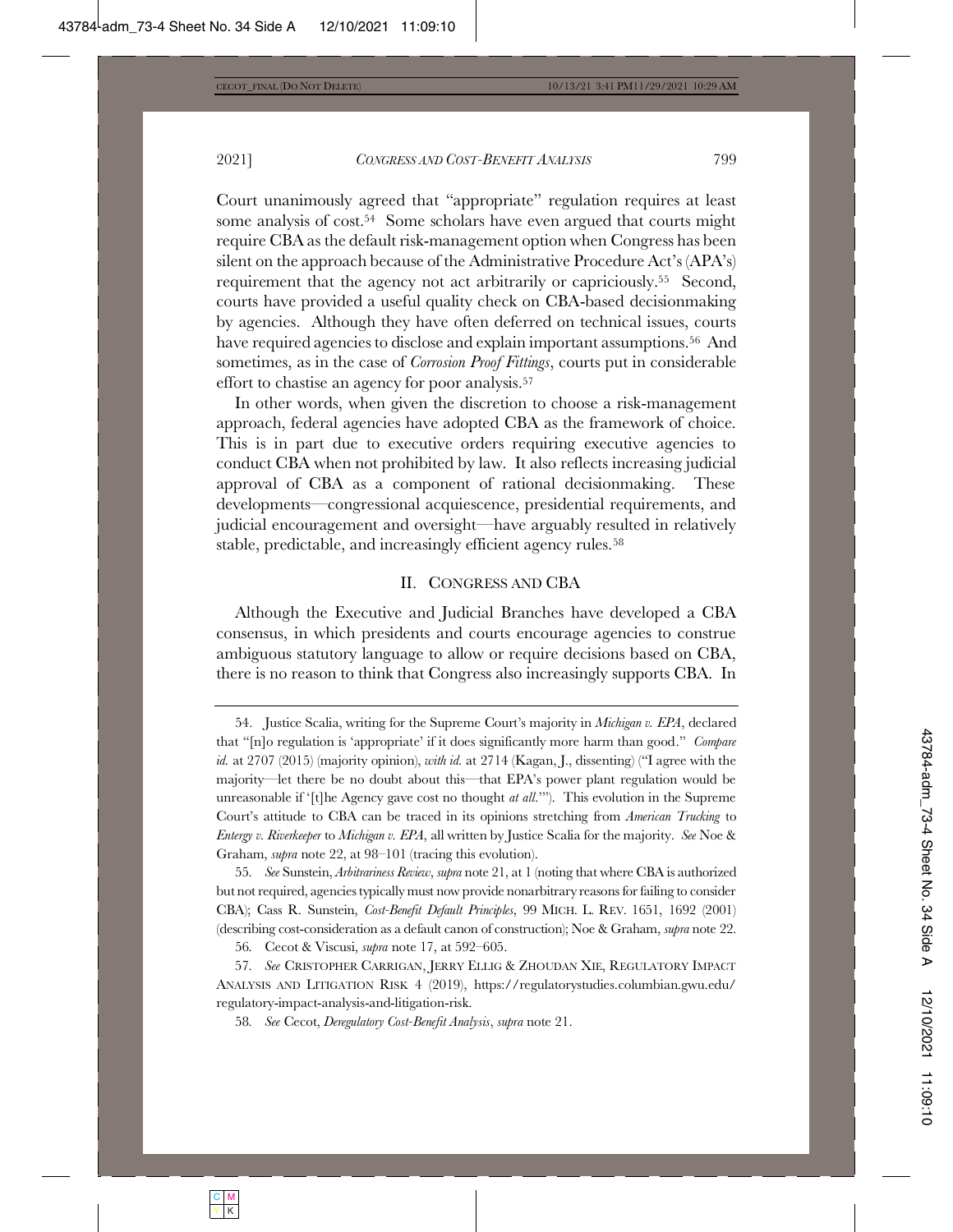Court unanimously agreed that "appropriate" regulation requires at least some analysis of cost.[54] Some scholars have even argued that courts might require CBA as the default risk-management option when Congress has been silent on the approach because of the Administrative Procedure Act's (APA's) requirement that the agency not act arbitrarily or capriciously.[55] Second, courts have provided a useful quality check on CBA-based decisionmaking by agencies. Although they have often deferred on technical issues, courts have required agencies to disclose and explain important assumptions.[56] And sometimes, as in the case of *Corrosion Proof Fittings*, courts put in considerable effort to chastise an agency for poor analysis.[57]

In other words, when given the discretion to choose a risk-management approach, federal agencies have adopted CBA as the framework of choice. This is in part due to executive orders requiring executive agencies to conduct CBA when not prohibited by law. It also reflects increasing judicial approval of CBA as a component of rational decisionmaking. These developments—congressional acquiescence, presidential requirements, and judicial encouragement and oversight—have arguably resulted in relatively stable, predictable, and increasingly efficient agency rules.[58]

## II. CONGRESS AND CBA

Although the Executive and Judicial Branches have developed a CBA consensus, in which presidents and courts encourage agencies to construe ambiguous statutory language to allow or require decisions based on CBA, there is no reason to think that Congress also increasingly supports CBA. In

---

54. Justice Scalia, writing for the Supreme Court's majority in *Michigan v. EPA*, declared that "[n]o regulation is 'appropriate' if it does significantly more harm than good." *Compare id.* at 2707 (2015) (majority opinion), *with id.* at 2714 (Kagan, J., dissenting) ("I agree with the majority—let there be no doubt about this—that EPA's power plant regulation would be unreasonable if '[t]he Agency gave cost no thought *at all*.'"). This evolution in the Supreme Court's attitude to CBA can be traced in its opinions stretching from *American Trucking* to *Entergy v. Riverkeeper* to *Michigan v. EPA*, all written by Justice Scalia for the majority. *See* Noe & Graham, *supra* note 22, at 98–101 (tracing this evolution).

55. *See* Sunstein, *Arbitrariness Review*, *supra* note 21, at 1 (noting that where CBA is authorized but not required, agencies typically must now provide nonarbitrary reasons for failing to consider CBA); Cass R. Sunstein, *Cost-Benefit Default Principles*, 99 MICH. L. REV. 1651, 1692 (2001) (describing cost-consideration as a default canon of construction); Noe & Graham, *supra* note 22.

56. Cecot & Viscusi, *supra* note 17, at 592–605.

57. *See* CRISTOPHER CARRIGAN, JERRY ELLIG & ZHOUDAN XIE, REGULATORY IMPACT ANALYSIS AND LITIGATION RISK 4 (2019), https://regulatorystudies.columbian.gwu.edu/regulatory-impact-analysis-and-litigation-risk.

58. *See* Cecot, *Deregulatory Cost-Benefit Analysis*, *supra* note 21.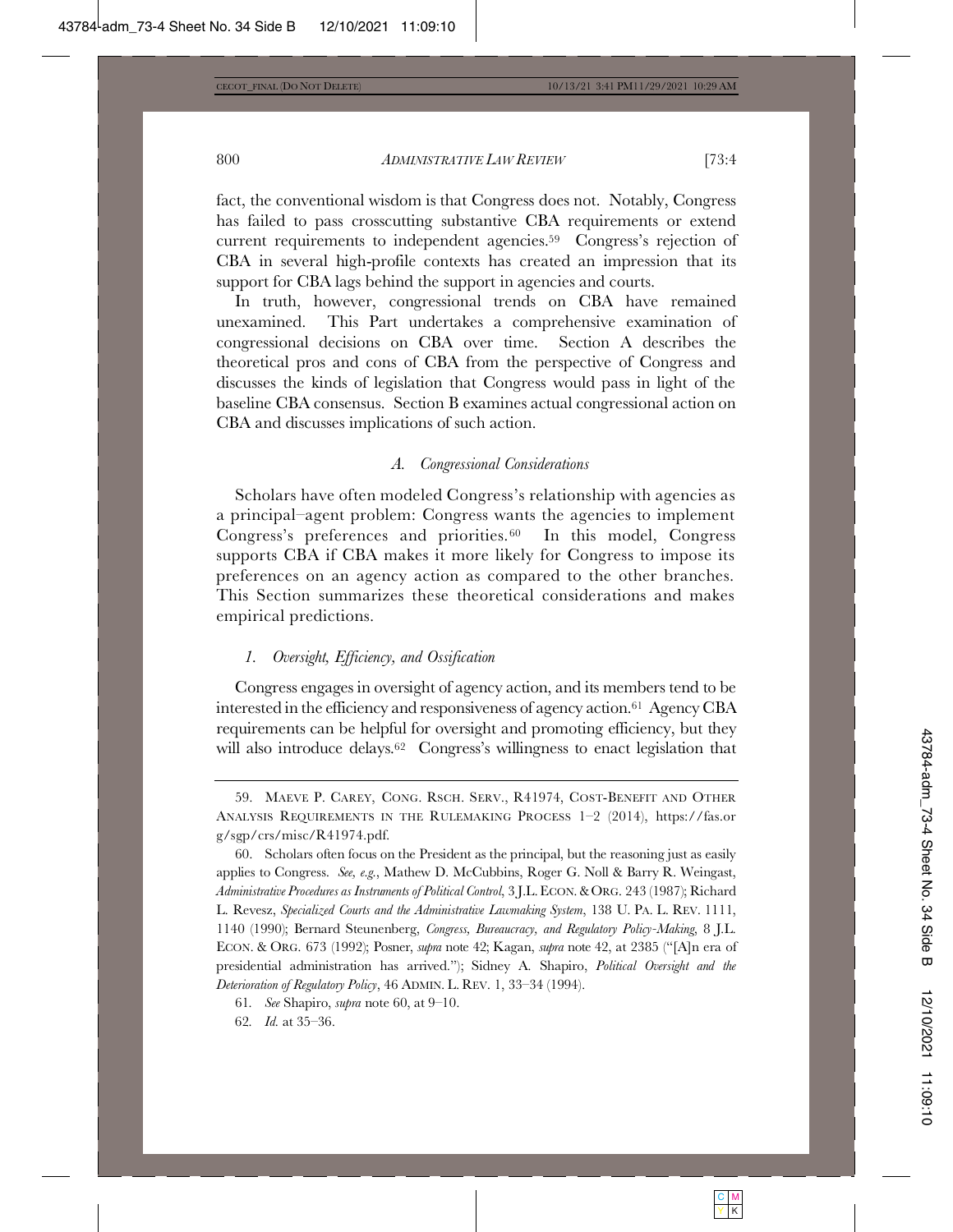fact, the conventional wisdom is that Congress does not. Notably, Congress has failed to pass crosscutting substantive CBA requirements or extend current requirements to independent agencies.[59] Congress's rejection of CBA in several high-profile contexts has created an impression that its support for CBA lags behind the support in agencies and courts.

In truth, however, congressional trends on CBA have remained unexamined. This Part undertakes a comprehensive examination of congressional decisions on CBA over time. Section A describes the theoretical pros and cons of CBA from the perspective of Congress and discusses the kinds of legislation that Congress would pass in light of the baseline CBA consensus. Section B examines actual congressional action on CBA and discusses implications of such action.

### *A. Congressional Considerations*

Scholars have often modeled Congress's relationship with agencies as a principal–agent problem: Congress wants the agencies to implement Congress's preferences and priorities.[60] In this model, Congress supports CBA if CBA makes it more likely for Congress to impose its preferences on an agency action as compared to the other branches. This Section summarizes these theoretical considerations and makes empirical predictions.

#### *1. Oversight, Efficiency, and Ossification*

Congress engages in oversight of agency action, and its members tend to be interested in the efficiency and responsiveness of agency action.[61] Agency CBA requirements can be helpful for oversight and promoting efficiency, but they will also introduce delays.[62] Congress's willingness to enact legislation that

---

59. MAEVE P. CAREY, CONG. RSCH. SERV., R41974, COST-BENEFIT AND OTHER ANALYSIS REQUIREMENTS IN THE RULEMAKING PROCESS 1–2 (2014), https://fas.org/sgp/crs/misc/R41974.pdf.

60. Scholars often focus on the President as the principal, but the reasoning just as easily applies to Congress. *See, e.g.*, Mathew D. McCubbins, Roger G. Noll & Barry R. Weingast, *Administrative Procedures as Instruments of Political Control*, 3 J.L. ECON. & ORG. 243 (1987); Richard L. Revesz, *Specialized Courts and the Administrative Lawmaking System*, 138 U. PA. L. REV. 1111, 1140 (1990); Bernard Steunenberg, *Congress, Bureaucracy, and Regulatory Policy-Making*, 8 J.L. ECON. & ORG. 673 (1992); Posner, *supra* note 42; Kagan, *supra* note 42, at 2385 ("[A]n era of presidential administration has arrived."); Sidney A. Shapiro, *Political Oversight and the Deterioration of Regulatory Policy*, 46 ADMIN. L. REV. 1, 33–34 (1994).

61. *See* Shapiro, *supra* note 60, at 9–10.

62. *Id.* at 35–36.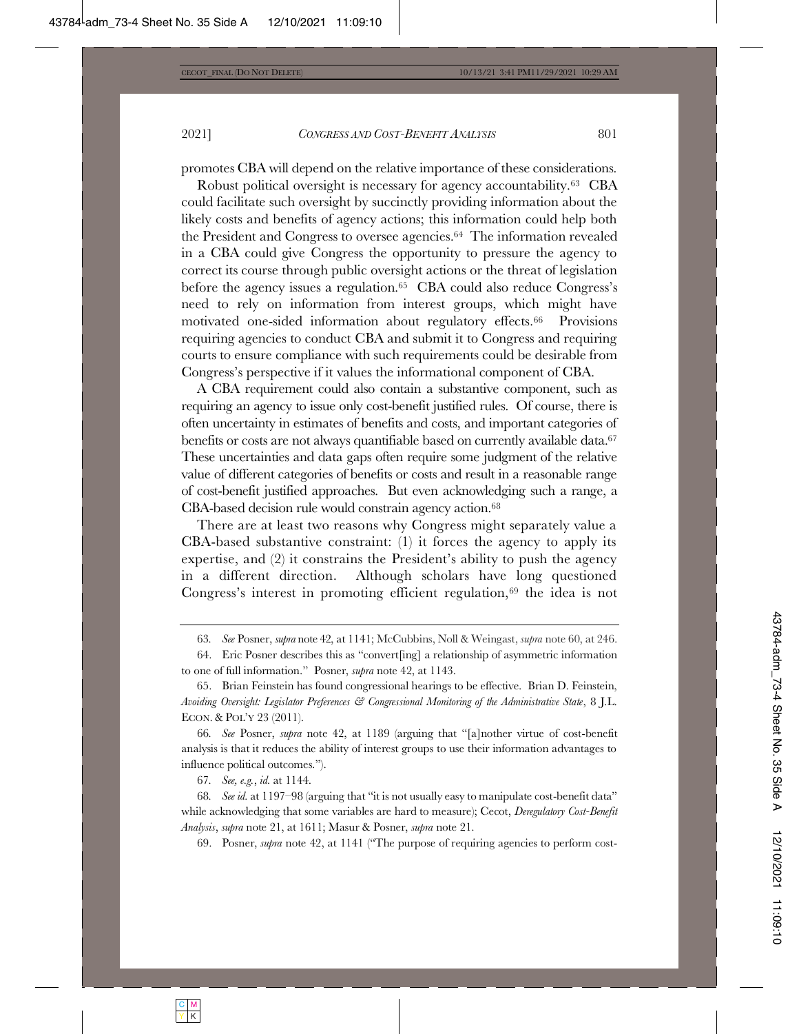promotes CBA will depend on the relative importance of these considerations.

Robust political oversight is necessary for agency accountability.[63] CBA could facilitate such oversight by succinctly providing information about the likely costs and benefits of agency actions; this information could help both the President and Congress to oversee agencies.[64] The information revealed in a CBA could give Congress the opportunity to pressure the agency to correct its course through public oversight actions or the threat of legislation before the agency issues a regulation.[65] CBA could also reduce Congress's need to rely on information from interest groups, which might have motivated one-sided information about regulatory effects.[66] Provisions requiring agencies to conduct CBA and submit it to Congress and requiring courts to ensure compliance with such requirements could be desirable from Congress's perspective if it values the informational component of CBA.

A CBA requirement could also contain a substantive component, such as requiring an agency to issue only cost-benefit justified rules. Of course, there is often uncertainty in estimates of benefits and costs, and important categories of benefits or costs are not always quantifiable based on currently available data.[67] These uncertainties and data gaps often require some judgment of the relative value of different categories of benefits or costs and result in a reasonable range of cost-benefit justified approaches. But even acknowledging such a range, a CBA-based decision rule would constrain agency action.[68]

There are at least two reasons why Congress might separately value a CBA-based substantive constraint: (1) it forces the agency to apply its expertise, and (2) it constrains the President's ability to push the agency in a different direction. Although scholars have long questioned Congress's interest in promoting efficient regulation,[69] the idea is not

---

63. *See* Posner, *supra* note 42, at 1141; McCubbins, Noll & Weingast, *supra* note 60, at 246.

64. Eric Posner describes this as "convert[ing] a relationship of asymmetric information to one of full information." Posner, *supra* note 42, at 1143.

65. Brian Feinstein has found congressional hearings to be effective. Brian D. Feinstein, *Avoiding Oversight: Legislator Preferences & Congressional Monitoring of the Administrative State*, 8 J.L. ECON. & POL'Y 23 (2011).

66. *See* Posner, *supra* note 42, at 1189 (arguing that "[a]nother virtue of cost-benefit analysis is that it reduces the ability of interest groups to use their information advantages to influence political outcomes.").

67. *See, e.g.*, *id.* at 1144.

68. *See id.* at 1197–98 (arguing that "it is not usually easy to manipulate cost-benefit data" while acknowledging that some variables are hard to measure); Cecot, *Deregulatory Cost-Benefit Analysis*, *supra* note 21, at 1611; Masur & Posner, *supra* note 21.

69. Posner, *supra* note 42, at 1141 ("The purpose of requiring agencies to perform cost-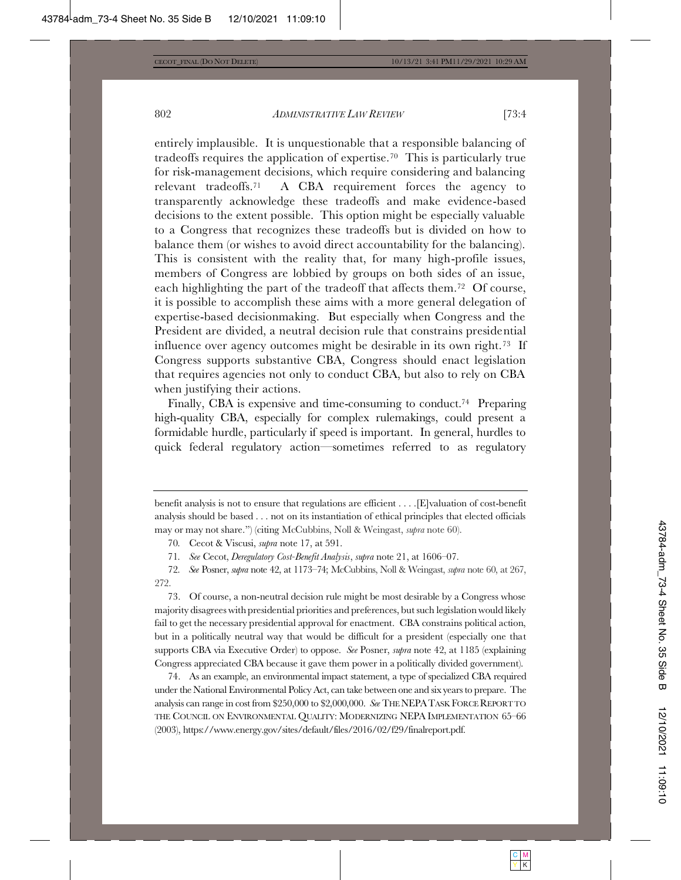entirely implausible. It is unquestionable that a responsible balancing of tradeoffs requires the application of expertise.[70] This is particularly true for risk-management decisions, which require considering and balancing relevant tradeoffs.[71] A CBA requirement forces the agency to transparently acknowledge these tradeoffs and make evidence-based decisions to the extent possible. This option might be especially valuable to a Congress that recognizes these tradeoffs but is divided on how to balance them (or wishes to avoid direct accountability for the balancing). This is consistent with the reality that, for many high-profile issues, members of Congress are lobbied by groups on both sides of an issue, each highlighting the part of the tradeoff that affects them.[72] Of course, it is possible to accomplish these aims with a more general delegation of expertise-based decisionmaking. But especially when Congress and the President are divided, a neutral decision rule that constrains presidential influence over agency outcomes might be desirable in its own right.[73] If Congress supports substantive CBA, Congress should enact legislation that requires agencies not only to conduct CBA, but also to rely on CBA when justifying their actions.

Finally, CBA is expensive and time-consuming to conduct.[74] Preparing high-quality CBA, especially for complex rulemakings, could present a formidable hurdle, particularly if speed is important. In general, hurdles to quick federal regulatory action—sometimes referred to as regulatory

---

benefit analysis is not to ensure that regulations are efficient . . . .[E]valuation of cost-benefit analysis should be based . . . not on its instantiation of ethical principles that elected officials may or may not share.") (citing McCubbins, Noll & Weingast, *supra* note 60).

70. Cecot & Viscusi, *supra* note 17, at 591.

71. *See* Cecot, *Deregulatory Cost-Benefit Analysis*, *supra* note 21, at 1606–07.

72. *See* Posner, *supra* note 42, at 1173–74; McCubbins, Noll & Weingast, *supra* note 60, at 267, 272.

73. Of course, a non-neutral decision rule might be most desirable by a Congress whose majority disagrees with presidential priorities and preferences, but such legislation would likely fail to get the necessary presidential approval for enactment. CBA constrains political action, but in a politically neutral way that would be difficult for a president (especially one that supports CBA via Executive Order) to oppose. *See* Posner, *supra* note 42, at 1185 (explaining Congress appreciated CBA because it gave them power in a politically divided government).

74. As an example, an environmental impact statement, a type of specialized CBA required under the National Environmental Policy Act, can take between one and six years to prepare. The analysis can range in cost from $250,000 to $2,000,000. *See* THE NEPA TASK FORCE REPORT TO THE COUNCIL ON ENVIRONMENTAL QUALITY: MODERNIZING NEPA IMPLEMENTATION 65–66 (2003), https://www.energy.gov/sites/default/files/2016/02/f29/finalreport.pdf.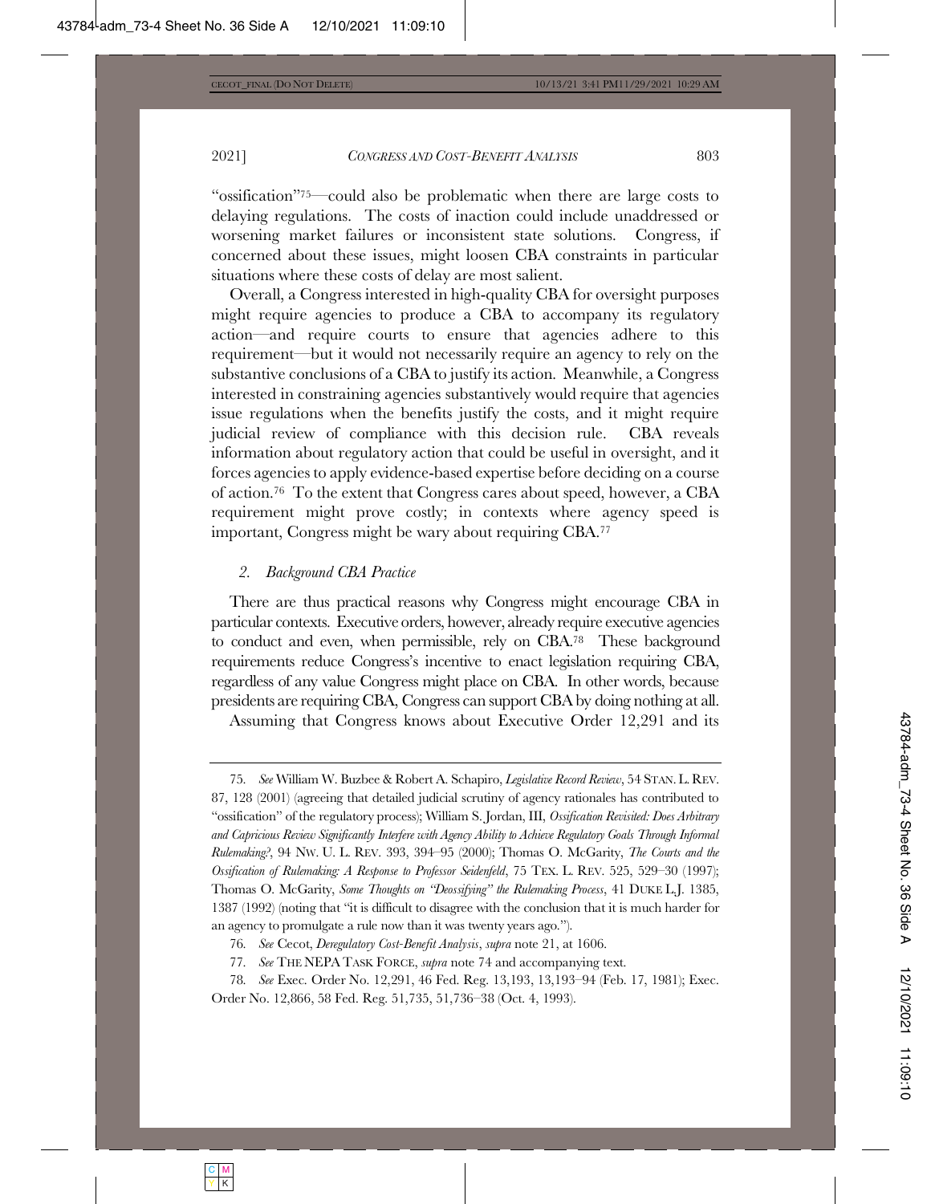"ossification"[75]—could also be problematic when there are large costs to delaying regulations. The costs of inaction could include unaddressed or worsening market failures or inconsistent state solutions. Congress, if concerned about these issues, might loosen CBA constraints in particular situations where these costs of delay are most salient.

Overall, a Congress interested in high-quality CBA for oversight purposes might require agencies to produce a CBA to accompany its regulatory action—and require courts to ensure that agencies adhere to this requirement—but it would not necessarily require an agency to rely on the substantive conclusions of a CBA to justify its action. Meanwhile, a Congress interested in constraining agencies substantively would require that agencies issue regulations when the benefits justify the costs, and it might require judicial review of compliance with this decision rule. CBA reveals information about regulatory action that could be useful in oversight, and it forces agencies to apply evidence-based expertise before deciding on a course of action.[76] To the extent that Congress cares about speed, however, a CBA requirement might prove costly; in contexts where agency speed is important, Congress might be wary about requiring CBA.[77]

### *2. Background CBA Practice*

There are thus practical reasons why Congress might encourage CBA in particular contexts. Executive orders, however, already require executive agencies to conduct and even, when permissible, rely on CBA.[78] These background requirements reduce Congress's incentive to enact legislation requiring CBA, regardless of any value Congress might place on CBA. In other words, because presidents are requiring CBA, Congress can support CBA by doing nothing at all.

Assuming that Congress knows about Executive Order 12,291 and its

---

75. *See* William W. Buzbee & Robert A. Schapiro, *Legislative Record Review*, 54 STAN. L. REV. 87, 128 (2001) (agreeing that detailed judicial scrutiny of agency rationales has contributed to "ossification" of the regulatory process); William S. Jordan, III, *Ossification Revisited: Does Arbitrary and Capricious Review Significantly Interfere with Agency Ability to Achieve Regulatory Goals Through Informal Rulemaking?*, 94 NW. U. L. REV. 393, 394–95 (2000); Thomas O. McGarity, *The Courts and the Ossification of Rulemaking: A Response to Professor Seidenfeld*, 75 TEX. L. REV. 525, 529–30 (1997); Thomas O. McGarity, *Some Thoughts on "Deossifying" the Rulemaking Process*, 41 DUKE L.J. 1385, 1387 (1992) (noting that "it is difficult to disagree with the conclusion that it is much harder for an agency to promulgate a rule now than it was twenty years ago.").

76. *See* Cecot, *Deregulatory Cost-Benefit Analysis*, *supra* note 21, at 1606.

77. *See* THE NEPA TASK FORCE, *supra* note 74 and accompanying text.

78. *See* Exec. Order No. 12,291, 46 Fed. Reg. 13,193, 13,193–94 (Feb. 17, 1981); Exec. Order No. 12,866, 58 Fed. Reg. 51,735, 51,736–38 (Oct. 4, 1993).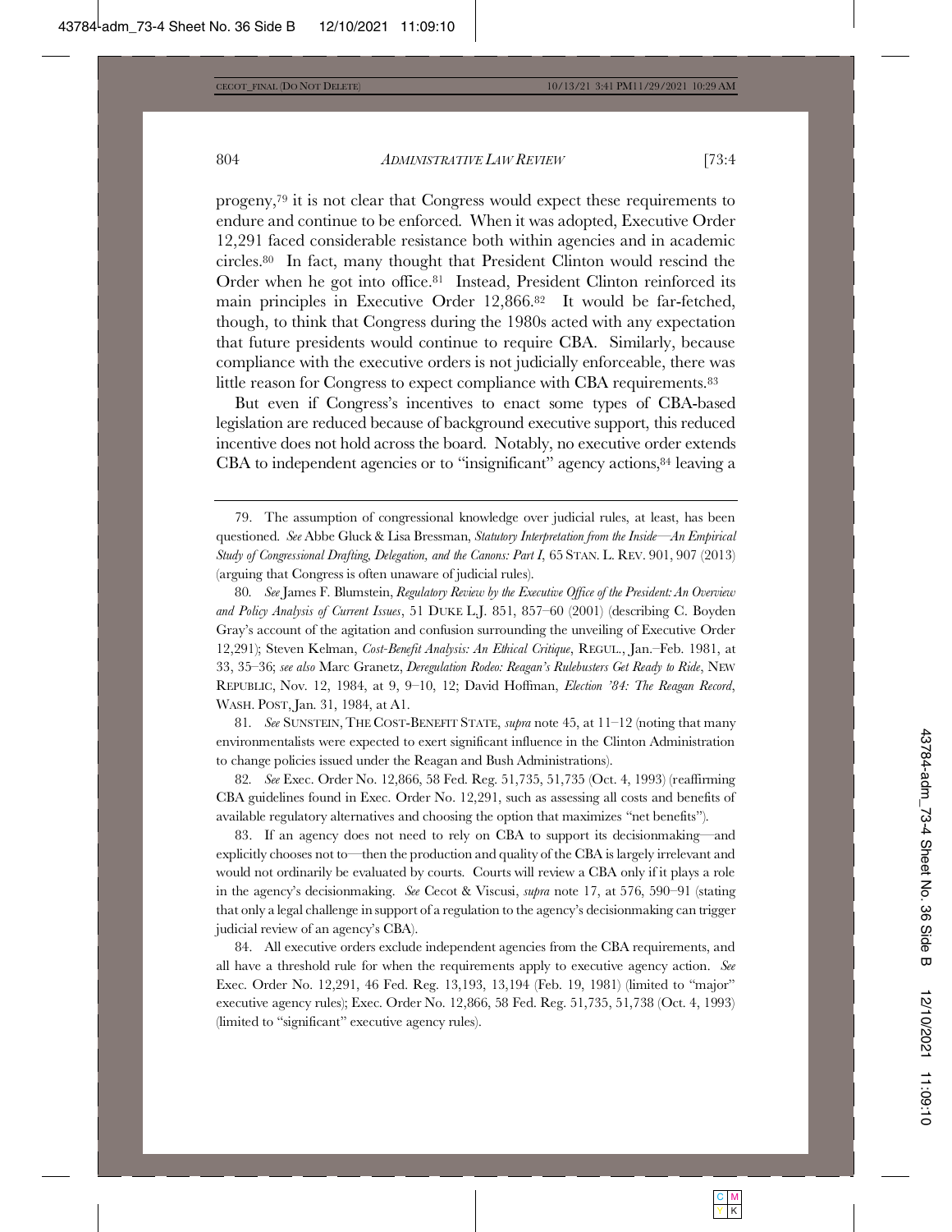progeny,[79] it is not clear that Congress would expect these requirements to endure and continue to be enforced. When it was adopted, Executive Order 12,291 faced considerable resistance both within agencies and in academic circles.[80] In fact, many thought that President Clinton would rescind the Order when he got into office.[81] Instead, President Clinton reinforced its main principles in Executive Order 12,866.[82] It would be far-fetched, though, to think that Congress during the 1980s acted with any expectation that future presidents would continue to require CBA. Similarly, because compliance with the executive orders is not judicially enforceable, there was little reason for Congress to expect compliance with CBA requirements.[83]

But even if Congress's incentives to enact some types of CBA-based legislation are reduced because of background executive support, this reduced incentive does not hold across the board. Notably, no executive order extends CBA to independent agencies or to "insignificant" agency actions,[84] leaving a

---

79. The assumption of congressional knowledge over judicial rules, at least, has been questioned. *See* Abbe Gluck & Lisa Bressman, *Statutory Interpretation from the Inside—An Empirical Study of Congressional Drafting, Delegation, and the Canons: Part I*, 65 STAN. L. REV. 901, 907 (2013) (arguing that Congress is often unaware of judicial rules).

80. *See* James F. Blumstein, *Regulatory Review by the Executive Office of the President: An Overview and Policy Analysis of Current Issues*, 51 DUKE L.J. 851, 857–60 (2001) (describing C. Boyden Gray's account of the agitation and confusion surrounding the unveiling of Executive Order 12,291); Steven Kelman, *Cost-Benefit Analysis: An Ethical Critique*, REGUL., Jan.–Feb. 1981, at 33, 35–36; *see also* Marc Granetz, *Deregulation Rodeo: Reagan's Rulebusters Get Ready to Ride*, NEW REPUBLIC, Nov. 12, 1984, at 9, 9–10, 12; David Hoffman, *Election '84: The Reagan Record*, WASH. POST, Jan. 31, 1984, at A1.

81. *See* SUNSTEIN, THE COST-BENEFIT STATE, *supra* note 45, at 11–12 (noting that many environmentalists were expected to exert significant influence in the Clinton Administration to change policies issued under the Reagan and Bush Administrations).

82. *See* Exec. Order No. 12,866, 58 Fed. Reg. 51,735, 51,735 (Oct. 4, 1993) (reaffirming CBA guidelines found in Exec. Order No. 12,291, such as assessing all costs and benefits of available regulatory alternatives and choosing the option that maximizes "net benefits").

83. If an agency does not need to rely on CBA to support its decisionmaking—and explicitly chooses not to—then the production and quality of the CBA is largely irrelevant and would not ordinarily be evaluated by courts. Courts will review a CBA only if it plays a role in the agency's decisionmaking. *See* Cecot & Viscusi, *supra* note 17, at 576, 590–91 (stating that only a legal challenge in support of a regulation to the agency's decisionmaking can trigger judicial review of an agency's CBA).

84. All executive orders exclude independent agencies from the CBA requirements, and all have a threshold rule for when the requirements apply to executive agency action. *See* Exec. Order No. 12,291, 46 Fed. Reg. 13,193, 13,194 (Feb. 19, 1981) (limited to "major" executive agency rules); Exec. Order No. 12,866, 58 Fed. Reg. 51,735, 51,738 (Oct. 4, 1993) (limited to "significant" executive agency rules).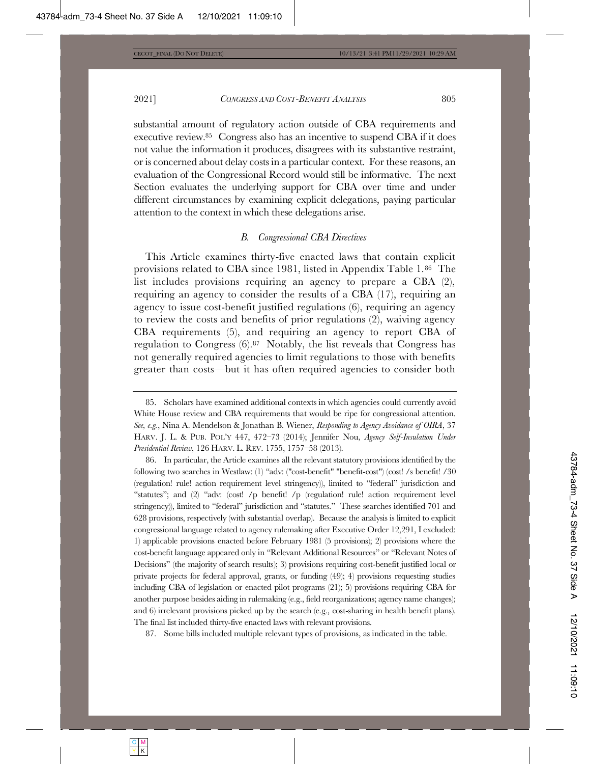substantial amount of regulatory action outside of CBA requirements and executive review.[85] Congress also has an incentive to suspend CBA if it does not value the information it produces, disagrees with its substantive restraint, or is concerned about delay costs in a particular context. For these reasons, an evaluation of the Congressional Record would still be informative. The next Section evaluates the underlying support for CBA over time and under different circumstances by examining explicit delegations, paying particular attention to the context in which these delegations arise.

### *B. Congressional CBA Directives*

This Article examines thirty-five enacted laws that contain explicit provisions related to CBA since 1981, listed in Appendix Table 1.[86] The list includes provisions requiring an agency to prepare a CBA (2), requiring an agency to consider the results of a CBA (17), requiring an agency to issue cost-benefit justified regulations (6), requiring an agency to review the costs and benefits of prior regulations (2), waiving agency CBA requirements (5), and requiring an agency to report CBA of regulation to Congress (6).[87] Notably, the list reveals that Congress has not generally required agencies to limit regulations to those with benefits greater than costs—but it has often required agencies to consider both

---

85. Scholars have examined additional contexts in which agencies could currently avoid White House review and CBA requirements that would be ripe for congressional attention. *See, e.g.*, Nina A. Mendelson & Jonathan B. Wiener, *Responding to Agency Avoidance of OIRA*, 37 HARV. J. L. & PUB. POL'Y 447, 472–73 (2014); Jennifer Nou, *Agency Self-Insulation Under Presidential Review*, 126 HARV. L. REV. 1755, 1757–58 (2013).

86. In particular, the Article examines all the relevant statutory provisions identified by the following two searches in Westlaw: (1) "adv: ("cost-benefit" "benefit-cost") (cost! /s benefit! /30 (regulation! rule! action requirement level stringency)), limited to "federal" jurisdiction and "statutes"; and (2) "adv: (cost! /p benefit! /p (regulation! rule! action requirement level stringency)), limited to "federal" jurisdiction and "statutes." These searches identified 701 and 628 provisions, respectively (with substantial overlap). Because the analysis is limited to explicit congressional language related to agency rulemaking after Executive Order 12,291, I excluded: 1) applicable provisions enacted before February 1981 (5 provisions); 2) provisions where the cost-benefit language appeared only in "Relevant Additional Resources" or "Relevant Notes of Decisions" (the majority of search results); 3) provisions requiring cost-benefit justified local or private projects for federal approval, grants, or funding (49); 4) provisions requesting studies including CBA of legislation or enacted pilot programs (21); 5) provisions requiring CBA for another purpose besides aiding in rulemaking (e.g., field reorganizations; agency name changes); and 6) irrelevant provisions picked up by the search (e.g., cost-sharing in health benefit plans). The final list included thirty-five enacted laws with relevant provisions.

87. Some bills included multiple relevant types of provisions, as indicated in the table.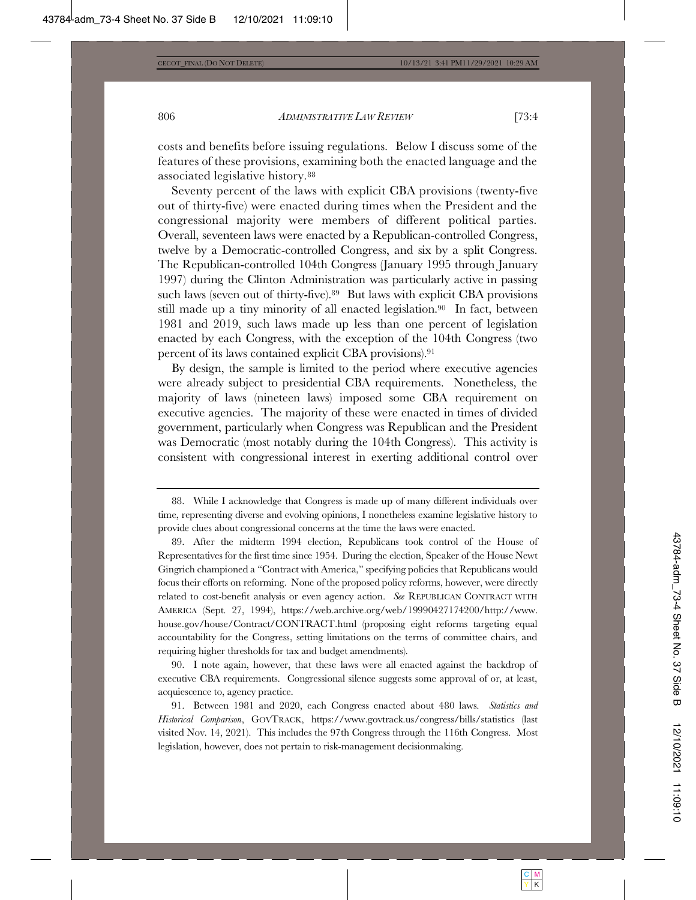costs and benefits before issuing regulations. Below I discuss some of the features of these provisions, examining both the enacted language and the associated legislative history.[88]

Seventy percent of the laws with explicit CBA provisions (twenty-five out of thirty-five) were enacted during times when the President and the congressional majority were members of different political parties. Overall, seventeen laws were enacted by a Republican-controlled Congress, twelve by a Democratic-controlled Congress, and six by a split Congress. The Republican-controlled 104th Congress (January 1995 through January 1997) during the Clinton Administration was particularly active in passing such laws (seven out of thirty-five).[89] But laws with explicit CBA provisions still made up a tiny minority of all enacted legislation.[90] In fact, between 1981 and 2019, such laws made up less than one percent of legislation enacted by each Congress, with the exception of the 104th Congress (two percent of its laws contained explicit CBA provisions).[91]

By design, the sample is limited to the period where executive agencies were already subject to presidential CBA requirements. Nonetheless, the majority of laws (nineteen laws) imposed some CBA requirement on executive agencies. The majority of these were enacted in times of divided government, particularly when Congress was Republican and the President was Democratic (most notably during the 104th Congress). This activity is consistent with congressional interest in exerting additional control over

---

88. While I acknowledge that Congress is made up of many different individuals over time, representing diverse and evolving opinions, I nonetheless examine legislative history to provide clues about congressional concerns at the time the laws were enacted.

89. After the midterm 1994 election, Republicans took control of the House of Representatives for the first time since 1954. During the election, Speaker of the House Newt Gingrich championed a "Contract with America," specifying policies that Republicans would focus their efforts on reforming. None of the proposed policy reforms, however, were directly related to cost-benefit analysis or even agency action. *See* REPUBLICAN CONTRACT WITH AMERICA (Sept. 27, 1994), https://web.archive.org/web/19990427174200/http://www.house.gov/house/Contract/CONTRACT.html (proposing eight reforms targeting equal accountability for the Congress, setting limitations on the terms of committee chairs, and requiring higher thresholds for tax and budget amendments).

90. I note again, however, that these laws were all enacted against the backdrop of executive CBA requirements. Congressional silence suggests some approval of or, at least, acquiescence to, agency practice.

91. Between 1981 and 2020, each Congress enacted about 480 laws. *Statistics and Historical Comparison*, GOVTRACK, https://www.govtrack.us/congress/bills/statistics (last visited Nov. 14, 2021). This includes the 97th Congress through the 116th Congress. Most legislation, however, does not pertain to risk-management decisionmaking.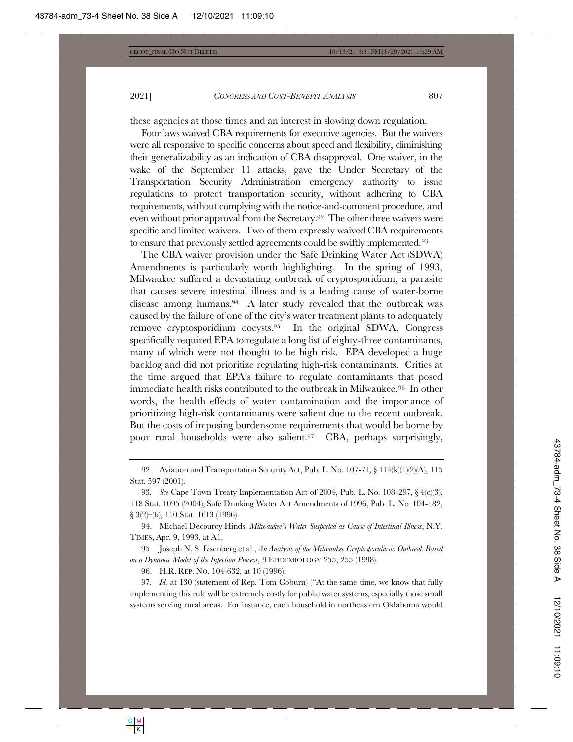these agencies at those times and an interest in slowing down regulation.

Four laws waived CBA requirements for executive agencies. But the waivers were all responsive to specific concerns about speed and flexibility, diminishing their generalizability as an indication of CBA disapproval. One waiver, in the wake of the September 11 attacks, gave the Under Secretary of the Transportation Security Administration emergency authority to issue regulations to protect transportation security, without adhering to CBA requirements, without complying with the notice-and-comment procedure, and even without prior approval from the Secretary.[92] The other three waivers were specific and limited waivers. Two of them expressly waived CBA requirements to ensure that previously settled agreements could be swiftly implemented.[93]

The CBA waiver provision under the Safe Drinking Water Act (SDWA) Amendments is particularly worth highlighting. In the spring of 1993, Milwaukee suffered a devastating outbreak of cryptosporidium, a parasite that causes severe intestinal illness and is a leading cause of water-borne disease among humans.[94] A later study revealed that the outbreak was caused by the failure of one of the city's water treatment plants to adequately remove cryptosporidium oocysts.[95] In the original SDWA, Congress specifically required EPA to regulate a long list of eighty-three contaminants, many of which were not thought to be high risk. EPA developed a huge backlog and did not prioritize regulating high-risk contaminants. Critics at the time argued that EPA's failure to regulate contaminants that posed immediate health risks contributed to the outbreak in Milwaukee.[96] In other words, the health effects of water contamination and the importance of prioritizing high-risk contaminants were salient due to the recent outbreak. But the costs of imposing burdensome requirements that would be borne by poor rural households were also salient.[97] CBA, perhaps surprisingly,

---

92. Aviation and Transportation Security Act, Pub. L. No. 107-71, § 114(k)(1)(2)(A), 115 Stat. 597 (2001).

93. *See* Cape Town Treaty Implementation Act of 2004, Pub. L. No. 108-297, § 4(c)(3), 118 Stat. 1095 (2004); Safe Drinking Water Act Amendments of 1996, Pub. L. No. 104-182, § 3(2)–(6), 110 Stat. 1613 (1996).

94. Michael Decourcy Hinds, *Milwaukee's Water Suspected as Cause of Intestinal Illness*, N.Y. TIMES, Apr. 9, 1993, at A1.

95. Joseph N. S. Eisenberg et al., *An Analysis of the Milwaukee Cryptosporidiosis Outbreak Based on a Dynamic Model of the Infection Process*, 9 EPIDEMIOLOGY 255, 255 (1998).

96. H.R. REP. NO. 104-632, at 10 (1996).

97. *Id.* at 130 (statement of Rep. Tom Coburn) ("At the same time, we know that fully implementing this rule will be extremely costly for public water systems, especially those small systems serving rural areas. For instance, each household in northeastern Oklahoma would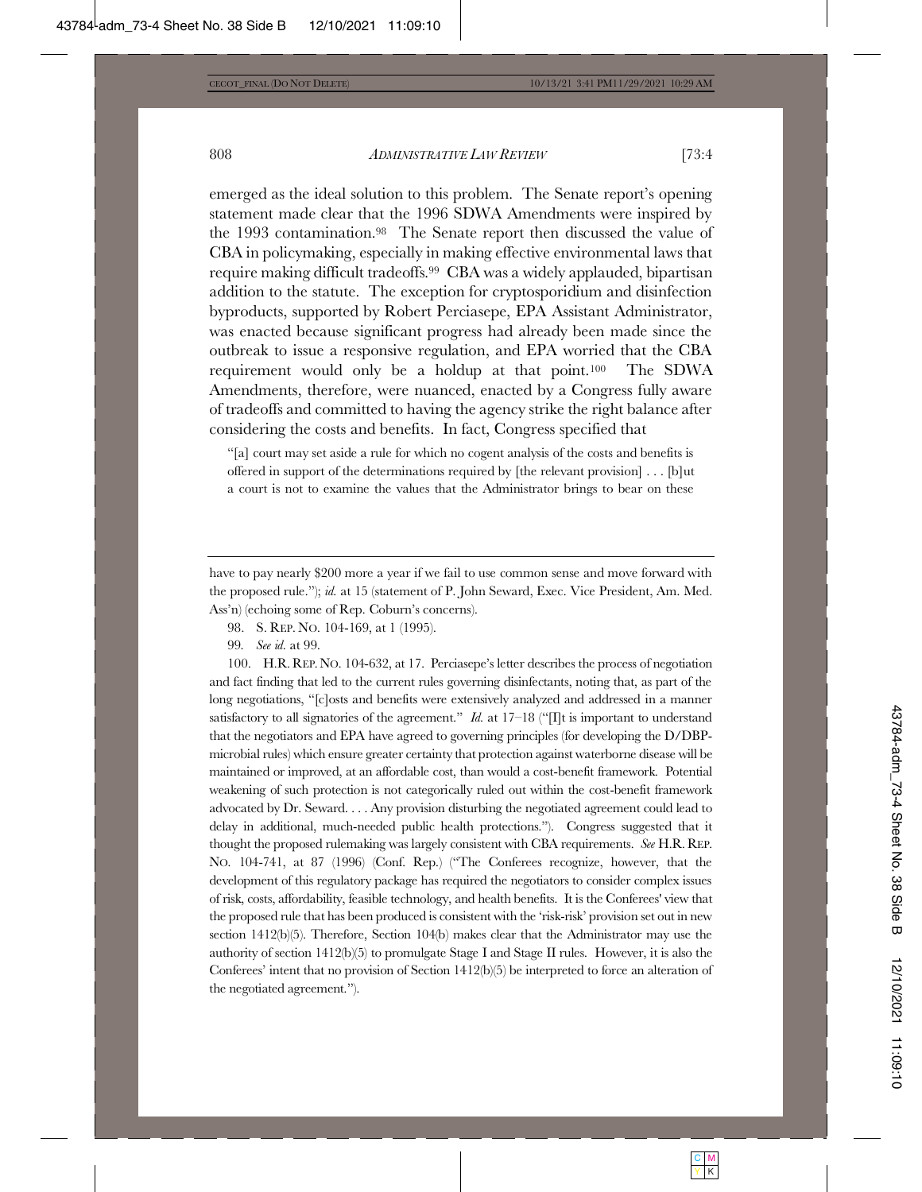emerged as the ideal solution to this problem. The Senate report's opening statement made clear that the 1996 SDWA Amendments were inspired by the 1993 contamination.[98] The Senate report then discussed the value of CBA in policymaking, especially in making effective environmental laws that require making difficult tradeoffs.[99] CBA was a widely applauded, bipartisan addition to the statute. The exception for cryptosporidium and disinfection byproducts, supported by Robert Perciasepe, EPA Assistant Administrator, was enacted because significant progress had already been made since the outbreak to issue a responsive regulation, and EPA worried that the CBA requirement would only be a holdup at that point.[100] The SDWA Amendments, therefore, were nuanced, enacted by a Congress fully aware of tradeoffs and committed to having the agency strike the right balance after considering the costs and benefits. In fact, Congress specified that

> "[a] court may set aside a rule for which no cogent analysis of the costs and benefits is offered in support of the determinations required by [the relevant provision] . . . [b]ut a court is not to examine the values that the Administrator brings to bear on these

---

have to pay nearly $200 more a year if we fail to use common sense and move forward with the proposed rule."); *id.* at 15 (statement of P. John Seward, Exec. Vice President, Am. Med. Ass'n) (echoing some of Rep. Coburn's concerns).

98. S. REP. NO. 104-169, at 1 (1995).

99. *See id.* at 99.

100. H.R. REP. NO. 104-632, at 17. Perciasepe's letter describes the process of negotiation and fact finding that led to the current rules governing disinfectants, noting that, as part of the long negotiations, "[c]osts and benefits were extensively analyzed and addressed in a manner satisfactory to all signatories of the agreement." *Id.* at 17–18 ("[I]t is important to understand that the negotiators and EPA have agreed to governing principles (for developing the D/DBP-microbial rules) which ensure greater certainty that protection against waterborne disease will be maintained or improved, at an affordable cost, than would a cost-benefit framework. Potential weakening of such protection is not categorically ruled out within the cost-benefit framework advocated by Dr. Seward. . . . Any provision disturbing the negotiated agreement could lead to delay in additional, much-needed public health protections."). Congress suggested that it thought the proposed rulemaking was largely consistent with CBA requirements. *See* H.R. REP. NO. 104-741, at 87 (1996) (Conf. Rep.) ("The Conferees recognize, however, that the development of this regulatory package has required the negotiators to consider complex issues of risk, costs, affordability, feasible technology, and health benefits. It is the Conferees' view that the proposed rule that has been produced is consistent with the 'risk-risk' provision set out in new section 1412(b)(5). Therefore, Section 104(b) makes clear that the Administrator may use the authority of section 1412(b)(5) to promulgate Stage I and Stage II rules. However, it is also the Conferees' intent that no provision of Section 1412(b)(5) be interpreted to force an alteration of the negotiated agreement.").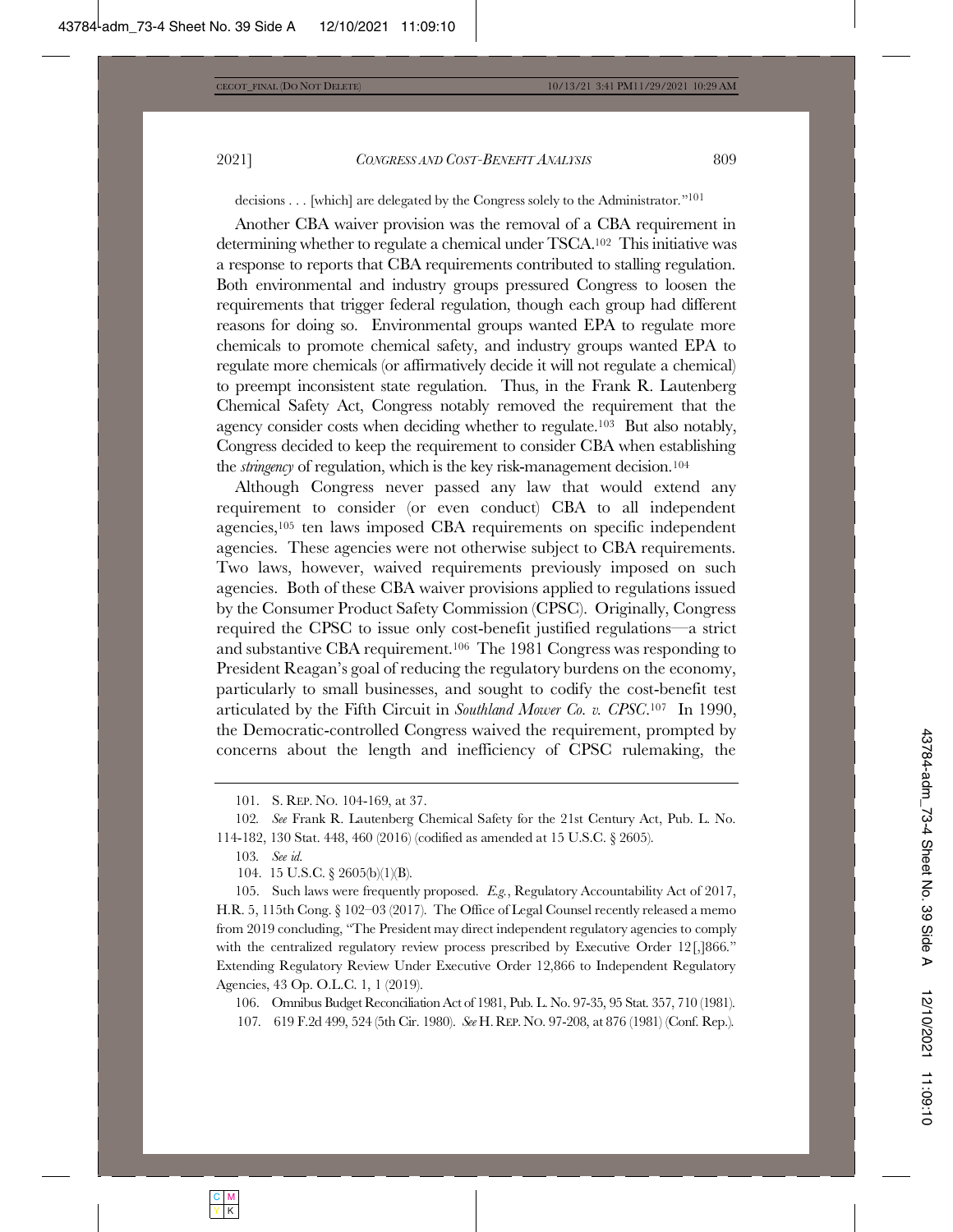decisions . . . [which] are delegated by the Congress solely to the Administrator."[101]

Another CBA waiver provision was the removal of a CBA requirement in determining whether to regulate a chemical under TSCA.[102] This initiative was a response to reports that CBA requirements contributed to stalling regulation. Both environmental and industry groups pressured Congress to loosen the requirements that trigger federal regulation, though each group had different reasons for doing so. Environmental groups wanted EPA to regulate more chemicals to promote chemical safety, and industry groups wanted EPA to regulate more chemicals (or affirmatively decide it will not regulate a chemical) to preempt inconsistent state regulation. Thus, in the Frank R. Lautenberg Chemical Safety Act, Congress notably removed the requirement that the agency consider costs when deciding whether to regulate.[103] But also notably, Congress decided to keep the requirement to consider CBA when establishing the *stringency* of regulation, which is the key risk-management decision.[104]

Although Congress never passed any law that would extend any requirement to consider (or even conduct) CBA to all independent agencies,[105] ten laws imposed CBA requirements on specific independent agencies. These agencies were not otherwise subject to CBA requirements. Two laws, however, waived requirements previously imposed on such agencies. Both of these CBA waiver provisions applied to regulations issued by the Consumer Product Safety Commission (CPSC). Originally, Congress required the CPSC to issue only cost-benefit justified regulations—a strict and substantive CBA requirement.[106] The 1981 Congress was responding to President Reagan's goal of reducing the regulatory burdens on the economy, particularly to small businesses, and sought to codify the cost-benefit test articulated by the Fifth Circuit in *Southland Mower Co. v. CPSC*.[107] In 1990, the Democratic-controlled Congress waived the requirement, prompted by concerns about the length and inefficiency of CPSC rulemaking, the

---

101. S. REP. NO. 104-169, at 37.

102. *See* Frank R. Lautenberg Chemical Safety for the 21st Century Act, Pub. L. No. 114-182, 130 Stat. 448, 460 (2016) (codified as amended at 15 U.S.C. § 2605).

103. *See id.*

104. 15 U.S.C. § 2605(b)(1)(B).

105. Such laws were frequently proposed. *E.g.*, Regulatory Accountability Act of 2017, H.R. 5, 115th Cong. § 102–03 (2017). The Office of Legal Counsel recently released a memo from 2019 concluding, "The President may direct independent regulatory agencies to comply with the centralized regulatory review process prescribed by Executive Order 12[,]866." Extending Regulatory Review Under Executive Order 12,866 to Independent Regulatory Agencies, 43 Op. O.L.C. 1, 1 (2019).

106. Omnibus Budget Reconciliation Act of 1981, Pub. L. No. 97-35, 95 Stat. 357, 710 (1981).

107. 619 F.2d 499, 524 (5th Cir. 1980). *See* H. REP. NO. 97-208, at 876 (1981) (Conf. Rep.).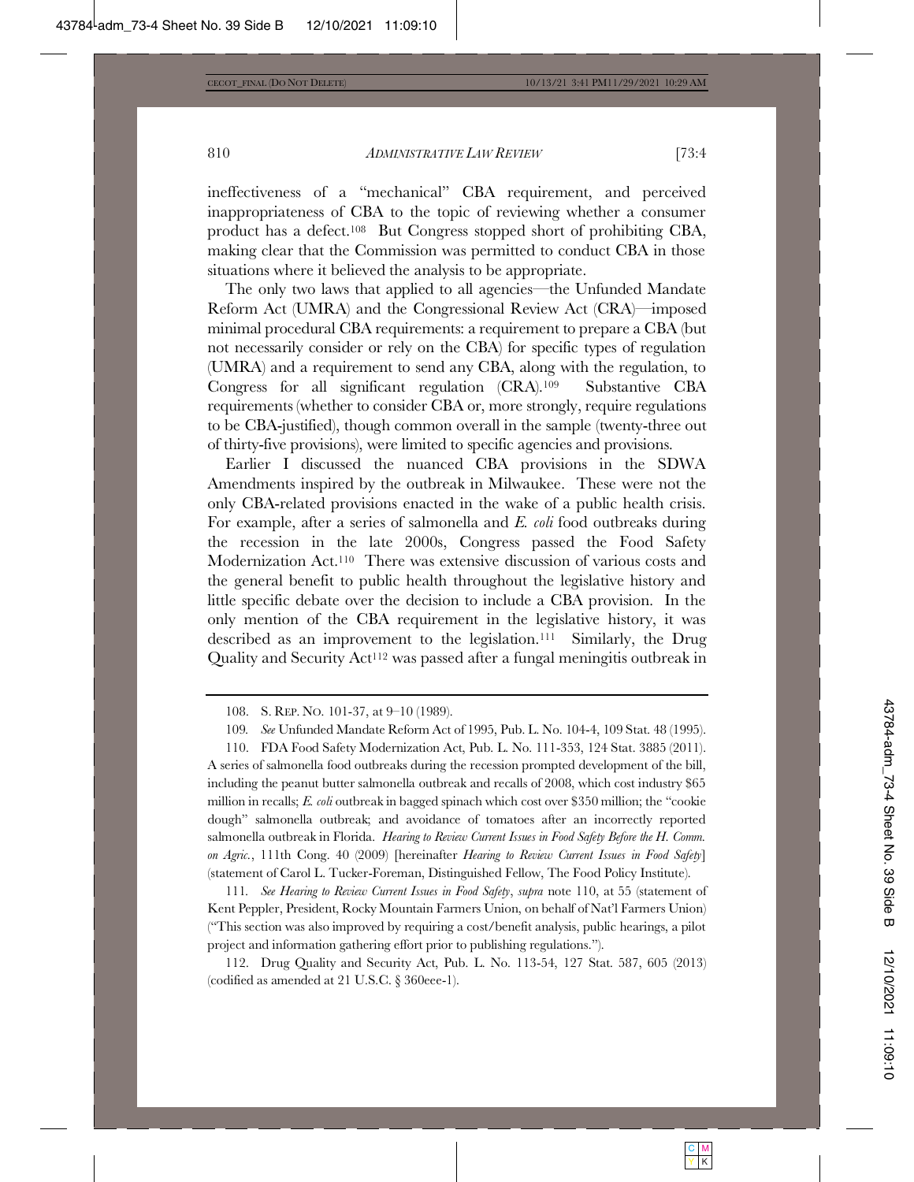ineffectiveness of a "mechanical" CBA requirement, and perceived inappropriateness of CBA to the topic of reviewing whether a consumer product has a defect.[108] But Congress stopped short of prohibiting CBA, making clear that the Commission was permitted to conduct CBA in those situations where it believed the analysis to be appropriate.

The only two laws that applied to all agencies—the Unfunded Mandate Reform Act (UMRA) and the Congressional Review Act (CRA)—imposed minimal procedural CBA requirements: a requirement to prepare a CBA (but not necessarily consider or rely on the CBA) for specific types of regulation (UMRA) and a requirement to send any CBA, along with the regulation, to Congress for all significant regulation (CRA).[109] Substantive CBA requirements (whether to consider CBA or, more strongly, require regulations to be CBA-justified), though common overall in the sample (twenty-three out of thirty-five provisions), were limited to specific agencies and provisions.

Earlier I discussed the nuanced CBA provisions in the SDWA Amendments inspired by the outbreak in Milwaukee. These were not the only CBA-related provisions enacted in the wake of a public health crisis. For example, after a series of salmonella and *E. coli* food outbreaks during the recession in the late 2000s, Congress passed the Food Safety Modernization Act.[110] There was extensive discussion of various costs and the general benefit to public health throughout the legislative history and little specific debate over the decision to include a CBA provision. In the only mention of the CBA requirement in the legislative history, it was described as an improvement to the legislation.[111] Similarly, the Drug Quality and Security Act[112] was passed after a fungal meningitis outbreak in

---

108. S. REP. NO. 101-37, at 9–10 (1989).

109. *See* Unfunded Mandate Reform Act of 1995, Pub. L. No. 104-4, 109 Stat. 48 (1995).

110. FDA Food Safety Modernization Act, Pub. L. No. 111-353, 124 Stat. 3885 (2011). A series of salmonella food outbreaks during the recession prompted development of the bill, including the peanut butter salmonella outbreak and recalls of 2008, which cost industry $65 million in recalls; *E. coli* outbreak in bagged spinach which cost over $350 million; the "cookie dough" salmonella outbreak; and avoidance of tomatoes after an incorrectly reported salmonella outbreak in Florida. *Hearing to Review Current Issues in Food Safety Before the H. Comm. on Agric.*, 111th Cong. 40 (2009) [hereinafter *Hearing to Review Current Issues in Food Safety*] (statement of Carol L. Tucker-Foreman, Distinguished Fellow, The Food Policy Institute).

111. *See Hearing to Review Current Issues in Food Safety*, *supra* note 110, at 55 (statement of Kent Peppler, President, Rocky Mountain Farmers Union, on behalf of Nat'l Farmers Union) ("This section was also improved by requiring a cost/benefit analysis, public hearings, a pilot project and information gathering effort prior to publishing regulations.").

112. Drug Quality and Security Act, Pub. L. No. 113-54, 127 Stat. 587, 605 (2013) (codified as amended at 21 U.S.C. § 360eee-1).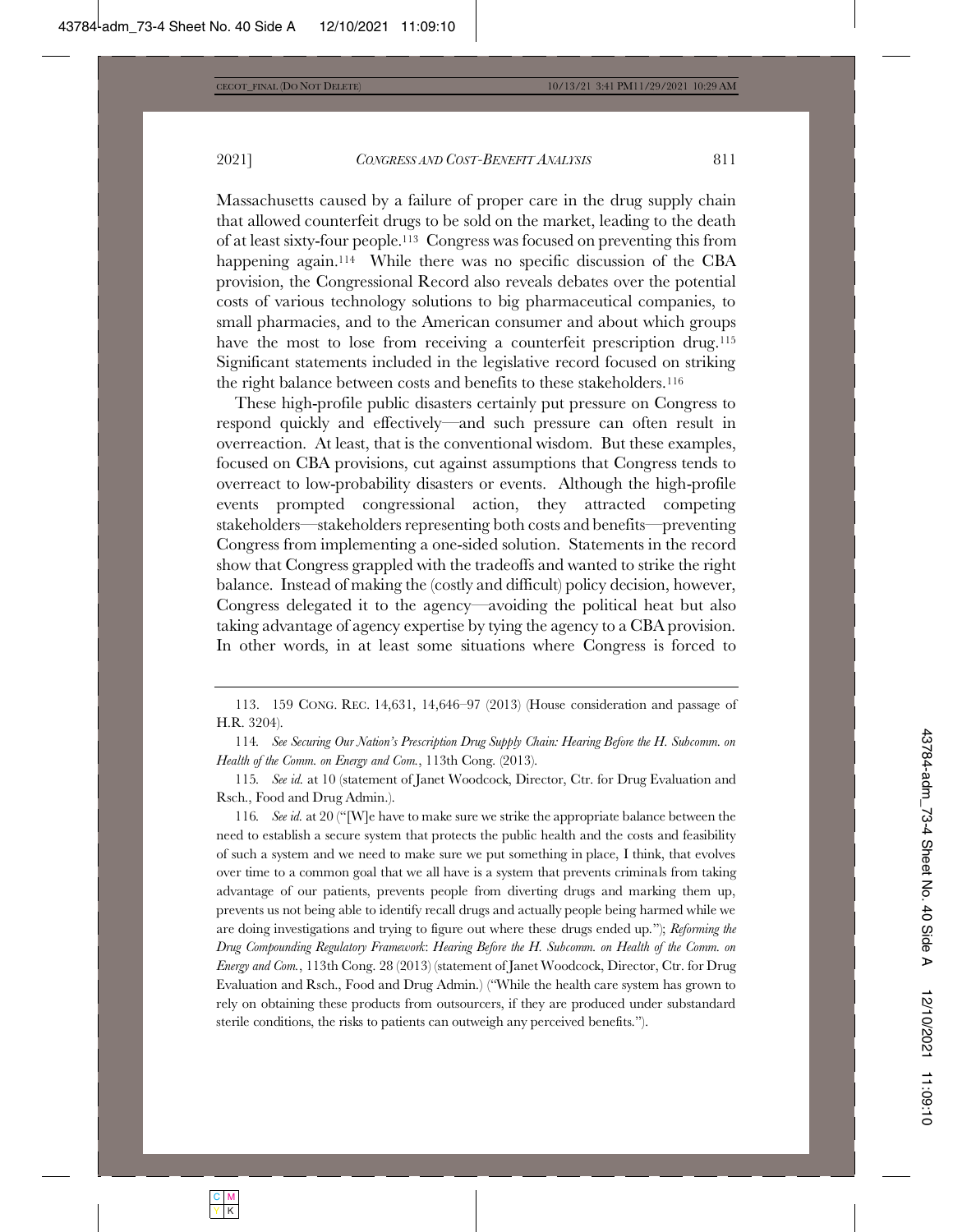Massachusetts caused by a failure of proper care in the drug supply chain that allowed counterfeit drugs to be sold on the market, leading to the death of at least sixty-four people.[113] Congress was focused on preventing this from happening again.[114] While there was no specific discussion of the CBA provision, the Congressional Record also reveals debates over the potential costs of various technology solutions to big pharmaceutical companies, to small pharmacies, and to the American consumer and about which groups have the most to lose from receiving a counterfeit prescription drug.[115] Significant statements included in the legislative record focused on striking the right balance between costs and benefits to these stakeholders.[116]

These high-profile public disasters certainly put pressure on Congress to respond quickly and effectively—and such pressure can often result in overreaction. At least, that is the conventional wisdom. But these examples, focused on CBA provisions, cut against assumptions that Congress tends to overreact to low-probability disasters or events. Although the high-profile events prompted congressional action, they attracted competing stakeholders—stakeholders representing both costs and benefits—preventing Congress from implementing a one-sided solution. Statements in the record show that Congress grappled with the tradeoffs and wanted to strike the right balance. Instead of making the (costly and difficult) policy decision, however, Congress delegated it to the agency—avoiding the political heat but also taking advantage of agency expertise by tying the agency to a CBA provision. In other words, in at least some situations where Congress is forced to

---

113. 159 CONG. REC. 14,631, 14,646–97 (2013) (House consideration and passage of H.R. 3204).

114. *See Securing Our Nation's Prescription Drug Supply Chain: Hearing Before the H. Subcomm. on Health of the Comm. on Energy and Com.*, 113th Cong. (2013).

115. *See id.* at 10 (statement of Janet Woodcock, Director, Ctr. for Drug Evaluation and Rsch., Food and Drug Admin.).

116. *See id.* at 20 ("[W]e have to make sure we strike the appropriate balance between the need to establish a secure system that protects the public health and the costs and feasibility of such a system and we need to make sure we put something in place, I think, that evolves over time to a common goal that we all have is a system that prevents criminals from taking advantage of our patients, prevents people from diverting drugs and marking them up, prevents us not being able to identify recall drugs and actually people being harmed while we are doing investigations and trying to figure out where these drugs ended up."); *Reforming the Drug Compounding Regulatory Framework*: *Hearing Before the H. Subcomm. on Health of the Comm. on Energy and Com.*, 113th Cong. 28 (2013) (statement of Janet Woodcock, Director, Ctr. for Drug Evaluation and Rsch., Food and Drug Admin.) ("While the health care system has grown to rely on obtaining these products from outsourcers, if they are produced under substandard sterile conditions, the risks to patients can outweigh any perceived benefits.").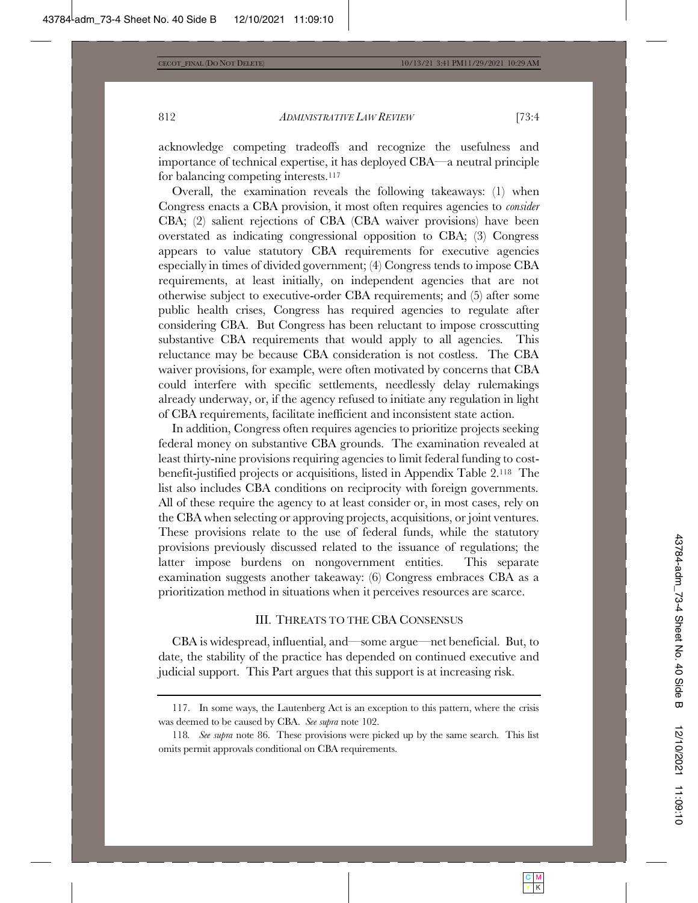acknowledge competing tradeoffs and recognize the usefulness and importance of technical expertise, it has deployed CBA—a neutral principle for balancing competing interests.[117]

Overall, the examination reveals the following takeaways: (1) when Congress enacts a CBA provision, it most often requires agencies to *consider* CBA; (2) salient rejections of CBA (CBA waiver provisions) have been overstated as indicating congressional opposition to CBA; (3) Congress appears to value statutory CBA requirements for executive agencies especially in times of divided government; (4) Congress tends to impose CBA requirements, at least initially, on independent agencies that are not otherwise subject to executive-order CBA requirements; and (5) after some public health crises, Congress has required agencies to regulate after considering CBA. But Congress has been reluctant to impose crosscutting substantive CBA requirements that would apply to all agencies. This reluctance may be because CBA consideration is not costless. The CBA waiver provisions, for example, were often motivated by concerns that CBA could interfere with specific settlements, needlessly delay rulemakings already underway, or, if the agency refused to initiate any regulation in light of CBA requirements, facilitate inefficient and inconsistent state action.

In addition, Congress often requires agencies to prioritize projects seeking federal money on substantive CBA grounds. The examination revealed at least thirty-nine provisions requiring agencies to limit federal funding to cost-benefit-justified projects or acquisitions, listed in Appendix Table 2.[118] The list also includes CBA conditions on reciprocity with foreign governments. All of these require the agency to at least consider or, in most cases, rely on the CBA when selecting or approving projects, acquisitions, or joint ventures. These provisions relate to the use of federal funds, while the statutory provisions previously discussed related to the issuance of regulations; the latter impose burdens on nongovernment entities. This separate examination suggests another takeaway: (6) Congress embraces CBA as a prioritization method in situations when it perceives resources are scarce.

## III. THREATS TO THE CBA CONSENSUS

CBA is widespread, influential, and—some argue—net beneficial. But, to date, the stability of the practice has depended on continued executive and judicial support. This Part argues that this support is at increasing risk.

---

117. In some ways, the Lautenberg Act is an exception to this pattern, where the crisis was deemed to be caused by CBA. *See supra* note 102.

118. *See supra* note 86. These provisions were picked up by the same search. This list omits permit approvals conditional on CBA requirements.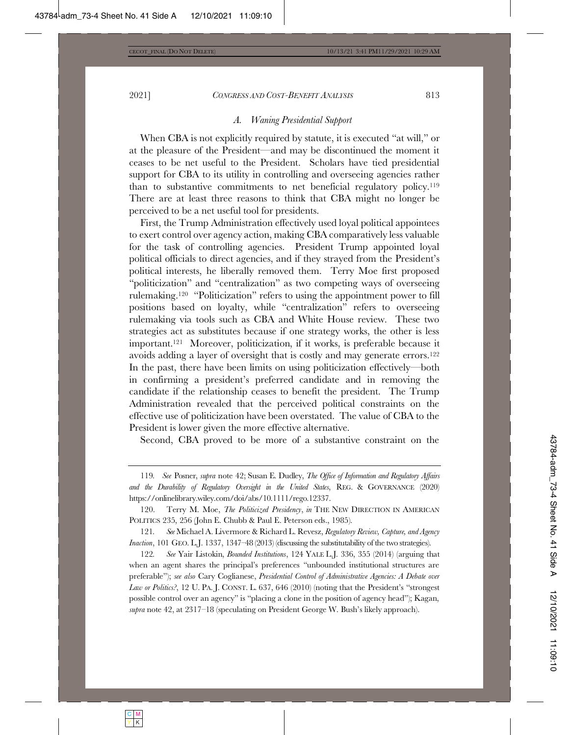### *A. Waning Presidential Support*

When CBA is not explicitly required by statute, it is executed "at will," or at the pleasure of the President—and may be discontinued the moment it ceases to be net useful to the President. Scholars have tied presidential support for CBA to its utility in controlling and overseeing agencies rather than to substantive commitments to net beneficial regulatory policy.[119] There are at least three reasons to think that CBA might no longer be perceived to be a net useful tool for presidents.

First, the Trump Administration effectively used loyal political appointees to exert control over agency action, making CBA comparatively less valuable for the task of controlling agencies. President Trump appointed loyal political officials to direct agencies, and if they strayed from the President's political interests, he liberally removed them. Terry Moe first proposed "politicization" and "centralization" as two competing ways of overseeing rulemaking.[120] "Politicization" refers to using the appointment power to fill positions based on loyalty, while "centralization" refers to overseeing rulemaking via tools such as CBA and White House review. These two strategies act as substitutes because if one strategy works, the other is less important.[121] Moreover, politicization, if it works, is preferable because it avoids adding a layer of oversight that is costly and may generate errors.[122] In the past, there have been limits on using politicization effectively—both in confirming a president's preferred candidate and in removing the candidate if the relationship ceases to benefit the president. The Trump Administration revealed that the perceived political constraints on the effective use of politicization have been overstated. The value of CBA to the President is lower given the more effective alternative.

Second, CBA proved to be more of a substantive constraint on the

---

119. *See* Posner, *supra* note 42; Susan E. Dudley, *The Office of Information and Regulatory Affairs and the Durability of Regulatory Oversight in the United States*, REG. & GOVERNANCE (2020) https://onlinelibrary.wiley.com/doi/abs/10.1111/rego.12337.

120. Terry M. Moe, *The Politicized Presidency*, *in* THE NEW DIRECTION IN AMERICAN POLITICS 235, 256 (John E. Chubb & Paul E. Peterson eds., 1985).

121. *See* Michael A. Livermore & Richard L. Revesz, *Regulatory Review, Capture, and Agency Inaction*, 101 GEO. L.J. 1337, 1347–48 (2013) (discussing the substitutability of the two strategies).

122. *See* Yair Listokin, *Bounded Institutions*, 124 YALE L.J. 336, 355 (2014) (arguing that when an agent shares the principal's preferences "unbounded institutional structures are preferable"); *see also* Cary Coglianese, *Presidential Control of Administrative Agencies: A Debate over Law or Politics?*, 12 U. PA. J. CONST. L. 637, 646 (2010) (noting that the President's "strongest possible control over an agency" is "placing a clone in the position of agency head"); Kagan, *supra* note 42, at 2317–18 (speculating on President George W. Bush's likely approach).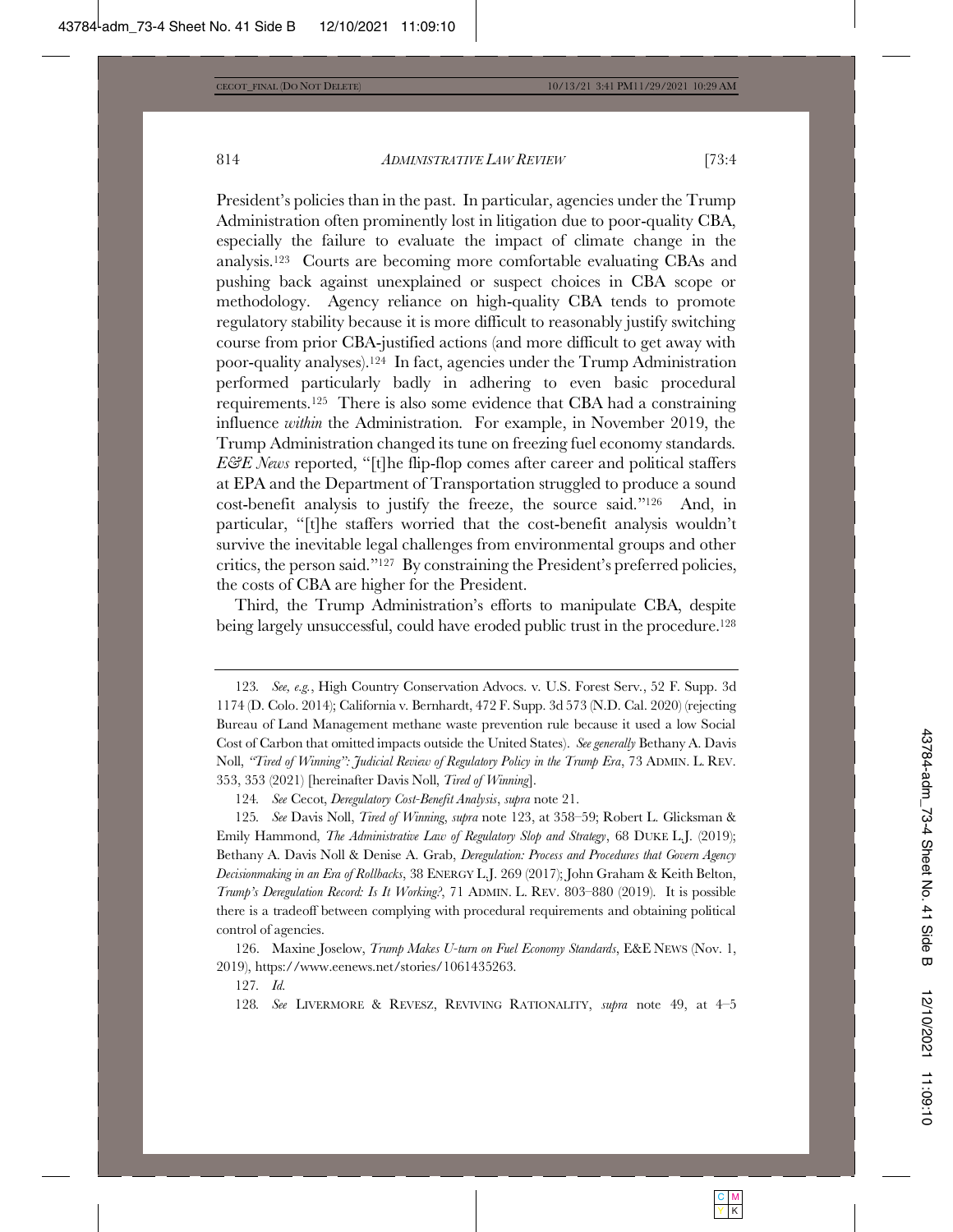President's policies than in the past. In particular, agencies under the Trump Administration often prominently lost in litigation due to poor-quality CBA, especially the failure to evaluate the impact of climate change in the analysis.[123] Courts are becoming more comfortable evaluating CBAs and pushing back against unexplained or suspect choices in CBA scope or methodology. Agency reliance on high-quality CBA tends to promote regulatory stability because it is more difficult to reasonably justify switching course from prior CBA-justified actions (and more difficult to get away with poor-quality analyses).[124] In fact, agencies under the Trump Administration performed particularly badly in adhering to even basic procedural requirements.[125] There is also some evidence that CBA had a constraining influence *within* the Administration. For example, in November 2019, the Trump Administration changed its tune on freezing fuel economy standards. *E&E News* reported, "[t]he flip-flop comes after career and political staffers at EPA and the Department of Transportation struggled to produce a sound cost-benefit analysis to justify the freeze, the source said."[126] And, in particular, "[t]he staffers worried that the cost-benefit analysis wouldn't survive the inevitable legal challenges from environmental groups and other critics, the person said."[127] By constraining the President's preferred policies, the costs of CBA are higher for the President.

Third, the Trump Administration's efforts to manipulate CBA, despite being largely unsuccessful, could have eroded public trust in the procedure.[128]

---

123. *See, e.g.*, High Country Conservation Advocs. v. U.S. Forest Serv., 52 F. Supp. 3d 1174 (D. Colo. 2014); California v. Bernhardt, 472 F. Supp. 3d 573 (N.D. Cal. 2020) (rejecting Bureau of Land Management methane waste prevention rule because it used a low Social Cost of Carbon that omitted impacts outside the United States). *See generally* Bethany A. Davis Noll, *"Tired of Winning": Judicial Review of Regulatory Policy in the Trump Era*, 73 ADMIN. L. REV. 353, 353 (2021) [hereinafter Davis Noll, *Tired of Winning*].

124. *See* Cecot, *Deregulatory Cost-Benefit Analysis*, *supra* note 21.

125. *See* Davis Noll, *Tired of Winning*, *supra* note 123, at 358–59; Robert L. Glicksman & Emily Hammond, *The Administrative Law of Regulatory Slop and Strategy*, 68 DUKE L.J. (2019); Bethany A. Davis Noll & Denise A. Grab, *Deregulation: Process and Procedures that Govern Agency Decisionmaking in an Era of Rollbacks*, 38 ENERGY L.J. 269 (2017); John Graham & Keith Belton, *Trump's Deregulation Record: Is It Working?*, 71 ADMIN. L. REV. 803–880 (2019). It is possible there is a tradeoff between complying with procedural requirements and obtaining political control of agencies.

126. Maxine Joselow, *Trump Makes U-turn on Fuel Economy Standards*, E&E NEWS (Nov. 1, 2019), https://www.eenews.net/stories/1061435263.

127. *Id.*

128. *See* LIVERMORE & REVESZ, REVIVING RATIONALITY, *supra* note 49, at 4–5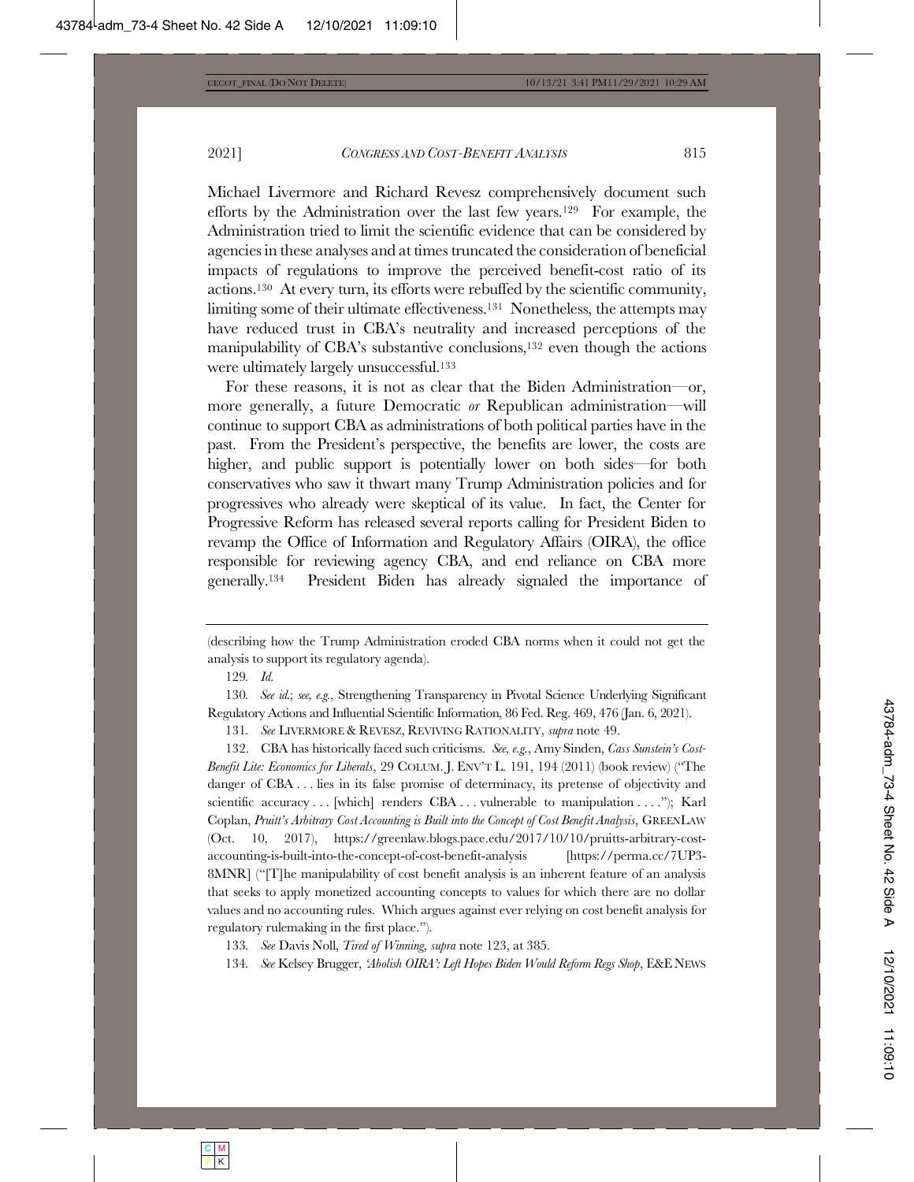Michael Livermore and Richard Revesz comprehensively document such efforts by the Administration over the last few years.[129] For example, the Administration tried to limit the scientific evidence that can be considered by agencies in these analyses and at times truncated the consideration of beneficial impacts of regulations to improve the perceived benefit-cost ratio of its actions.[130] At every turn, its efforts were rebuffed by the scientific community, limiting some of their ultimate effectiveness.[131] Nonetheless, the attempts may have reduced trust in CBA's neutrality and increased perceptions of the manipulability of CBA's substantive conclusions,[132] even though the actions were ultimately largely unsuccessful.[133]

For these reasons, it is not as clear that the Biden Administration—or, more generally, a future Democratic *or* Republican administration—will continue to support CBA as administrations of both political parties have in the past. From the President's perspective, the benefits are lower, the costs are higher, and public support is potentially lower on both sides—for both conservatives who saw it thwart many Trump Administration policies and for progressives who already were skeptical of its value. In fact, the Center for Progressive Reform has released several reports calling for President Biden to revamp the Office of Information and Regulatory Affairs (OIRA), the office responsible for reviewing agency CBA, and end reliance on CBA more generally.[134] President Biden has already signaled the importance of

---

(describing how the Trump Administration eroded CBA norms when it could not get the analysis to support its regulatory agenda).

129. *Id.*

130. *See id.*; *see, e.g.*, Strengthening Transparency in Pivotal Science Underlying Significant Regulatory Actions and Influential Scientific Information, 86 Fed. Reg. 469, 476 (Jan. 6, 2021).

131. *See* LIVERMORE & REVESZ, REVIVING RATIONALITY, *supra* note 49.

132. CBA has historically faced such criticisms. *See, e.g.*, Amy Sinden, *Cass Sunstein's Cost-Benefit Lite: Economics for Liberals*, 29 COLUM. J. ENV'T L. 191, 194 (2011) (book review) ("The danger of CBA . . . lies in its false promise of determinacy, its pretense of objectivity and scientific accuracy . . . [which] renders CBA . . . vulnerable to manipulation . . . ."); Karl Coplan, *Pruitt's Arbitrary Cost Accounting is Built into the Concept of Cost Benefit Analysis*, GREENLAW (Oct. 10, 2017), https://greenlaw.blogs.pace.edu/2017/10/10/pruitts-arbitrary-cost-accounting-is-built-into-the-concept-of-cost-benefit-analysis [https://perma.cc/7UP3-8MNR] ("[T]he manipulability of cost benefit analysis is an inherent feature of an analysis that seeks to apply monetized accounting concepts to values for which there are no dollar values and no accounting rules. Which argues against ever relying on cost benefit analysis for regulatory rulemaking in the first place.").

133. *See* Davis Noll, *Tired of Winning*, *supra* note 123, at 385.

134. *See* Kelsey Brugger, *'Abolish OIRA': Left Hopes Biden Would Reform Regs Shop*, E&E NEWS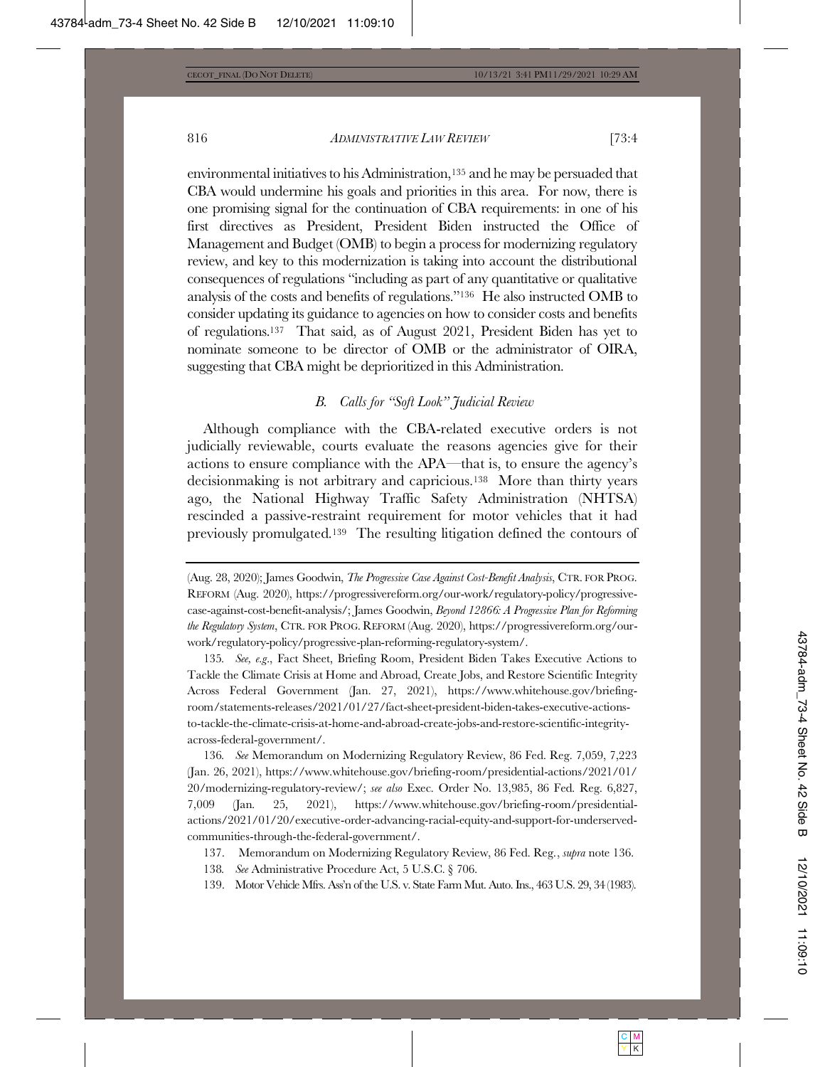environmental initiatives to his Administration,[135] and he may be persuaded that CBA would undermine his goals and priorities in this area. For now, there is one promising signal for the continuation of CBA requirements: in one of his first directives as President, President Biden instructed the Office of Management and Budget (OMB) to begin a process for modernizing regulatory review, and key to this modernization is taking into account the distributional consequences of regulations "including as part of any quantitative or qualitative analysis of the costs and benefits of regulations."[136] He also instructed OMB to consider updating its guidance to agencies on how to consider costs and benefits of regulations.[137] That said, as of August 2021, President Biden has yet to nominate someone to be director of OMB or the administrator of OIRA, suggesting that CBA might be deprioritized in this Administration.

### *B. Calls for "Soft Look" Judicial Review*

Although compliance with the CBA-related executive orders is not judicially reviewable, courts evaluate the reasons agencies give for their actions to ensure compliance with the APA—that is, to ensure the agency's decisionmaking is not arbitrary and capricious.[138] More than thirty years ago, the National Highway Traffic Safety Administration (NHTSA) rescinded a passive-restraint requirement for motor vehicles that it had previously promulgated.[139] The resulting litigation defined the contours of

---

(Aug. 28, 2020); James Goodwin, *The Progressive Case Against Cost-Benefit Analysis*, CTR. FOR PROG. REFORM (Aug. 2020), https://progressivereform.org/our-work/regulatory-policy/progressive-case-against-cost-benefit-analysis/; James Goodwin, *Beyond 12866: A Progressive Plan for Reforming the Regulatory System*, CTR. FOR PROG. REFORM (Aug. 2020), https://progressivereform.org/our-work/regulatory-policy/progressive-plan-reforming-regulatory-system/.

135. *See, e.g.*, Fact Sheet, Briefing Room, President Biden Takes Executive Actions to Tackle the Climate Crisis at Home and Abroad, Create Jobs, and Restore Scientific Integrity Across Federal Government (Jan. 27, 2021), https://www.whitehouse.gov/briefing-room/statements-releases/2021/01/27/fact-sheet-president-biden-takes-executive-actions-to-tackle-the-climate-crisis-at-home-and-abroad-create-jobs-and-restore-scientific-integrity-across-federal-government/.

136. *See* Memorandum on Modernizing Regulatory Review, 86 Fed. Reg. 7,059, 7,223 (Jan. 26, 2021), https://www.whitehouse.gov/briefing-room/presidential-actions/2021/01/20/modernizing-regulatory-review/; *see also* Exec. Order No. 13,985, 86 Fed. Reg. 6,827, 7,009 (Jan. 25, 2021), https://www.whitehouse.gov/briefing-room/presidential-actions/2021/01/20/executive-order-advancing-racial-equity-and-support-for-underserved-communities-through-the-federal-government/.

137. Memorandum on Modernizing Regulatory Review, 86 Fed. Reg., *supra* note 136.

138. *See* Administrative Procedure Act, 5 U.S.C. § 706.

139. Motor Vehicle Mfrs. Ass'n of the U.S. v. State Farm Mut. Auto. Ins., 463 U.S. 29, 34 (1983).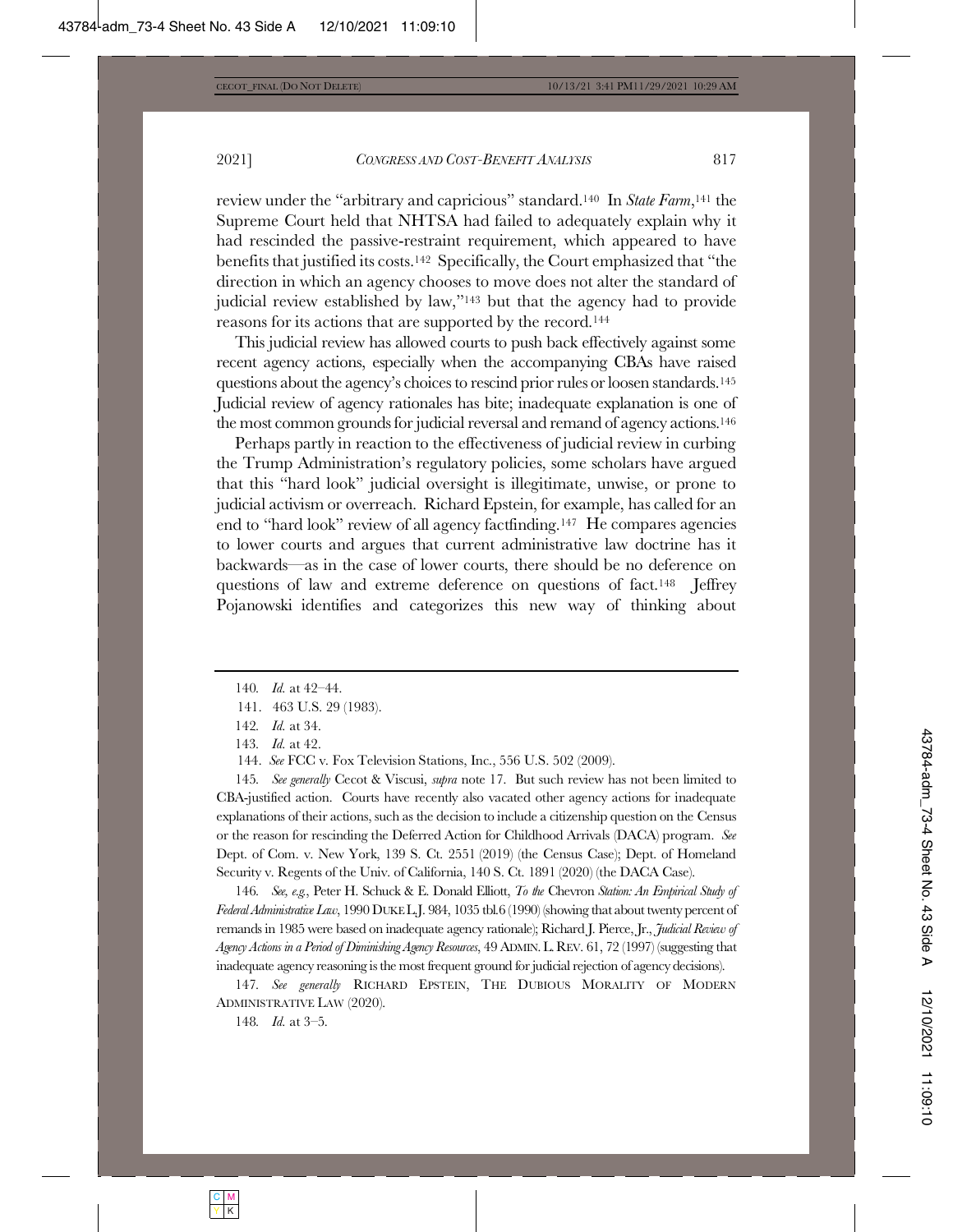review under the "arbitrary and capricious" standard.[140] In *State Farm*,[141] the Supreme Court held that NHTSA had failed to adequately explain why it had rescinded the passive-restraint requirement, which appeared to have benefits that justified its costs.[142] Specifically, the Court emphasized that "the direction in which an agency chooses to move does not alter the standard of judicial review established by law,"[143] but that the agency had to provide reasons for its actions that are supported by the record.[144]

This judicial review has allowed courts to push back effectively against some recent agency actions, especially when the accompanying CBAs have raised questions about the agency's choices to rescind prior rules or loosen standards.[145] Judicial review of agency rationales has bite; inadequate explanation is one of the most common grounds for judicial reversal and remand of agency actions.[146]

Perhaps partly in reaction to the effectiveness of judicial review in curbing the Trump Administration's regulatory policies, some scholars have argued that this "hard look" judicial oversight is illegitimate, unwise, or prone to judicial activism or overreach. Richard Epstein, for example, has called for an end to "hard look" review of all agency factfinding.[147] He compares agencies to lower courts and argues that current administrative law doctrine has it backwards—as in the case of lower courts, there should be no deference on questions of law and extreme deference on questions of fact.[148] Jeffrey Pojanowski identifies and categorizes this new way of thinking about

---

140. *Id.* at 42–44.

141. 463 U.S. 29 (1983).

142. *Id.* at 34.

143. *Id.* at 42.

144. *See* FCC v. Fox Television Stations, Inc., 556 U.S. 502 (2009).

145. *See generally* Cecot & Viscusi, *supra* note 17. But such review has not been limited to CBA-justified action. Courts have recently also vacated other agency actions for inadequate explanations of their actions, such as the decision to include a citizenship question on the Census or the reason for rescinding the Deferred Action for Childhood Arrivals (DACA) program. *See* Dept. of Com. v. New York, 139 S. Ct. 2551 (2019) (the Census Case); Dept. of Homeland Security v. Regents of the Univ. of California, 140 S. Ct. 1891 (2020) (the DACA Case).

146. *See, e.g.*, Peter H. Schuck & E. Donald Elliott, *To the* Chevron *Station: An Empirical Study of Federal Administrative Law*, 1990 DUKE L.J. 984, 1035 tbl.6 (1990) (showing that about twenty percent of remands in 1985 were based on inadequate agency rationale); Richard J. Pierce, Jr., *Judicial Review of Agency Actions in a Period of Diminishing Agency Resources*, 49 ADMIN. L. REV. 61, 72 (1997) (suggesting that inadequate agency reasoning is the most frequent ground for judicial rejection of agency decisions).

147. *See generally* RICHARD EPSTEIN, THE DUBIOUS MORALITY OF MODERN ADMINISTRATIVE LAW (2020).

148. *Id.* at 3–5.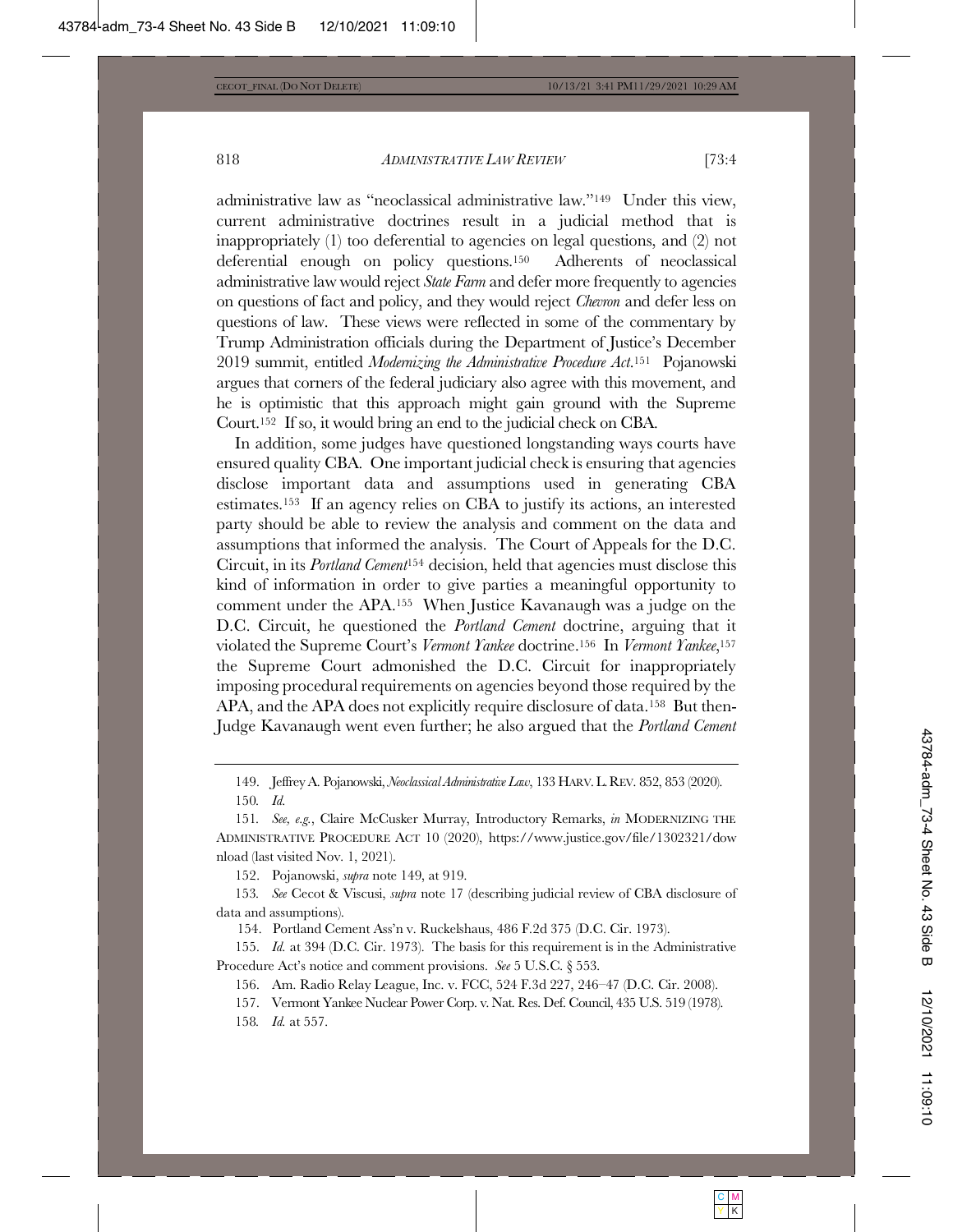administrative law as "neoclassical administrative law."[149] Under this view, current administrative doctrines result in a judicial method that is inappropriately (1) too deferential to agencies on legal questions, and (2) not deferential enough on policy questions.[150] Adherents of neoclassical administrative law would reject *State Farm* and defer more frequently to agencies on questions of fact and policy, and they would reject *Chevron* and defer less on questions of law. These views were reflected in some of the commentary by Trump Administration officials during the Department of Justice's December 2019 summit, entitled *Modernizing the Administrative Procedure Act*.[151] Pojanowski argues that corners of the federal judiciary also agree with this movement, and he is optimistic that this approach might gain ground with the Supreme Court.[152] If so, it would bring an end to the judicial check on CBA.

In addition, some judges have questioned longstanding ways courts have ensured quality CBA. One important judicial check is ensuring that agencies disclose important data and assumptions used in generating CBA estimates.[153] If an agency relies on CBA to justify its actions, an interested party should be able to review the analysis and comment on the data and assumptions that informed the analysis. The Court of Appeals for the D.C. Circuit, in its *Portland Cement*[154] decision, held that agencies must disclose this kind of information in order to give parties a meaningful opportunity to comment under the APA.[155] When Justice Kavanaugh was a judge on the D.C. Circuit, he questioned the *Portland Cement* doctrine, arguing that it violated the Supreme Court's *Vermont Yankee* doctrine.[156] In *Vermont Yankee*,[157] the Supreme Court admonished the D.C. Circuit for inappropriately imposing procedural requirements on agencies beyond those required by the APA, and the APA does not explicitly require disclosure of data.[158] But then-Judge Kavanaugh went even further; he also argued that the *Portland Cement*

---

149. Jeffrey A. Pojanowski, *Neoclassical Administrative Law*, 133 HARV. L. REV. 852, 853 (2020).

150. *Id.*

151. *See, e.g.*, Claire McCusker Murray, Introductory Remarks, *in* MODERNIZING THE ADMINISTRATIVE PROCEDURE ACT 10 (2020), https://www.justice.gov/file/1302321/download (last visited Nov. 1, 2021).

152. Pojanowski, *supra* note 149, at 919.

153. *See* Cecot & Viscusi, *supra* note 17 (describing judicial review of CBA disclosure of data and assumptions).

154. Portland Cement Ass'n v. Ruckelshaus, 486 F.2d 375 (D.C. Cir. 1973).

155. *Id.* at 394 (D.C. Cir. 1973). The basis for this requirement is in the Administrative Procedure Act's notice and comment provisions. *See* 5 U.S.C. § 553.

156. Am. Radio Relay League, Inc. v. FCC, 524 F.3d 227, 246–47 (D.C. Cir. 2008).

157. Vermont Yankee Nuclear Power Corp. v. Nat. Res. Def. Council, 435 U.S. 519 (1978).

158. *Id.* at 557.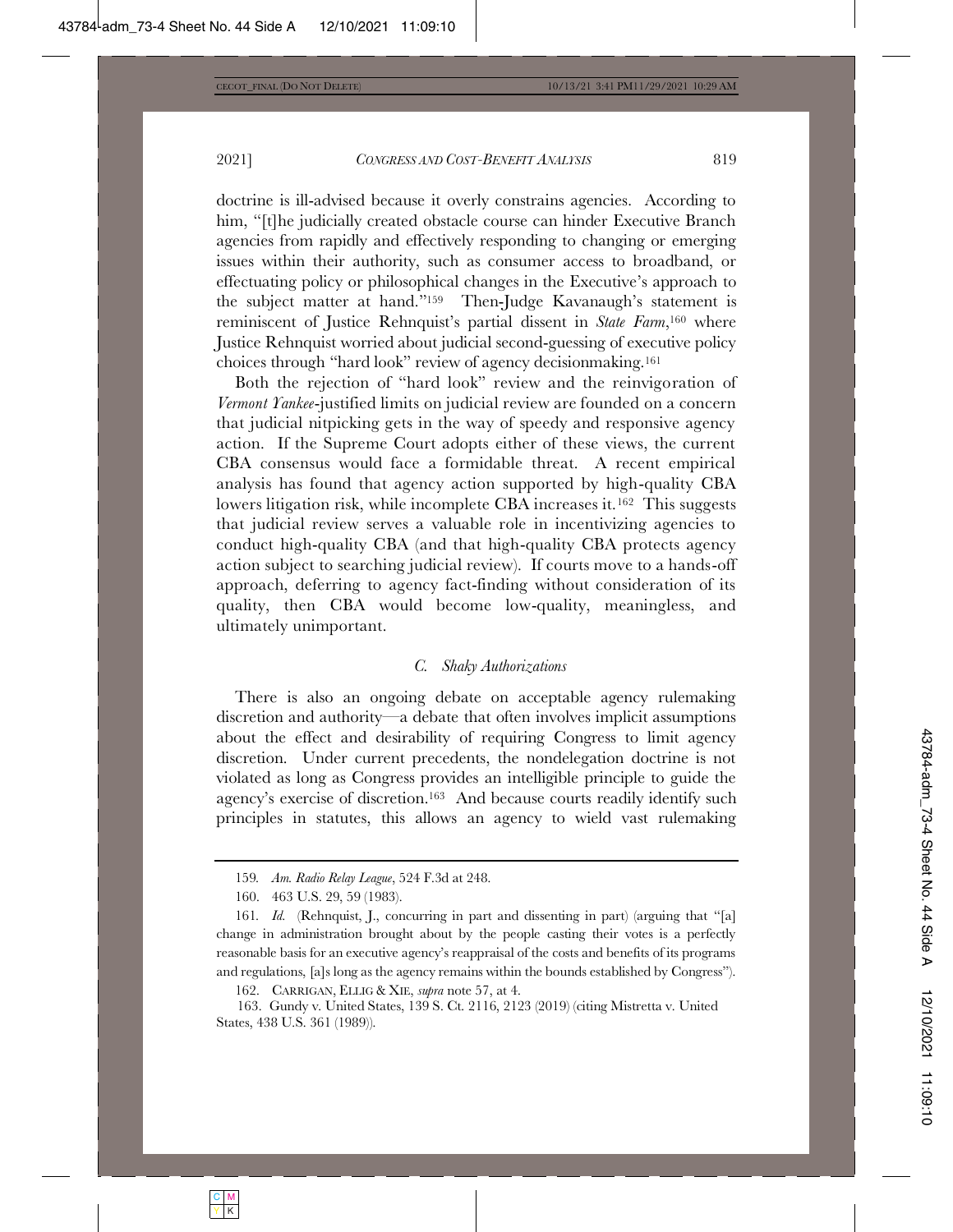doctrine is ill-advised because it overly constrains agencies. According to him, "[t]he judicially created obstacle course can hinder Executive Branch agencies from rapidly and effectively responding to changing or emerging issues within their authority, such as consumer access to broadband, or effectuating policy or philosophical changes in the Executive's approach to the subject matter at hand."[159] Then-Judge Kavanaugh's statement is reminiscent of Justice Rehnquist's partial dissent in *State Farm*,[160] where Justice Rehnquist worried about judicial second-guessing of executive policy choices through "hard look" review of agency decisionmaking.[161]

Both the rejection of "hard look" review and the reinvigoration of *Vermont Yankee*-justified limits on judicial review are founded on a concern that judicial nitpicking gets in the way of speedy and responsive agency action. If the Supreme Court adopts either of these views, the current CBA consensus would face a formidable threat. A recent empirical analysis has found that agency action supported by high-quality CBA lowers litigation risk, while incomplete CBA increases it.[162] This suggests that judicial review serves a valuable role in incentivizing agencies to conduct high-quality CBA (and that high-quality CBA protects agency action subject to searching judicial review). If courts move to a hands-off approach, deferring to agency fact-finding without consideration of its quality, then CBA would become low-quality, meaningless, and ultimately unimportant.

### *C. Shaky Authorizations*

There is also an ongoing debate on acceptable agency rulemaking discretion and authority—a debate that often involves implicit assumptions about the effect and desirability of requiring Congress to limit agency discretion. Under current precedents, the nondelegation doctrine is not violated as long as Congress provides an intelligible principle to guide the agency's exercise of discretion.[163] And because courts readily identify such principles in statutes, this allows an agency to wield vast rulemaking

---

159. *Am. Radio Relay League*, 524 F.3d at 248.

160. 463 U.S. 29, 59 (1983).

161. *Id.* (Rehnquist, J., concurring in part and dissenting in part) (arguing that "[a] change in administration brought about by the people casting their votes is a perfectly reasonable basis for an executive agency's reappraisal of the costs and benefits of its programs and regulations, [a]s long as the agency remains within the bounds established by Congress").

162. CARRIGAN, ELLIG & XIE, *supra* note 57, at 4.

163. Gundy v. United States, 139 S. Ct. 2116, 2123 (2019) (citing Mistretta v. United States, 438 U.S. 361 (1989)).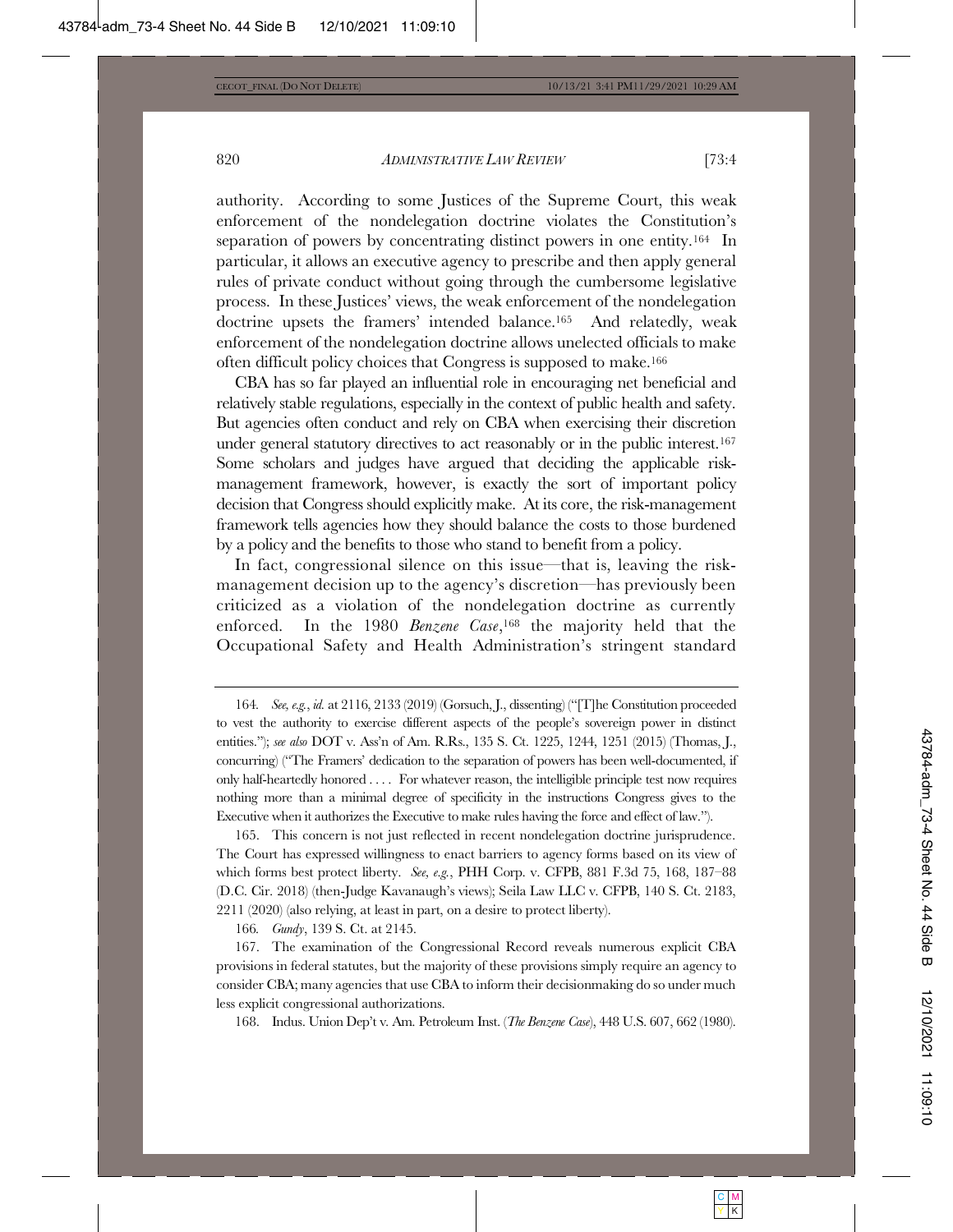authority. According to some Justices of the Supreme Court, this weak enforcement of the nondelegation doctrine violates the Constitution's separation of powers by concentrating distinct powers in one entity.[164] In particular, it allows an executive agency to prescribe and then apply general rules of private conduct without going through the cumbersome legislative process. In these Justices' views, the weak enforcement of the nondelegation doctrine upsets the framers' intended balance.[165] And relatedly, weak enforcement of the nondelegation doctrine allows unelected officials to make often difficult policy choices that Congress is supposed to make.[166]

CBA has so far played an influential role in encouraging net beneficial and relatively stable regulations, especially in the context of public health and safety. But agencies often conduct and rely on CBA when exercising their discretion under general statutory directives to act reasonably or in the public interest.[167] Some scholars and judges have argued that deciding the applicable risk-management framework, however, is exactly the sort of important policy decision that Congress should explicitly make. At its core, the risk-management framework tells agencies how they should balance the costs to those burdened by a policy and the benefits to those who stand to benefit from a policy.

In fact, congressional silence on this issue—that is, leaving the risk-management decision up to the agency's discretion—has previously been criticized as a violation of the nondelegation doctrine as currently enforced. In the 1980 *Benzene Case*,[168] the majority held that the Occupational Safety and Health Administration's stringent standard

---

164. *See, e.g.*, *id.* at 2116, 2133 (2019) (Gorsuch, J., dissenting) ("[T]he Constitution proceeded to vest the authority to exercise different aspects of the people's sovereign power in distinct entities."); *see also* DOT v. Ass'n of Am. R.Rs., 135 S. Ct. 1225, 1244, 1251 (2015) (Thomas, J., concurring) ("The Framers' dedication to the separation of powers has been well-documented, if only half-heartedly honored . . . . For whatever reason, the intelligible principle test now requires nothing more than a minimal degree of specificity in the instructions Congress gives to the Executive when it authorizes the Executive to make rules having the force and effect of law.").

165. This concern is not just reflected in recent nondelegation doctrine jurisprudence. The Court has expressed willingness to enact barriers to agency forms based on its view of which forms best protect liberty. *See, e.g.*, PHH Corp. v. CFPB, 881 F.3d 75, 168, 187–88 (D.C. Cir. 2018) (then-Judge Kavanaugh's views); Seila Law LLC v. CFPB, 140 S. Ct. 2183, 2211 (2020) (also relying, at least in part, on a desire to protect liberty).

166. *Gundy*, 139 S. Ct. at 2145.

167. The examination of the Congressional Record reveals numerous explicit CBA provisions in federal statutes, but the majority of these provisions simply require an agency to consider CBA; many agencies that use CBA to inform their decisionmaking do so under much less explicit congressional authorizations.

168. Indus. Union Dep't v. Am. Petroleum Inst. (*The Benzene Case*), 448 U.S. 607, 662 (1980).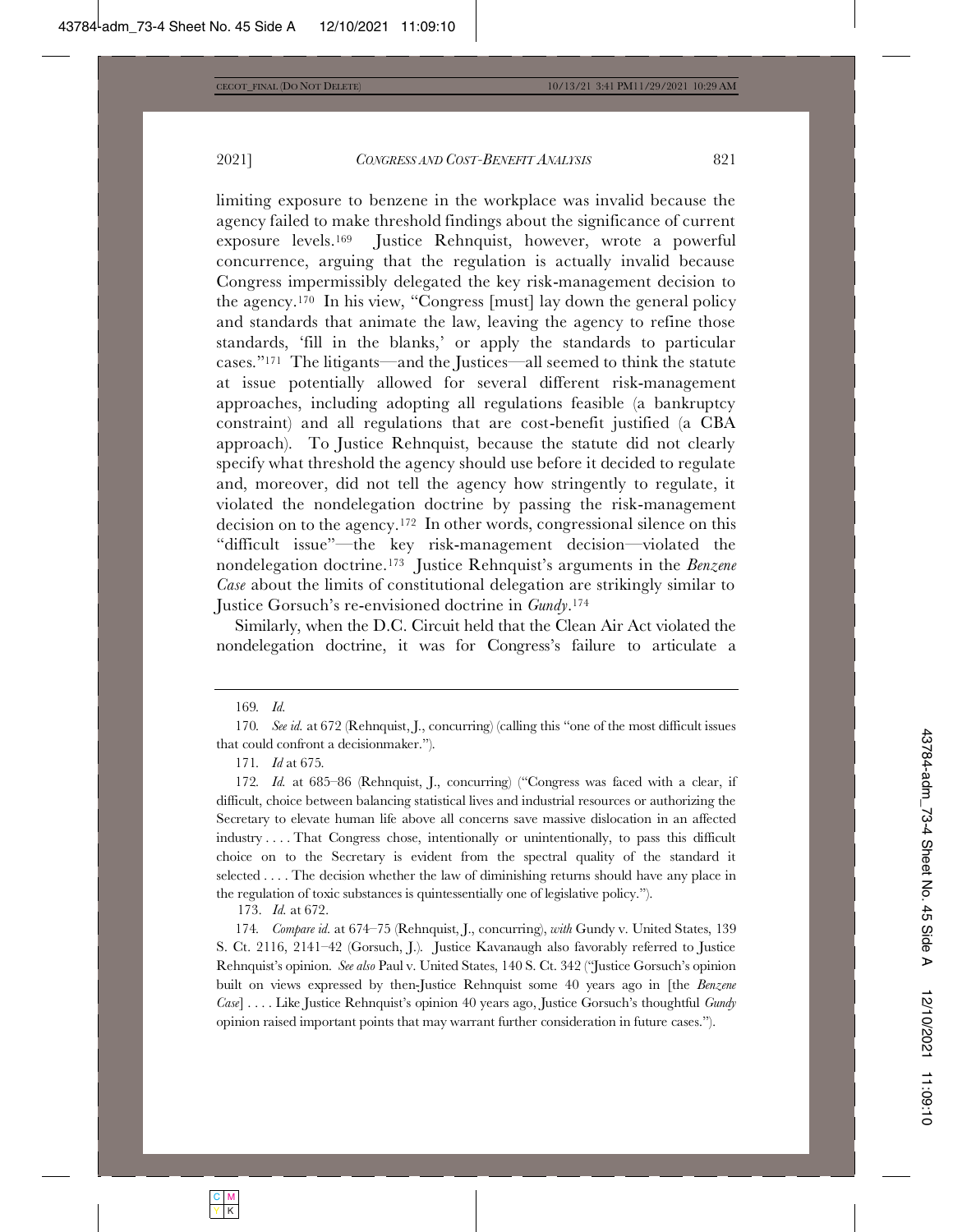limiting exposure to benzene in the workplace was invalid because the agency failed to make threshold findings about the significance of current exposure levels.[169] Justice Rehnquist, however, wrote a powerful concurrence, arguing that the regulation is actually invalid because Congress impermissibly delegated the key risk-management decision to the agency.[170] In his view, "Congress [must] lay down the general policy and standards that animate the law, leaving the agency to refine those standards, 'fill in the blanks,' or apply the standards to particular cases."[171] The litigants—and the Justices—all seemed to think the statute at issue potentially allowed for several different risk-management approaches, including adopting all regulations feasible (a bankruptcy constraint) and all regulations that are cost-benefit justified (a CBA approach). To Justice Rehnquist, because the statute did not clearly specify what threshold the agency should use before it decided to regulate and, moreover, did not tell the agency how stringently to regulate, it violated the nondelegation doctrine by passing the risk-management decision on to the agency.[172] In other words, congressional silence on this "difficult issue"—the key risk-management decision—violated the nondelegation doctrine.[173] Justice Rehnquist's arguments in the *Benzene Case* about the limits of constitutional delegation are strikingly similar to Justice Gorsuch's re-envisioned doctrine in *Gundy*.[174]

Similarly, when the D.C. Circuit held that the Clean Air Act violated the nondelegation doctrine, it was for Congress's failure to articulate a

---

169. *Id.*

170. *See id.* at 672 (Rehnquist, J., concurring) (calling this "one of the most difficult issues that could confront a decisionmaker.").

171. *Id* at 675.

172. *Id.* at 685–86 (Rehnquist, J., concurring) ("Congress was faced with a clear, if difficult, choice between balancing statistical lives and industrial resources or authorizing the Secretary to elevate human life above all concerns save massive dislocation in an affected industry . . . . That Congress chose, intentionally or unintentionally, to pass this difficult choice on to the Secretary is evident from the spectral quality of the standard it selected . . . . The decision whether the law of diminishing returns should have any place in the regulation of toxic substances is quintessentially one of legislative policy.").

173. *Id.* at 672.

174. *Compare id.* at 674–75 (Rehnquist, J., concurring), *with* Gundy v. United States, 139 S. Ct. 2116, 2141–42 (Gorsuch, J.). Justice Kavanaugh also favorably referred to Justice Rehnquist's opinion. *See also* Paul v. United States, 140 S. Ct. 342 ("Justice Gorsuch's opinion built on views expressed by then-Justice Rehnquist some 40 years ago in [the *Benzene Case*] . . . . Like Justice Rehnquist's opinion 40 years ago, Justice Gorsuch's thoughtful *Gundy* opinion raised important points that may warrant further consideration in future cases.").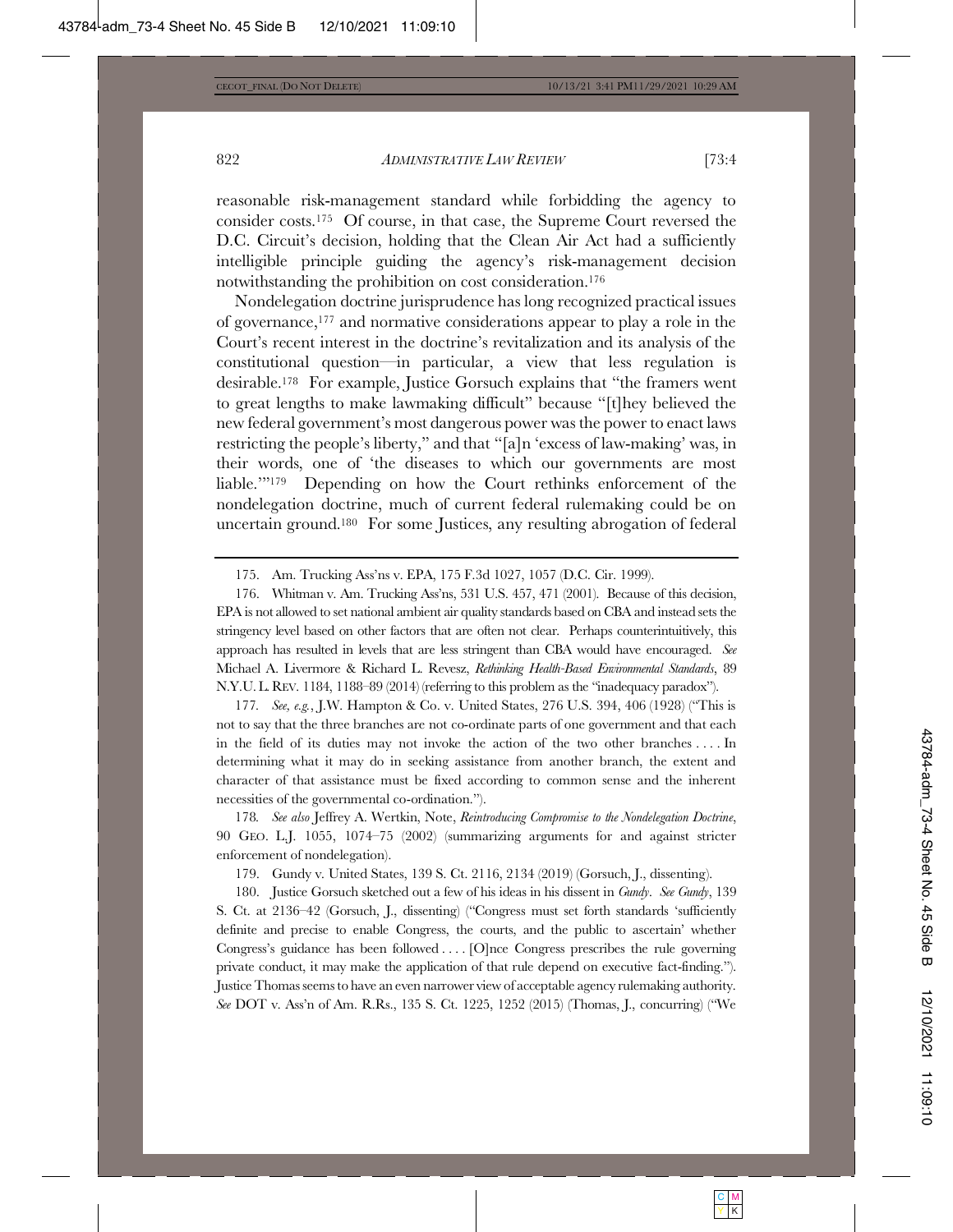reasonable risk-management standard while forbidding the agency to consider costs.[175] Of course, in that case, the Supreme Court reversed the D.C. Circuit's decision, holding that the Clean Air Act had a sufficiently intelligible principle guiding the agency's risk-management decision notwithstanding the prohibition on cost consideration.[176]

Nondelegation doctrine jurisprudence has long recognized practical issues of governance,[177] and normative considerations appear to play a role in the Court's recent interest in the doctrine's revitalization and its analysis of the constitutional question—in particular, a view that less regulation is desirable.[178] For example, Justice Gorsuch explains that "the framers went to great lengths to make lawmaking difficult" because "[t]hey believed the new federal government's most dangerous power was the power to enact laws restricting the people's liberty," and that "[a]n 'excess of law-making' was, in their words, one of 'the diseases to which our governments are most liable.'"[179] Depending on how the Court rethinks enforcement of the nondelegation doctrine, much of current federal rulemaking could be on uncertain ground.[180] For some Justices, any resulting abrogation of federal

---

175. Am. Trucking Ass'ns v. EPA, 175 F.3d 1027, 1057 (D.C. Cir. 1999).

176. Whitman v. Am. Trucking Ass'ns, 531 U.S. 457, 471 (2001). Because of this decision, EPA is not allowed to set national ambient air quality standards based on CBA and instead sets the stringency level based on other factors that are often not clear. Perhaps counterintuitively, this approach has resulted in levels that are less stringent than CBA would have encouraged. *See* Michael A. Livermore & Richard L. Revesz, *Rethinking Health-Based Environmental Standards*, 89 N.Y.U. L. REV. 1184, 1188–89 (2014) (referring to this problem as the "inadequacy paradox").

177. *See, e.g.*, J.W. Hampton & Co. v. United States, 276 U.S. 394, 406 (1928) ("This is not to say that the three branches are not co-ordinate parts of one government and that each in the field of its duties may not invoke the action of the two other branches . . . . In determining what it may do in seeking assistance from another branch, the extent and character of that assistance must be fixed according to common sense and the inherent necessities of the governmental co-ordination.").

178. *See also* Jeffrey A. Wertkin, Note, *Reintroducing Compromise to the Nondelegation Doctrine*, 90 GEO. L.J. 1055, 1074–75 (2002) (summarizing arguments for and against stricter enforcement of nondelegation).

179. Gundy v. United States, 139 S. Ct. 2116, 2134 (2019) (Gorsuch, J., dissenting).

180. Justice Gorsuch sketched out a few of his ideas in his dissent in *Gundy*. *See Gundy*, 139 S. Ct. at 2136–42 (Gorsuch, J., dissenting) ("Congress must set forth standards 'sufficiently definite and precise to enable Congress, the courts, and the public to ascertain' whether Congress's guidance has been followed . . . . [O]nce Congress prescribes the rule governing private conduct, it may make the application of that rule depend on executive fact-finding."). Justice Thomas seems to have an even narrower view of acceptable agency rulemaking authority. *See* DOT v. Ass'n of Am. R.Rs., 135 S. Ct. 1225, 1252 (2015) (Thomas, J., concurring) ("We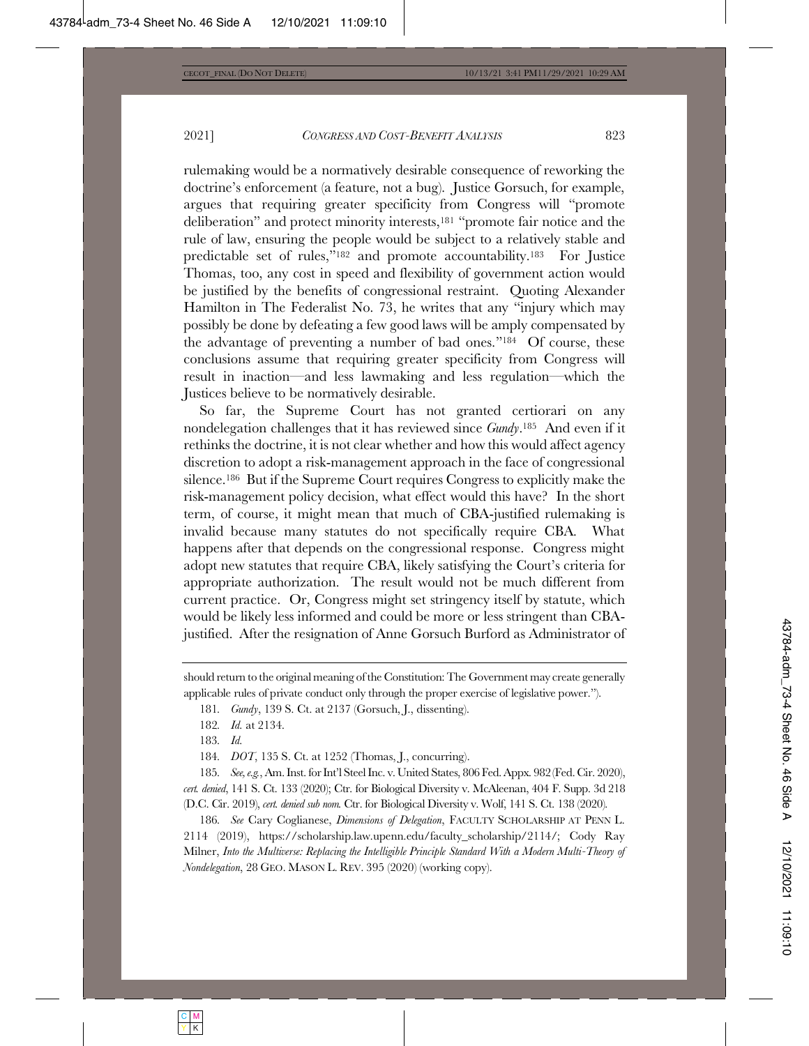rulemaking would be a normatively desirable consequence of reworking the doctrine's enforcement (a feature, not a bug). Justice Gorsuch, for example, argues that requiring greater specificity from Congress will "promote deliberation" and protect minority interests,[181] "promote fair notice and the rule of law, ensuring the people would be subject to a relatively stable and predictable set of rules,"[182] and promote accountability.[183] For Justice Thomas, too, any cost in speed and flexibility of government action would be justified by the benefits of congressional restraint. Quoting Alexander Hamilton in The Federalist No. 73, he writes that any "injury which may possibly be done by defeating a few good laws will be amply compensated by the advantage of preventing a number of bad ones."[184] Of course, these conclusions assume that requiring greater specificity from Congress will result in inaction—and less lawmaking and less regulation—which the Justices believe to be normatively desirable.

So far, the Supreme Court has not granted certiorari on any nondelegation challenges that it has reviewed since *Gundy*.[185] And even if it rethinks the doctrine, it is not clear whether and how this would affect agency discretion to adopt a risk-management approach in the face of congressional silence.[186] But if the Supreme Court requires Congress to explicitly make the risk-management policy decision, what effect would this have? In the short term, of course, it might mean that much of CBA-justified rulemaking is invalid because many statutes do not specifically require CBA. What happens after that depends on the congressional response. Congress might adopt new statutes that require CBA, likely satisfying the Court's criteria for appropriate authorization. The result would not be much different from current practice. Or, Congress might set stringency itself by statute, which would be likely less informed and could be more or less stringent than CBA-justified. After the resignation of Anne Gorsuch Burford as Administrator of

---

should return to the original meaning of the Constitution: The Government may create generally applicable rules of private conduct only through the proper exercise of legislative power.").

181. *Gundy*, 139 S. Ct. at 2137 (Gorsuch, J., dissenting).

182. *Id.* at 2134.

183. *Id.*

184. *DOT*, 135 S. Ct. at 1252 (Thomas, J., concurring).

185. *See, e.g.*, Am. Inst. for Int'l Steel Inc. v. United States, 806 Fed. Appx. 982 (Fed. Cir. 2020), *cert. denied*, 141 S. Ct. 133 (2020); Ctr. for Biological Diversity v. McAleenan, 404 F. Supp. 3d 218 (D.C. Cir. 2019), *cert. denied sub nom.* Ctr. for Biological Diversity v. Wolf, 141 S. Ct. 138 (2020).

186. *See* Cary Coglianese, *Dimensions of Delegation*, FACULTY SCHOLARSHIP AT PENN L. 2114 (2019), https://scholarship.law.upenn.edu/faculty_scholarship/2114/; Cody Ray Milner, *Into the Multiverse: Replacing the Intelligible Principle Standard With a Modern Multi-Theory of Nondelegation*, 28 GEO. MASON L. REV. 395 (2020) (working copy).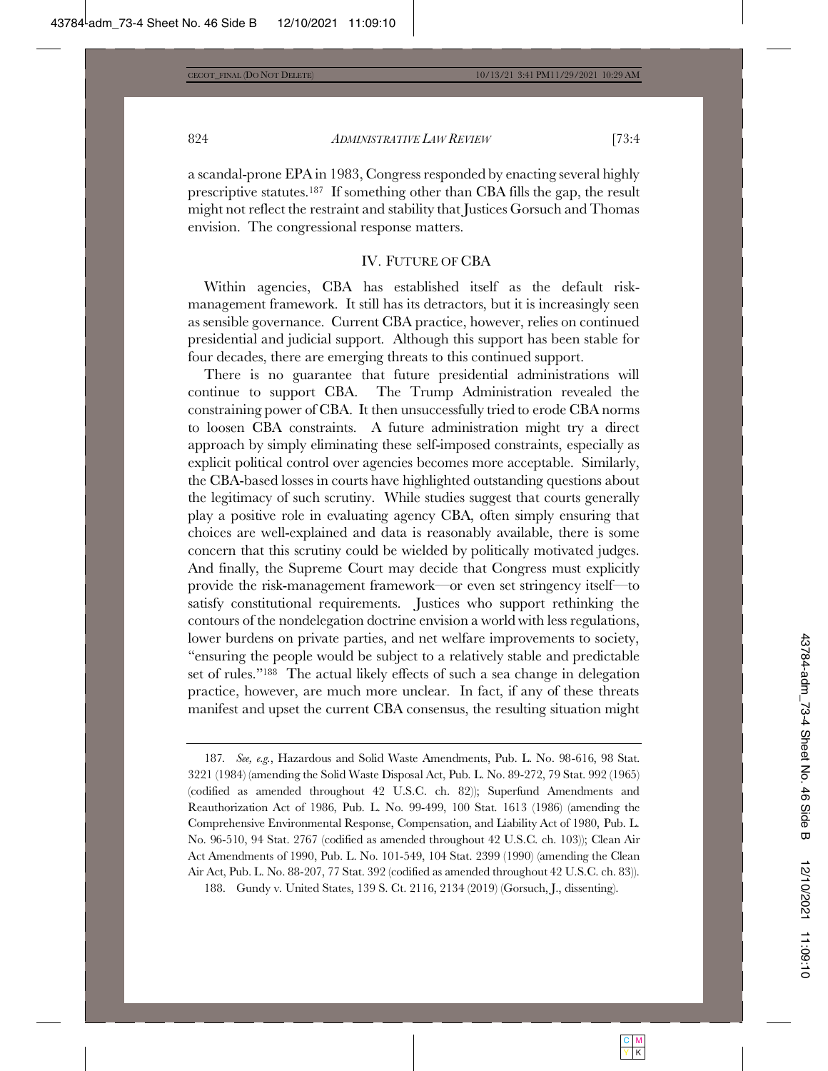a scandal-prone EPA in 1983, Congress responded by enacting several highly prescriptive statutes.[187] If something other than CBA fills the gap, the result might not reflect the restraint and stability that Justices Gorsuch and Thomas envision. The congressional response matters.

## IV. FUTURE OF CBA

Within agencies, CBA has established itself as the default risk-management framework. It still has its detractors, but it is increasingly seen as sensible governance. Current CBA practice, however, relies on continued presidential and judicial support. Although this support has been stable for four decades, there are emerging threats to this continued support.

There is no guarantee that future presidential administrations will continue to support CBA. The Trump Administration revealed the constraining power of CBA. It then unsuccessfully tried to erode CBA norms to loosen CBA constraints. A future administration might try a direct approach by simply eliminating these self-imposed constraints, especially as explicit political control over agencies becomes more acceptable. Similarly, the CBA-based losses in courts have highlighted outstanding questions about the legitimacy of such scrutiny. While studies suggest that courts generally play a positive role in evaluating agency CBA, often simply ensuring that choices are well-explained and data is reasonably available, there is some concern that this scrutiny could be wielded by politically motivated judges. And finally, the Supreme Court may decide that Congress must explicitly provide the risk-management framework—or even set stringency itself—to satisfy constitutional requirements. Justices who support rethinking the contours of the nondelegation doctrine envision a world with less regulations, lower burdens on private parties, and net welfare improvements to society, "ensuring the people would be subject to a relatively stable and predictable set of rules."[188] The actual likely effects of such a sea change in delegation practice, however, are much more unclear. In fact, if any of these threats manifest and upset the current CBA consensus, the resulting situation might

---

187. *See, e.g.*, Hazardous and Solid Waste Amendments, Pub. L. No. 98-616, 98 Stat. 3221 (1984) (amending the Solid Waste Disposal Act, Pub. L. No. 89-272, 79 Stat. 992 (1965) (codified as amended throughout 42 U.S.C. ch. 82)); Superfund Amendments and Reauthorization Act of 1986, Pub. L. No. 99-499, 100 Stat. 1613 (1986) (amending the Comprehensive Environmental Response, Compensation, and Liability Act of 1980, Pub. L. No. 96-510, 94 Stat. 2767 (codified as amended throughout 42 U.S.C. ch. 103)); Clean Air Act Amendments of 1990, Pub. L. No. 101-549, 104 Stat. 2399 (1990) (amending the Clean Air Act, Pub. L. No. 88-207, 77 Stat. 392 (codified as amended throughout 42 U.S.C. ch. 83)).

188. Gundy v. United States, 139 S. Ct. 2116, 2134 (2019) (Gorsuch, J., dissenting).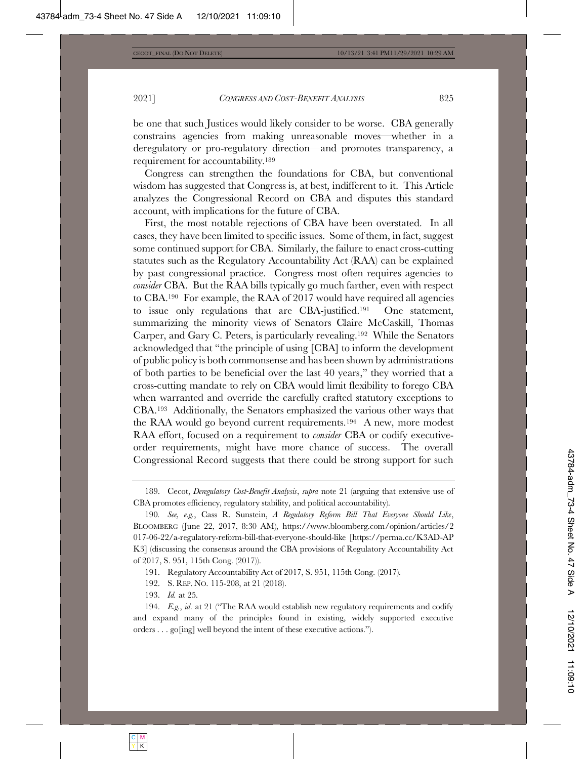be one that such Justices would likely consider to be worse. CBA generally constrains agencies from making unreasonable moves—whether in a deregulatory or pro-regulatory direction—and promotes transparency, a requirement for accountability.[189]

Congress can strengthen the foundations for CBA, but conventional wisdom has suggested that Congress is, at best, indifferent to it. This Article analyzes the Congressional Record on CBA and disputes this standard account, with implications for the future of CBA.

First, the most notable rejections of CBA have been overstated. In all cases, they have been limited to specific issues. Some of them, in fact, suggest some continued support for CBA. Similarly, the failure to enact cross-cutting statutes such as the Regulatory Accountability Act (RAA) can be explained by past congressional practice. Congress most often requires agencies to *consider* CBA. But the RAA bills typically go much farther, even with respect to CBA.[190] For example, the RAA of 2017 would have required all agencies to issue only regulations that are CBA-justified.[191] One statement, summarizing the minority views of Senators Claire McCaskill, Thomas Carper, and Gary C. Peters, is particularly revealing.[192] While the Senators acknowledged that "the principle of using [CBA] to inform the development of public policy is both commonsense and has been shown by administrations of both parties to be beneficial over the last 40 years," they worried that a cross-cutting mandate to rely on CBA would limit flexibility to forego CBA when warranted and override the carefully crafted statutory exceptions to CBA.[193] Additionally, the Senators emphasized the various other ways that the RAA would go beyond current requirements.[194] A new, more modest RAA effort, focused on a requirement to *consider* CBA or codify executive-order requirements, might have more chance of success. The overall Congressional Record suggests that there could be strong support for such

---

189. Cecot, *Deregulatory Cost-Benefit Analysis*, *supra* note 21 (arguing that extensive use of CBA promotes efficiency, regulatory stability, and political accountability).

190. *See, e.g.*, Cass R. Sunstein, *A Regulatory Reform Bill That Everyone Should Like*, BLOOMBERG (June 22, 2017, 8:30 AM), https://www.bloomberg.com/opinion/articles/2017-06-22/a-regulatory-reform-bill-that-everyone-should-like [https://perma.cc/K3AD-APK3] (discussing the consensus around the CBA provisions of Regulatory Accountability Act of 2017, S. 951, 115th Cong. (2017)).

191. Regulatory Accountability Act of 2017, S. 951, 115th Cong. (2017).

192. S. REP. NO. 115-208, at 21 (2018).

193. *Id.* at 25.

194. *E.g.*, *id.* at 21 ("The RAA would establish new regulatory requirements and codify and expand many of the principles found in existing, widely supported executive orders . . . go[ing] well beyond the intent of these executive actions.").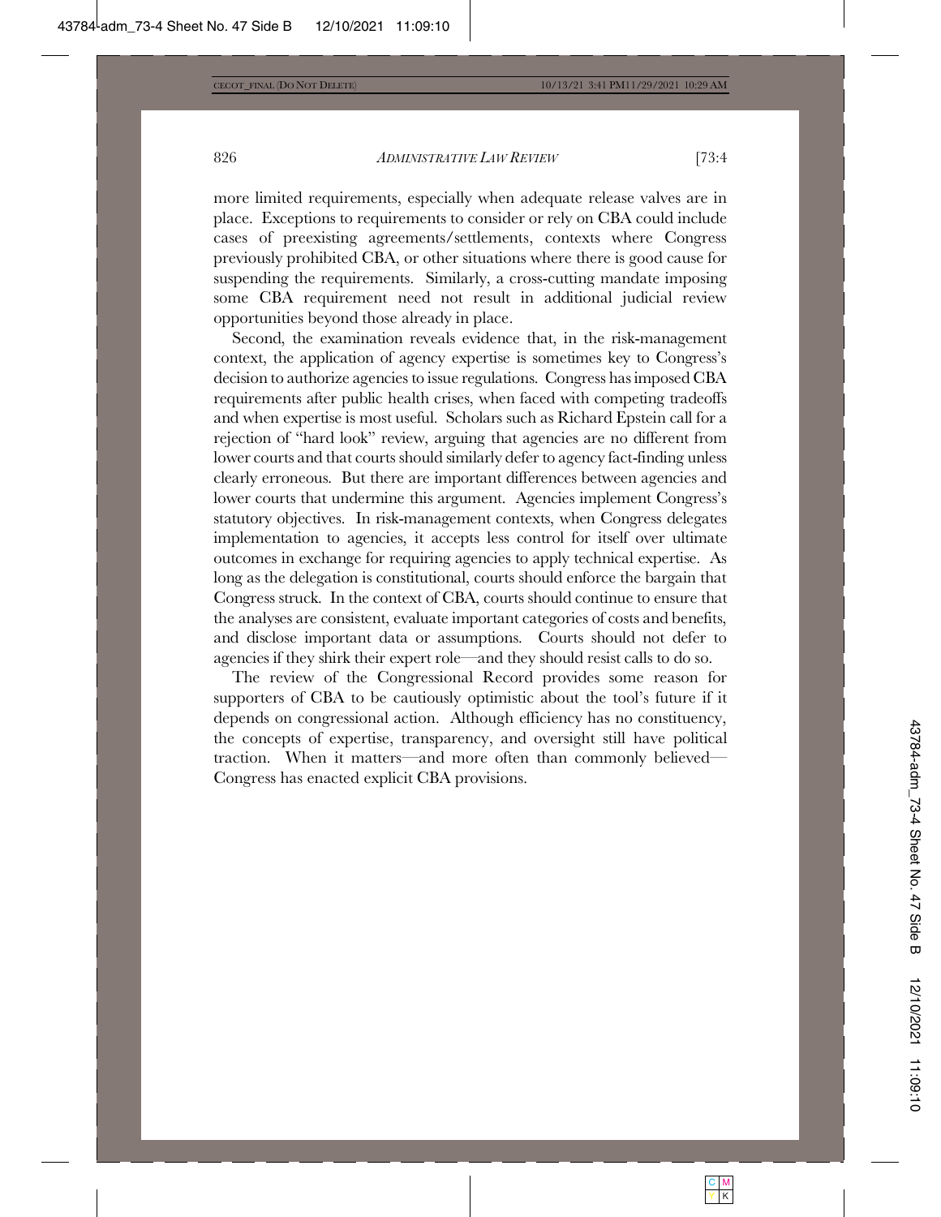more limited requirements, especially when adequate release valves are in place. Exceptions to requirements to consider or rely on CBA could include cases of preexisting agreements/settlements, contexts where Congress previously prohibited CBA, or other situations where there is good cause for suspending the requirements. Similarly, a cross-cutting mandate imposing some CBA requirement need not result in additional judicial review opportunities beyond those already in place.

Second, the examination reveals evidence that, in the risk-management context, the application of agency expertise is sometimes key to Congress's decision to authorize agencies to issue regulations. Congress has imposed CBA requirements after public health crises, when faced with competing tradeoffs and when expertise is most useful. Scholars such as Richard Epstein call for a rejection of "hard look" review, arguing that agencies are no different from lower courts and that courts should similarly defer to agency fact-finding unless clearly erroneous. But there are important differences between agencies and lower courts that undermine this argument. Agencies implement Congress's statutory objectives. In risk-management contexts, when Congress delegates implementation to agencies, it accepts less control for itself over ultimate outcomes in exchange for requiring agencies to apply technical expertise. As long as the delegation is constitutional, courts should enforce the bargain that Congress struck. In the context of CBA, courts should continue to ensure that the analyses are consistent, evaluate important categories of costs and benefits, and disclose important data or assumptions. Courts should not defer to agencies if they shirk their expert role—and they should resist calls to do so.

The review of the Congressional Record provides some reason for supporters of CBA to be cautiously optimistic about the tool's future if it depends on congressional action. Although efficiency has no constituency, the concepts of expertise, transparency, and oversight still have political traction. When it matters—and more often than commonly believed—Congress has enacted explicit CBA provisions.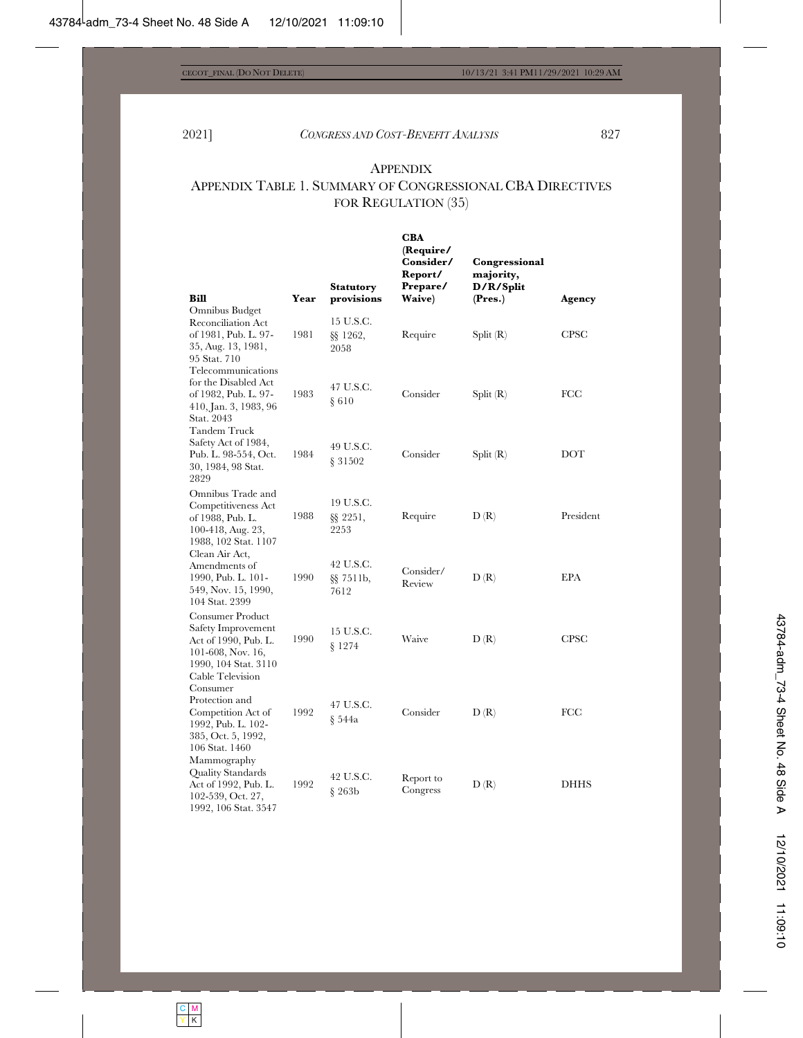## APPENDIX

### APPENDIX TABLE 1. SUMMARY OF CONGRESSIONAL CBA DIRECTIVES FOR REGULATION (35)

| Bill | Year | Statutory provisions | CBA (Require/ Consider/ Report/ Prepare/ Waive) | Congressional majority, D/R/Split (Pres.) | Agency |
|---|---|---|---|---|---|
| Omnibus Budget Reconciliation Act of 1981, Pub. L. 97-35, Aug. 13, 1981, 95 Stat. 710 | 1981 | 15 U.S.C. §§ 1262, 2058 | Require | Split (R) | CPSC |
| Telecommunications for the Disabled Act of 1982, Pub. L. 97-410, Jan. 3, 1983, 96 Stat. 2043 | 1983 | 47 U.S.C. § 610 | Consider | Split (R) | FCC |
| Tandem Truck Safety Act of 1984, Pub. L. 98-554, Oct. 30, 1984, 98 Stat. 2829 | 1984 | 49 U.S.C. § 31502 | Consider | Split (R) | DOT |
| Omnibus Trade and Competitiveness Act of 1988, Pub. L. 100-418, Aug. 23, 1988, 102 Stat. 1107 | 1988 | 19 U.S.C. §§ 2251, 2253 | Require | D (R) | President |
| Clean Air Act, Amendments of 1990, Pub. L. 101-549, Nov. 15, 1990, 104 Stat. 2399 | 1990 | 42 U.S.C. §§ 7511b, 7612 | Consider/ Review | D (R) | EPA |
| Consumer Product Safety Improvement Act of 1990, Pub. L. 101-608, Nov. 16, 1990, 104 Stat. 3110 | 1990 | 15 U.S.C. § 1274 | Waive | D (R) | CPSC |
| Cable Television Consumer Protection and Competition Act of 1992, Pub. L. 102-385, Oct. 5, 1992, 106 Stat. 1460 | 1992 | 47 U.S.C. § 544a | Consider | D (R) | FCC |
| Mammography Quality Standards Act of 1992, Pub. L. 102-539, Oct. 27, 1992, 106 Stat. 3547 | 1992 | 42 U.S.C. § 263b | Report to Congress | D (R) | DHHS |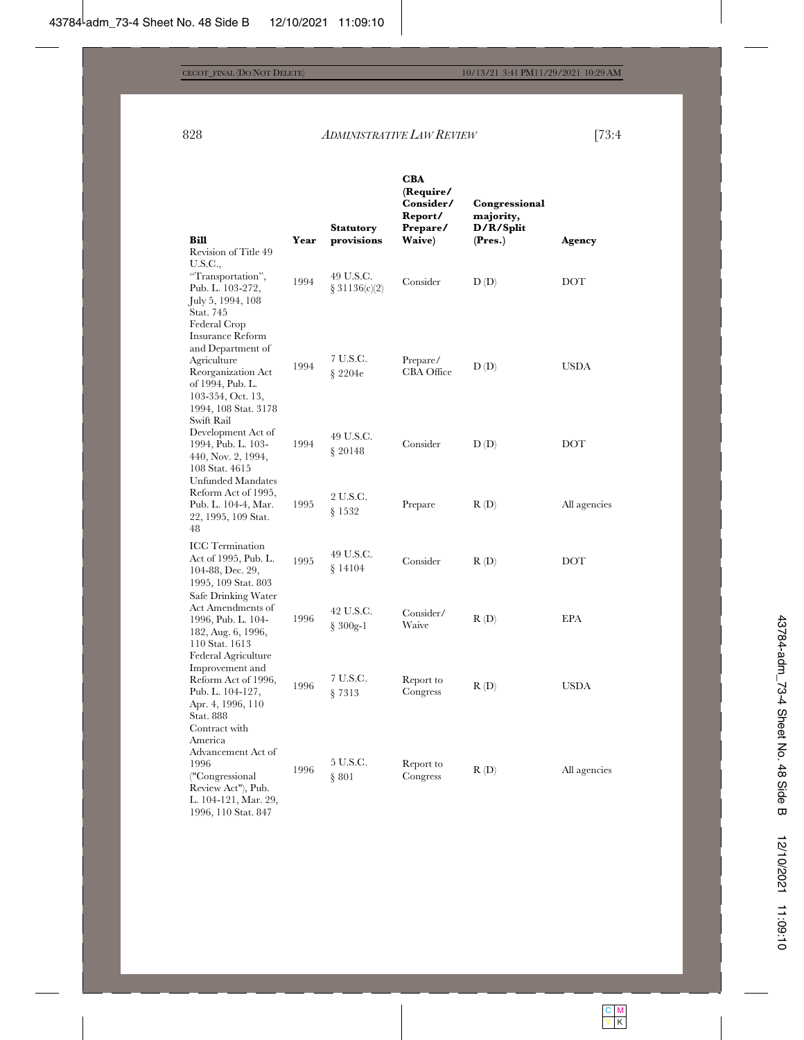| Bill | Year | Statutory provisions | CBA (Require/ Consider/ Report/ Prepare/ Waive) | Congressional majority, D/R/Split (Pres.) | Agency |
|---|---|---|---|---|---|
| Revision of Title 49 U.S.C., "Transportation", Pub. L. 103-272, July 5, 1994, 108 Stat. 745 | 1994 | 49 U.S.C. § 31136(c)(2) | Consider | D (D) | DOT |
| Federal Crop Insurance Reform and Department of Agriculture Reorganization Act of 1994, Pub. L. 103-354, Oct. 13, 1994, 108 Stat. 3178 | 1994 | 7 U.S.C. § 2204e | Prepare/ CBA Office | D (D) | USDA |
| Swift Rail Development Act of 1994, Pub. L. 103-440, Nov. 2, 1994, 108 Stat. 4615 | 1994 | 49 U.S.C. § 20148 | Consider | D (D) | DOT |
| Unfunded Mandates Reform Act of 1995, Pub. L. 104-4, Mar. 22, 1995, 109 Stat. 48 | 1995 | 2 U.S.C. § 1532 | Prepare | R (D) | All agencies |
| ICC Termination Act of 1995, Pub. L. 104-88, Dec. 29, 1995, 109 Stat. 803 | 1995 | 49 U.S.C. § 14104 | Consider | R (D) | DOT |
| Safe Drinking Water Act Amendments of 1996, Pub. L. 104-182, Aug. 6, 1996, 110 Stat. 1613 | 1996 | 42 U.S.C. § 300g-1 | Consider/ Waive | R (D) | EPA |
| Federal Agriculture Improvement and Reform Act of 1996, Pub. L. 104-127, Apr. 4, 1996, 110 Stat. 888 | 1996 | 7 U.S.C. § 7313 | Report to Congress | R (D) | USDA |
| Contract with America Advancement Act of 1996 ("Congressional Review Act"), Pub. L. 104-121, Mar. 29, 1996, 110 Stat. 847 | 1996 | 5 U.S.C. § 801 | Report to Congress | R (D) | All agencies |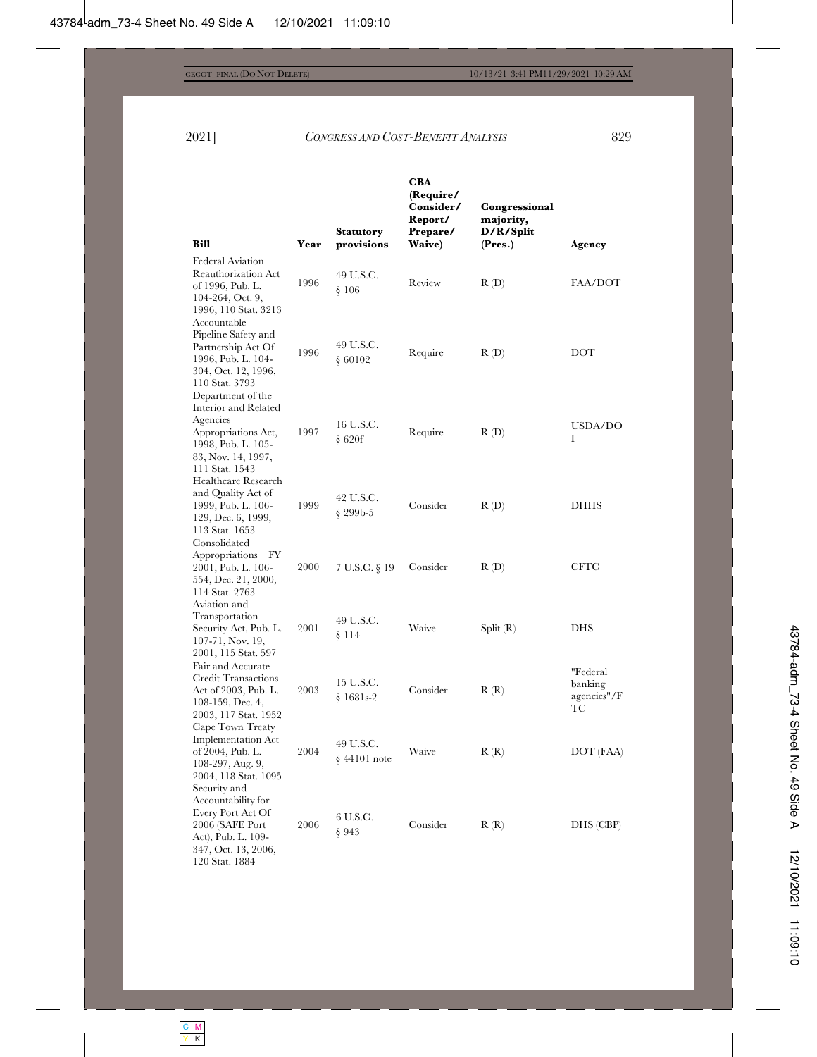| Bill | Year | Statutory provisions | CBA (Require/ Consider/ Report/ Prepare/ Waive) | Congressional majority, D/R/Split (Pres.) | Agency |
|---|---|---|---|---|---|
| Federal Aviation Reauthorization Act of 1996, Pub. L. 104-264, Oct. 9, 1996, 110 Stat. 3213 | 1996 | 49 U.S.C. § 106 | Review | R (D) | FAA/DOT |
| Accountable Pipeline Safety and Partnership Act Of 1996, Pub. L. 104-304, Oct. 12, 1996, 110 Stat. 3793 | 1996 | 49 U.S.C. § 60102 | Require | R (D) | DOT |
| Department of the Interior and Related Agencies Appropriations Act, 1998, Pub. L. 105-83, Nov. 14, 1997, 111 Stat. 1543 | 1997 | 16 U.S.C. § 620f | Require | R (D) | USDA/DOI |
| Healthcare Research and Quality Act of 1999, Pub. L. 106-129, Dec. 6, 1999, 113 Stat. 1653 | 1999 | 42 U.S.C. § 299b-5 | Consider | R (D) | DHHS |
| Consolidated Appropriations—FY 2001, Pub. L. 106-554, Dec. 21, 2000, 114 Stat. 2763 | 2000 | 7 U.S.C. § 19 | Consider | R (D) | CFTC |
| Aviation and Transportation Security Act, Pub. L. 107-71, Nov. 19, 2001, 115 Stat. 597 | 2001 | 49 U.S.C. § 114 | Waive | Split (R) | DHS |
| Fair and Accurate Credit Transactions Act of 2003, Pub. L. 108-159, Dec. 4, 2003, 117 Stat. 1952 | 2003 | 15 U.S.C. § 1681s-2 | Consider | R (R) | "Federal banking agencies"/FTC |
| Cape Town Treaty Implementation Act of 2004, Pub. L. 108-297, Aug. 9, 2004, 118 Stat. 1095 | 2004 | 49 U.S.C. § 44101 note | Waive | R (R) | DOT (FAA) |
| Security and Accountability for Every Port Act Of 2006 (SAFE Port Act), Pub. L. 109-347, Oct. 13, 2006, 120 Stat. 1884 | 2006 | 6 U.S.C. § 943 | Consider | R (R) | DHS (CBP) |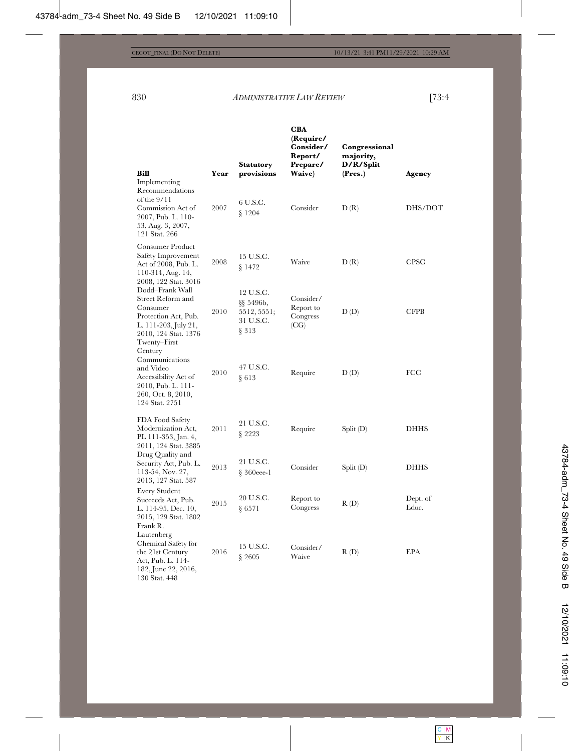| Bill | Year | Statutory provisions | CBA (Require/ Consider/ Report/ Prepare/ Waive) | Congressional majority, D/R/Split (Pres.) | Agency |
|---|---|---|---|---|---|
| Implementing Recommendations of the 9/11 Commission Act of 2007, Pub. L. 110-53, Aug. 3, 2007, 121 Stat. 266 | 2007 | 6 U.S.C. § 1204 | Consider | D (R) | DHS/DOT |
| Consumer Product Safety Improvement Act of 2008, Pub. L. 110-314, Aug. 14, 2008, 122 Stat. 3016 | 2008 | 15 U.S.C. § 1472 | Waive | D (R) | CPSC |
| Dodd–Frank Wall Street Reform and Consumer Protection Act, Pub. L. 111-203, July 21, 2010, 124 Stat. 1376 | 2010 | 12 U.S.C. §§ 5496b, 5512, 5551; 31 U.S.C. § 313 | Consider/ Report to Congress (CG) | D (D) | CFPB |
| Twenty–First Century Communications and Video Accessibility Act of 2010, Pub. L. 111-260, Oct. 8, 2010, 124 Stat. 2751 | 2010 | 47 U.S.C. § 613 | Require | D (D) | FCC |
| FDA Food Safety Modernization Act, PL 111-353, Jan. 4, 2011, 124 Stat. 3885 | 2011 | 21 U.S.C. § 2223 | Require | Split (D) | DHHS |
| Drug Quality and Security Act, Pub. L. 113-54, Nov. 27, 2013, 127 Stat. 587 | 2013 | 21 U.S.C. § 360eee-1 | Consider | Split (D) | DHHS |
| Every Student Succeeds Act, Pub. L. 114-95, Dec. 10, 2015, 129 Stat. 1802 | 2015 | 20 U.S.C. § 6571 | Report to Congress | R (D) | Dept. of Educ. |
| Frank R. Lautenberg Chemical Safety for the 21st Century Act, Pub. L. 114-182, June 22, 2016, 130 Stat. 448 | 2016 | 15 U.S.C. § 2605 | Consider/ Waive | R (D) | EPA |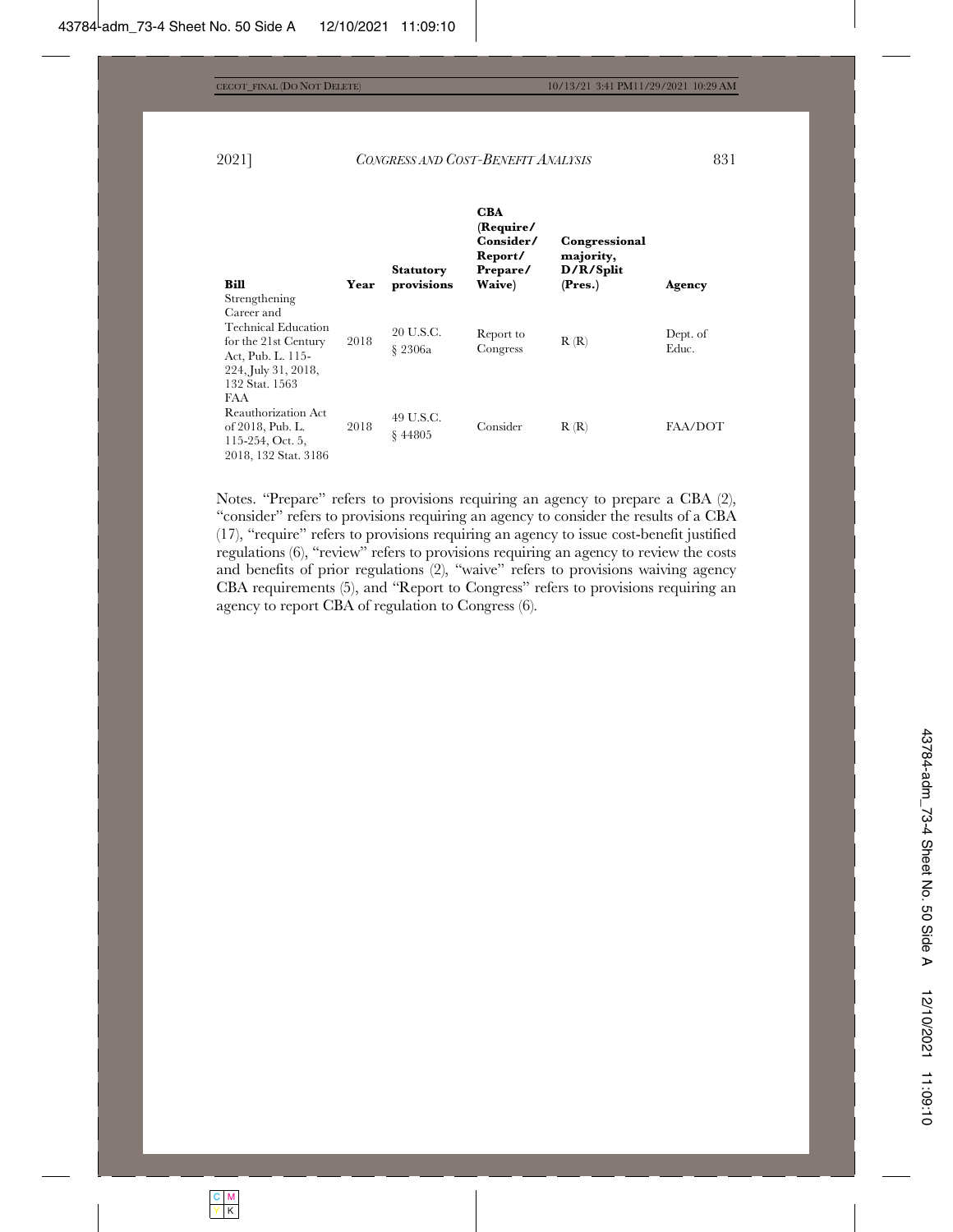| Bill | Year | Statutory provisions | CBA (Require/ Consider/ Report/ Prepare/ Waive) | Congressional majority, D/R/Split (Pres.) | Agency |
|---|---|---|---|---|---|
| Strengthening Career and Technical Education for the 21st Century Act, Pub. L. 115-224, July 31, 2018, 132 Stat. 1563 | 2018 | 20 U.S.C. § 2306a | Report to Congress | R (R) | Dept. of Educ. |
| FAA Reauthorization Act of 2018, Pub. L. 115-254, Oct. 5, 2018, 132 Stat. 3186 | 2018 | 49 U.S.C. § 44805 | Consider | R (R) | FAA/DOT |

Notes. "Prepare" refers to provisions requiring an agency to prepare a CBA (2), "consider" refers to provisions requiring an agency to consider the results of a CBA (17), "require" refers to provisions requiring an agency to issue cost-benefit justified regulations (6), "review" refers to provisions requiring an agency to review the costs and benefits of prior regulations (2), "waive" refers to provisions waiving agency CBA requirements (5), and "Report to Congress" refers to provisions requiring an agency to report CBA of regulation to Congress (6).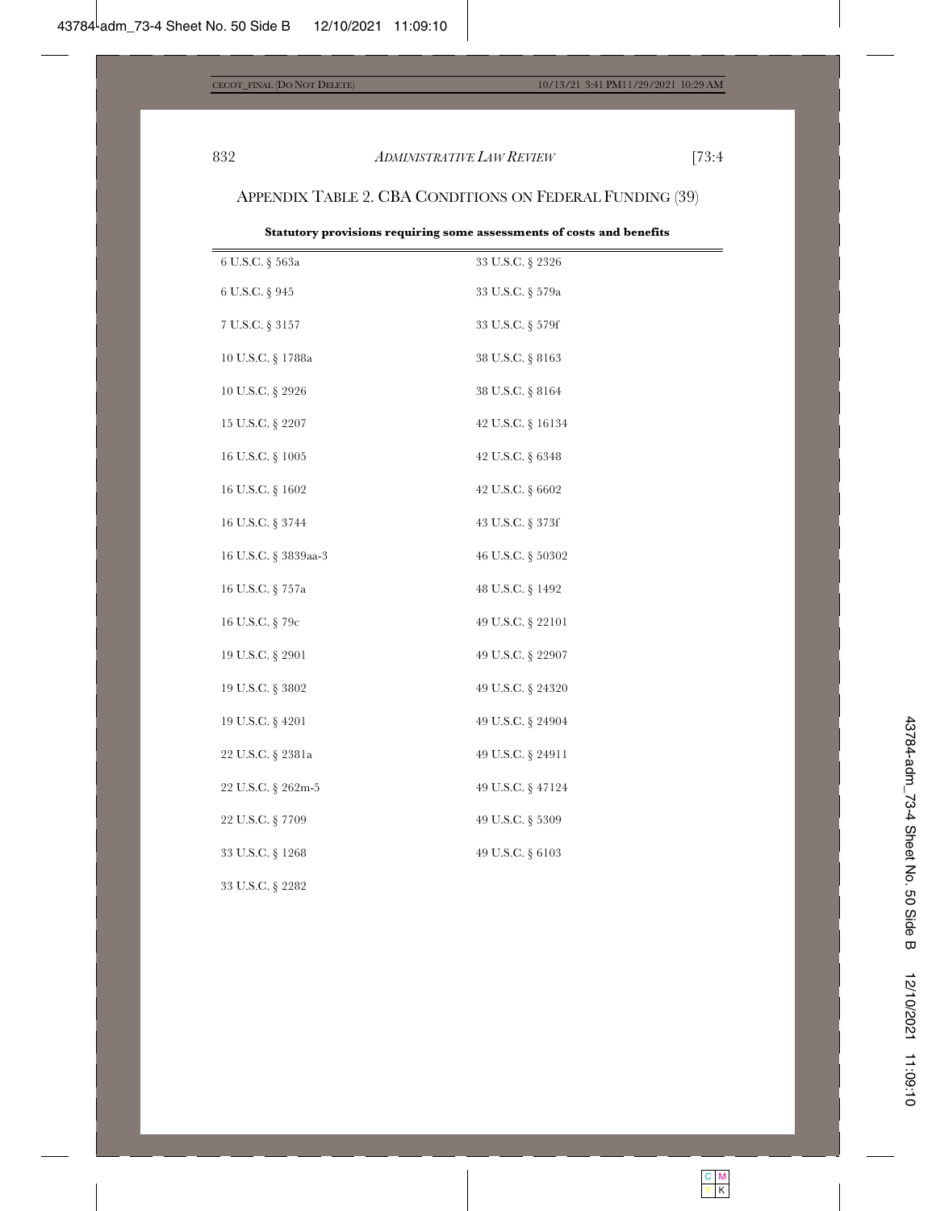## Appendix Table 2. CBA Conditions on Federal Funding (39)

| Statutory provisions requiring some assessments of costs and benefits | |
|---|---|
| 6 U.S.C. § 563a | 33 U.S.C. § 2326 |
| 6 U.S.C. § 945 | 33 U.S.C. § 579a |
| 7 U.S.C. § 3157 | 33 U.S.C. § 579f |
| 10 U.S.C. § 1788a | 38 U.S.C. § 8163 |
| 10 U.S.C. § 2926 | 38 U.S.C. § 8164 |
| 15 U.S.C. § 2207 | 42 U.S.C. § 16134 |
| 16 U.S.C. § 1005 | 42 U.S.C. § 6348 |
| 16 U.S.C. § 1602 | 42 U.S.C. § 6602 |
| 16 U.S.C. § 3744 | 43 U.S.C. § 373f |
| 16 U.S.C. § 3839aa-3 | 46 U.S.C. § 50302 |
| 16 U.S.C. § 757a | 48 U.S.C. § 1492 |
| 16 U.S.C. § 79c | 49 U.S.C. § 22101 |
| 19 U.S.C. § 2901 | 49 U.S.C. § 22907 |
| 19 U.S.C. § 3802 | 49 U.S.C. § 24320 |
| 19 U.S.C. § 4201 | 49 U.S.C. § 24904 |
| 22 U.S.C. § 2381a | 49 U.S.C. § 24911 |
| 22 U.S.C. § 262m-5 | 49 U.S.C. § 47124 |
| 22 U.S.C. § 7709 | 49 U.S.C. § 5309 |
| 33 U.S.C. § 1268 | 49 U.S.C. § 6103 |
| 33 U.S.C. § 2282 | |